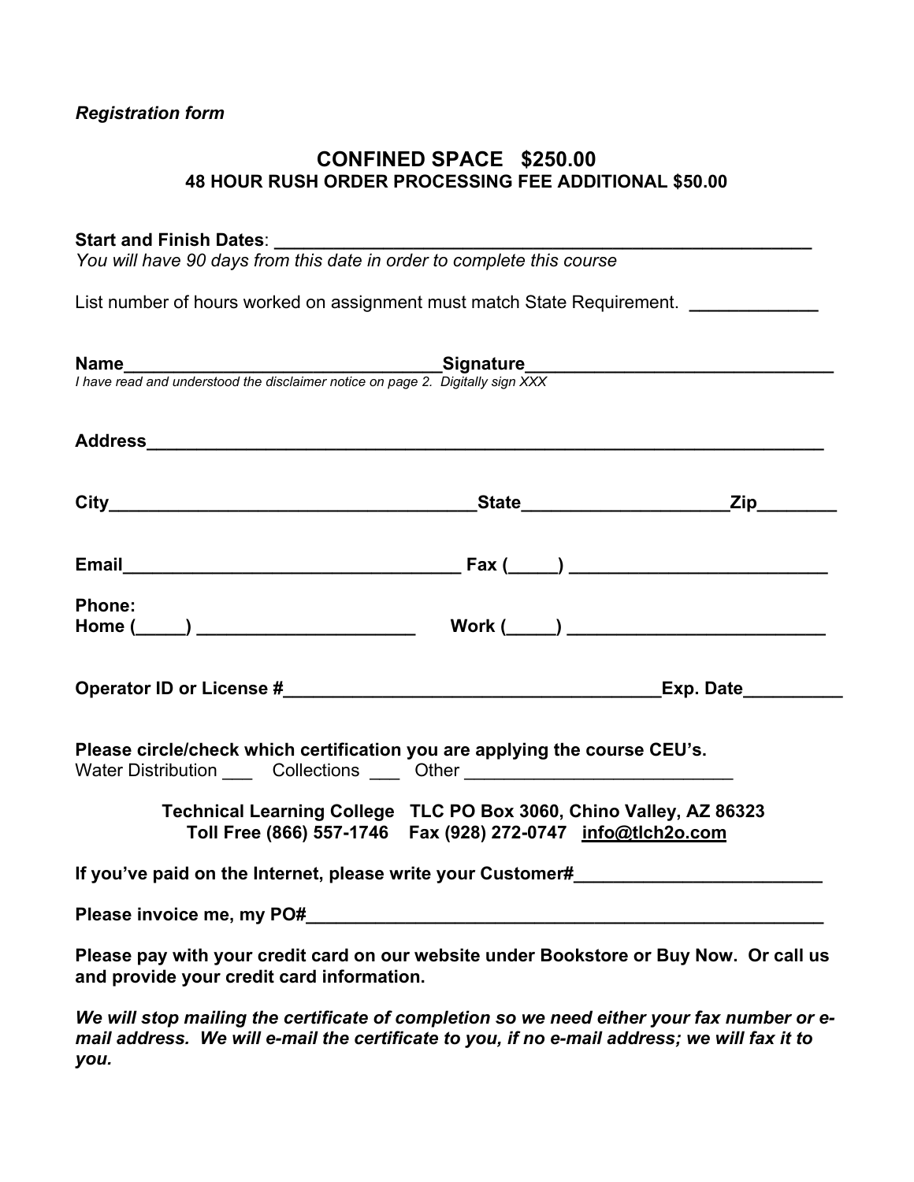*Registration form*

# CONFINED SPACE $250.00

## 48 HOUR RUSH ORDER PROCESSING FEE ADDITIONAL $50.00

**Start and Finish Dates**: _______________________________________________________

*You will have 90 days from this date in order to complete this course*

List number of hours worked on assignment must match State Requirement. **____________**

**Name**________________________________**Signature**______________________________

*I have read and understood the disclaimer notice on page 2. Digitally sign XXX*

**Address**____________________________________________________________________

**City**____________________________________**State**____________________**Zip**________

**Email**__________________________________ **Fax (_____)** _________________________

**Phone:**

**Home (_____)** _____________________ **Work (_____)** _________________________

**Operator ID or License #**______________________________________**Exp. Date**__________

**Please circle/check which certification you are applying the course CEU's.**

Water Distribution ___ Collections ___ Other ___________________________

**Technical Learning College TLC PO Box 3060, Chino Valley, AZ 86323**

**Toll Free (866) 557-1746 Fax (928) 272-0747 info@tlch2o.com**

**If you've paid on the Internet, please write your Customer#________________________**

**Please invoice me, my PO#_____________________________________________________**

**Please pay with your credit card on our website under Bookstore or Buy Now. Or call us and provide your credit card information.**

***We will stop mailing the certificate of completion so we need either your fax number or e-mail address. We will e-mail the certificate to you, if no e-mail address; we will fax it to you.***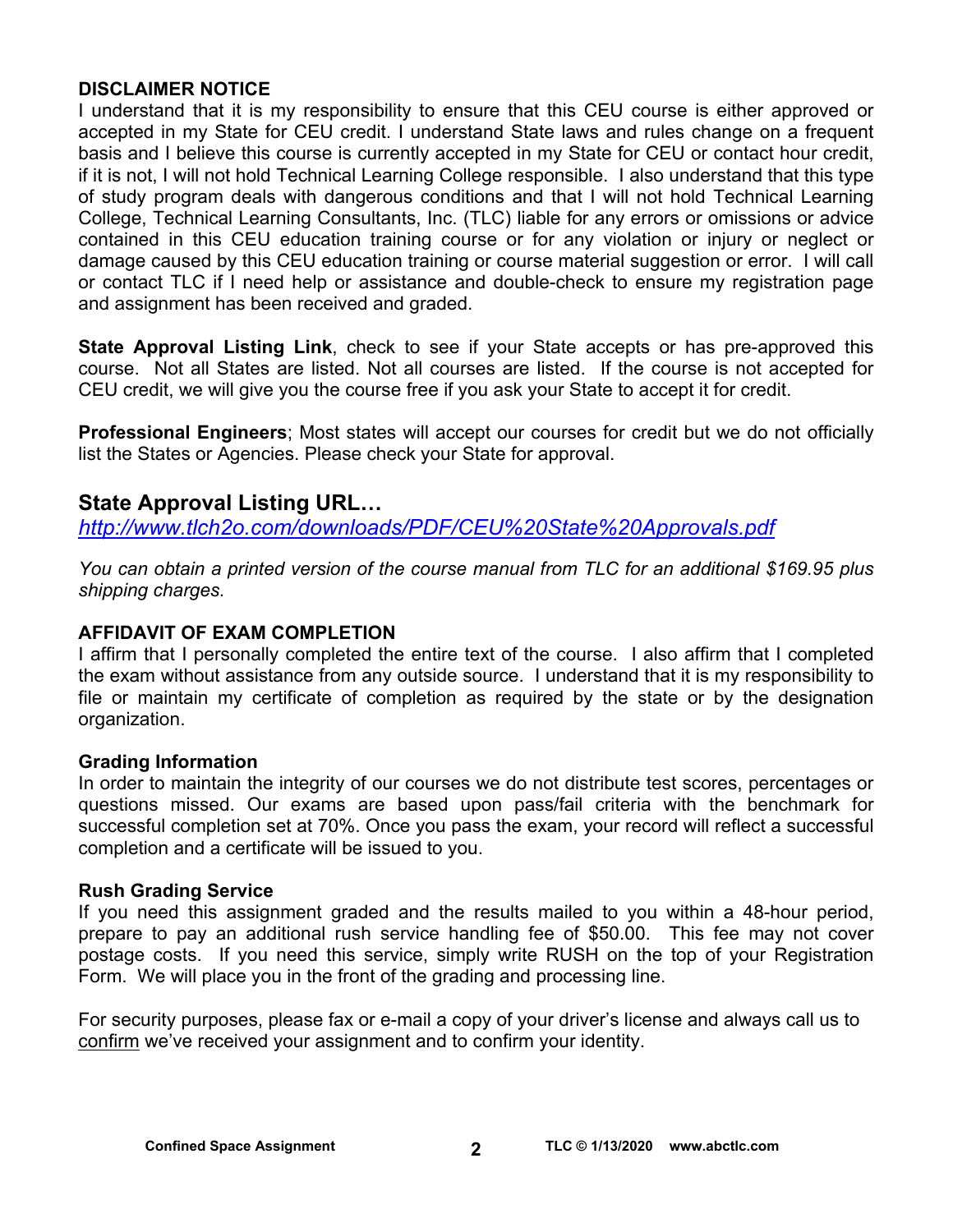**DISCLAIMER NOTICE**

I understand that it is my responsibility to ensure that this CEU course is either approved or accepted in my State for CEU credit. I understand State laws and rules change on a frequent basis and I believe this course is currently accepted in my State for CEU or contact hour credit, if it is not, I will not hold Technical Learning College responsible. I also understand that this type of study program deals with dangerous conditions and that I will not hold Technical Learning College, Technical Learning Consultants, Inc. (TLC) liable for any errors or omissions or advice contained in this CEU education training course or for any violation or injury or neglect or damage caused by this CEU education training or course material suggestion or error. I will call or contact TLC if I need help or assistance and double-check to ensure my registration page and assignment has been received and graded.

**State Approval Listing Link**, check to see if your State accepts or has pre-approved this course. Not all States are listed. Not all courses are listed. If the course is not accepted for CEU credit, we will give you the course free if you ask your State to accept it for credit.

**Professional Engineers**; Most states will accept our courses for credit but we do not officially list the States or Agencies. Please check your State for approval.

## State Approval Listing URL…

*http://www.tlch2o.com/downloads/PDF/CEU%20State%20Approvals.pdf*

*You can obtain a printed version of the course manual from TLC for an additional $169.95 plus shipping charges.*

**AFFIDAVIT OF EXAM COMPLETION**

I affirm that I personally completed the entire text of the course. I also affirm that I completed the exam without assistance from any outside source. I understand that it is my responsibility to file or maintain my certificate of completion as required by the state or by the designation organization.

**Grading Information**

In order to maintain the integrity of our courses we do not distribute test scores, percentages or questions missed. Our exams are based upon pass/fail criteria with the benchmark for successful completion set at 70%. Once you pass the exam, your record will reflect a successful completion and a certificate will be issued to you.

**Rush Grading Service**

If you need this assignment graded and the results mailed to you within a 48-hour period, prepare to pay an additional rush service handling fee of $50.00. This fee may not cover postage costs. If you need this service, simply write RUSH on the top of your Registration Form. We will place you in the front of the grading and processing line.

For security purposes, please fax or e-mail a copy of your driver's license and always call us to confirm we've received your assignment and to confirm your identity.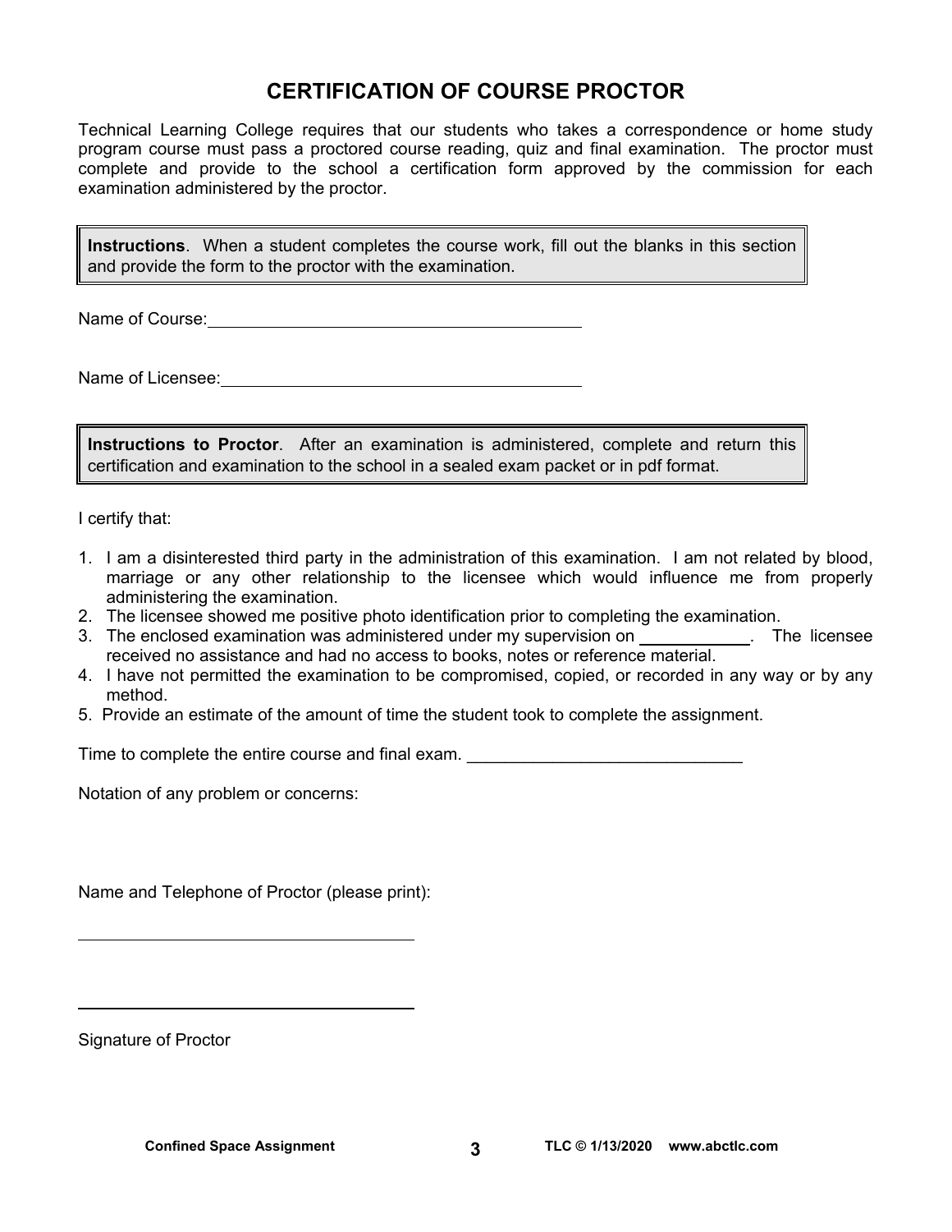# CERTIFICATION OF COURSE PROCTOR

Technical Learning College requires that our students who takes a correspondence or home study program course must pass a proctored course reading, quiz and final examination. The proctor must complete and provide to the school a certification form approved by the commission for each examination administered by the proctor.

**Instructions**. When a student completes the course work, fill out the blanks in this section and provide the form to the proctor with the examination.

Name of Course: ________________________________________

Name of Licensee: ________________________________________

**Instructions to Proctor**. After an examination is administered, complete and return this certification and examination to the school in a sealed exam packet or in pdf format.

I certify that:

1. I am a disinterested third party in the administration of this examination. I am not related by blood, marriage or any other relationship to the licensee which would influence me from properly administering the examination.
2. The licensee showed me positive photo identification prior to completing the examination.
3. The enclosed examination was administered under my supervision on ____________. The licensee received no assistance and had no access to books, notes or reference material.
4. I have not permitted the examination to be compromised, copied, or recorded in any way or by any method.
5. Provide an estimate of the amount of time the student took to complete the assignment.

Time to complete the entire course and final exam. ______________________________

Notation of any problem or concerns:

Name and Telephone of Proctor (please print):

______________________________________

______________________________________

Signature of Proctor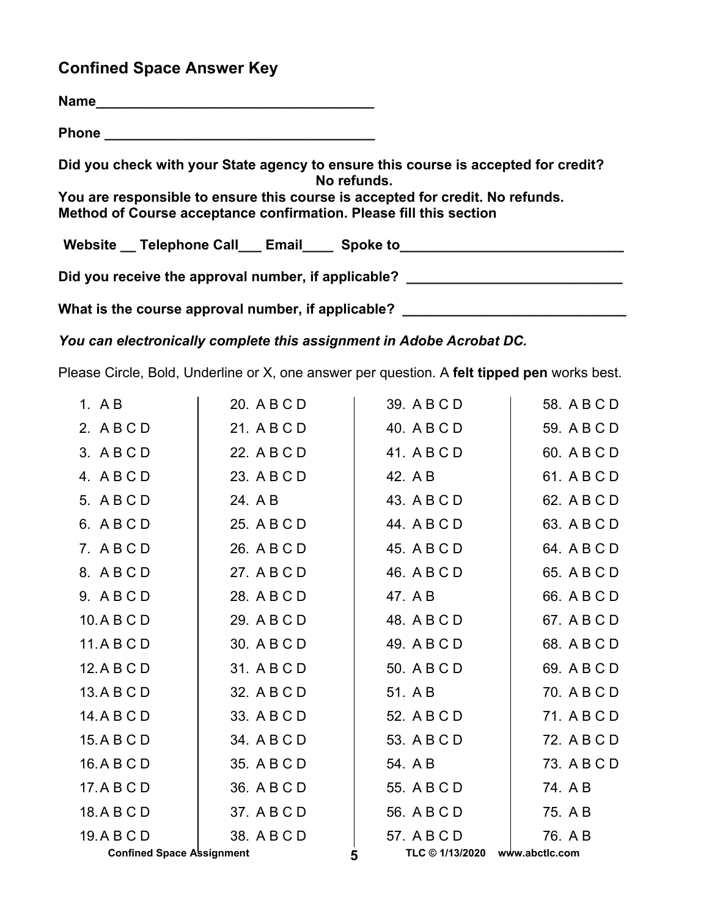## Confined Space Answer Key

**Name___________________________________**

**Phone ___________________________________**

**Did you check with your State agency to ensure this course is accepted for credit? No refunds.**

**You are responsible to ensure this course is accepted for credit. No refunds.**
**Method of Course acceptance confirmation. Please fill this section**

**Website __ Telephone Call___ Email____ Spoke to_____________________________**

**Did you receive the approval number, if applicable? ____________________________**

**What is the course approval number, if applicable? _____________________________**

***You can electronically complete this assignment in Adobe Acrobat DC.***

Please Circle, Bold, Underline or X, one answer per question. A **felt tipped pen** works best.

| | | | |
|---|---|---|---|
| 1. A B | 20. A B C D | 39. A B C D | 58. A B C D |
| 2. A B C D | 21. A B C D | 40. A B C D | 59. A B C D |
| 3. A B C D | 22. A B C D | 41. A B C D | 60. A B C D |
| 4. A B C D | 23. A B C D | 42. A B | 61. A B C D |
| 5. A B C D | 24. A B | 43. A B C D | 62. A B C D |
| 6. A B C D | 25. A B C D | 44. A B C D | 63. A B C D |
| 7. A B C D | 26. A B C D | 45. A B C D | 64. A B C D |
| 8. A B C D | 27. A B C D | 46. A B C D | 65. A B C D |
| 9. A B C D | 28. A B C D | 47. A B | 66. A B C D |
| 10. A B C D | 29. A B C D | 48. A B C D | 67. A B C D |
| 11. A B C D | 30. A B C D | 49. A B C D | 68. A B C D |
| 12. A B C D | 31. A B C D | 50. A B C D | 69. A B C D |
| 13. A B C D | 32. A B C D | 51. A B | 70. A B C D |
| 14. A B C D | 33. A B C D | 52. A B C D | 71. A B C D |
| 15. A B C D | 34. A B C D | 53. A B C D | 72. A B C D |
| 16. A B C D | 35. A B C D | 54. A B | 73. A B C D |
| 17. A B C D | 36. A B C D | 55. A B C D | 74. A B |
| 18. A B C D | 37. A B C D | 56. A B C D | 75. A B |
| 19. A B C D | 38. A B C D | 57. A B C D | 76. A B |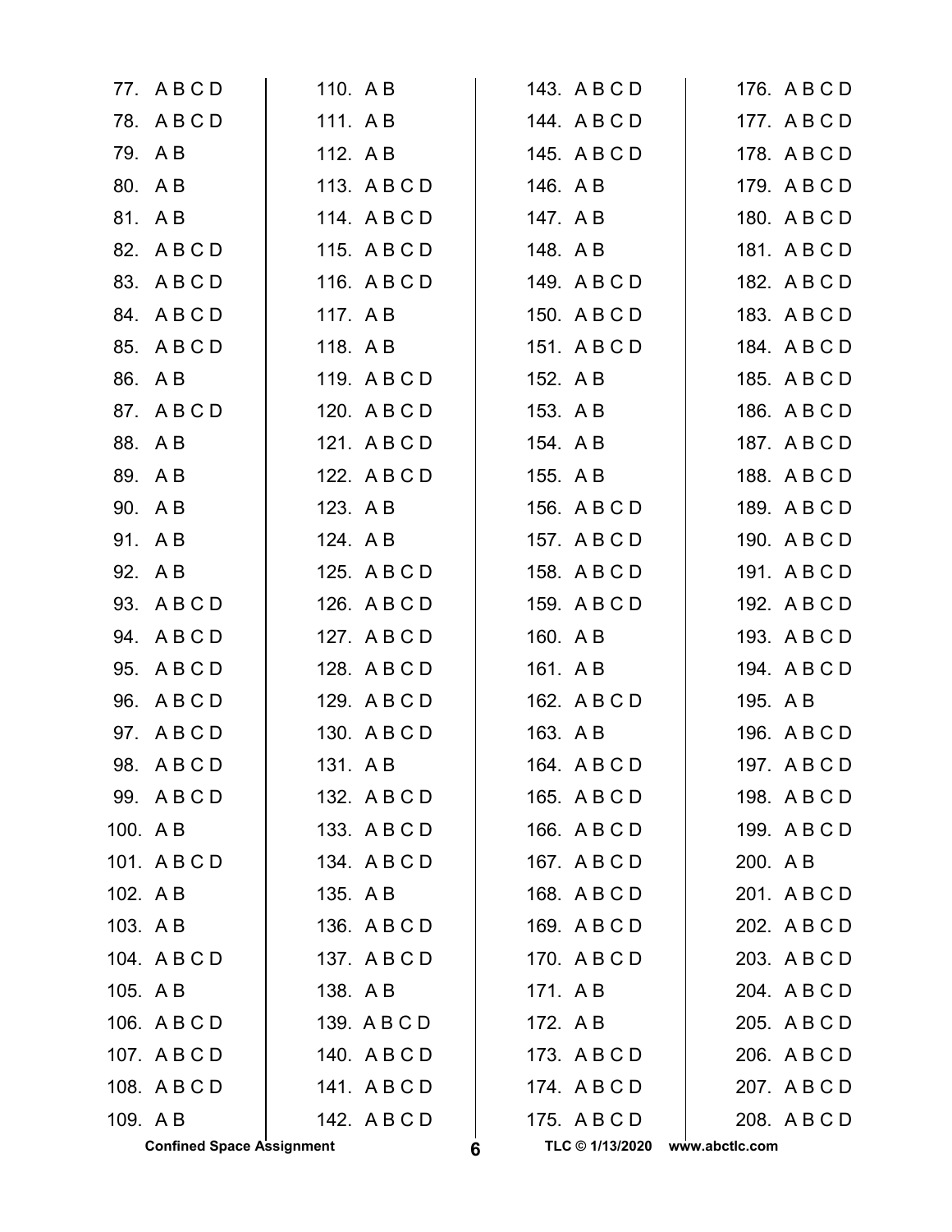77. A B C D
78. A B C D
79. A B
80. A B
81. A B
82. A B C D
83. A B C D
84. A B C D
85. A B C D
86. A B
87. A B C D
88. A B
89. A B
90. A B
91. A B
92. A B
93. A B C D
94. A B C D
95. A B C D
96. A B C D
97. A B C D
98. A B C D
99. A B C D
100. A B
101. A B C D
102. A B
103. A B
104. A B C D
105. A B
106. A B C D
107. A B C D
108. A B C D
109. A B
110. A B
111. A B
112. A B
113. A B C D
114. A B C D
115. A B C D
116. A B C D
117. A B
118. A B
119. A B C D
120. A B C D
121. A B C D
122. A B C D
123. A B
124. A B
125. A B C D
126. A B C D
127. A B C D
128. A B C D
129. A B C D
130. A B C D
131. A B
132. A B C D
133. A B C D
134. A B C D
135. A B
136. A B C D
137. A B C D
138. A B
139. A B C D
140. A B C D
141. A B C D
142. A B C D
143. A B C D
144. A B C D
145. A B C D
146. A B
147. A B
148. A B
149. A B C D
150. A B C D
151. A B C D
152. A B
153. A B
154. A B
155. A B
156. A B C D
157. A B C D
158. A B C D
159. A B C D
160. A B
161. A B
162. A B C D
163. A B
164. A B C D
165. A B C D
166. A B C D
167. A B C D
168. A B C D
169. A B C D
170. A B C D
171. A B
172. A B
173. A B C D
174. A B C D
175. A B C D
176. A B C D
177. A B C D
178. A B C D
179. A B C D
180. A B C D
181. A B C D
182. A B C D
183. A B C D
184. A B C D
185. A B C D
186. A B C D
187. A B C D
188. A B C D
189. A B C D
190. A B C D
191. A B C D
192. A B C D
193. A B C D
194. A B C D
195. A B
196. A B C D
197. A B C D
198. A B C D
199. A B C D
200. A B
201. A B C D
202. A B C D
203. A B C D
204. A B C D
205. A B C D
206. A B C D
207. A B C D
208. A B C D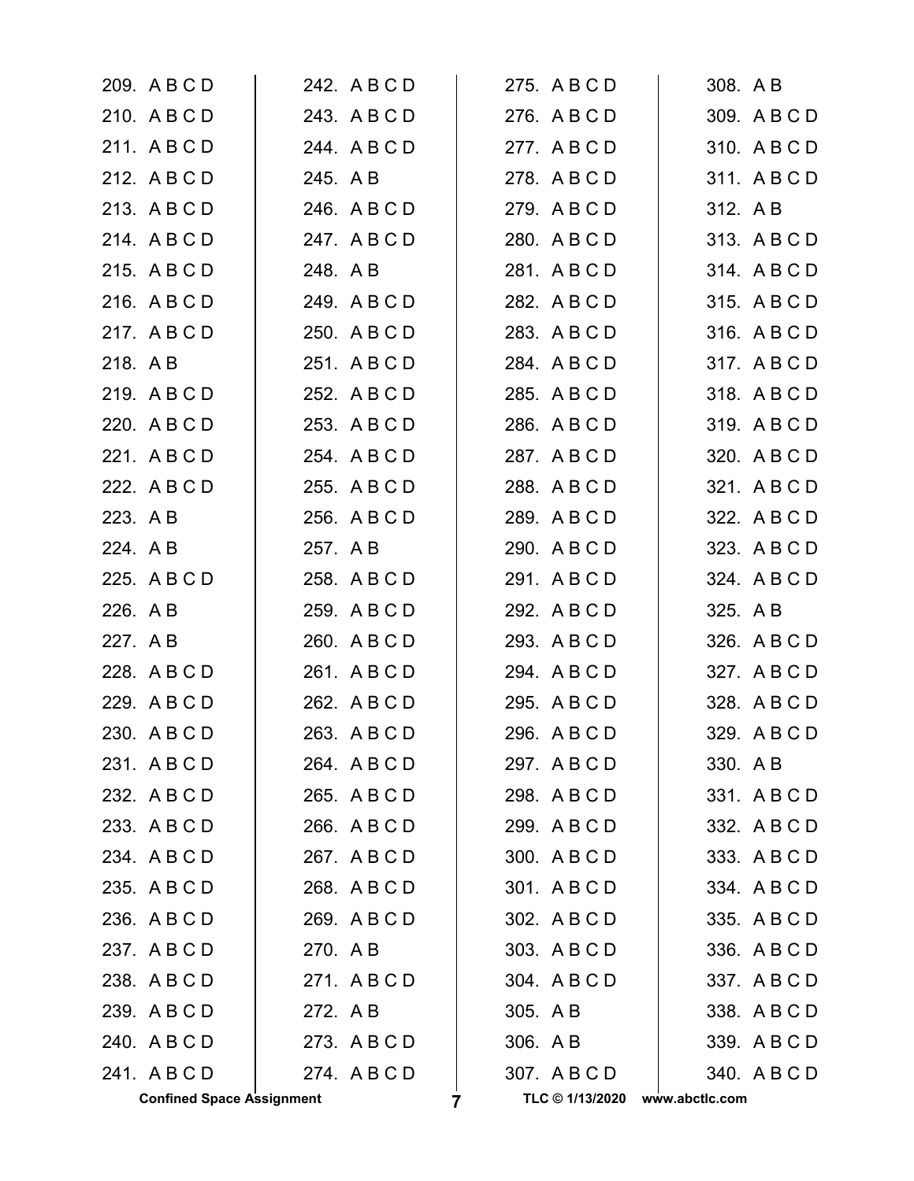209. A B C D
210. A B C D
211. A B C D
212. A B C D
213. A B C D
214. A B C D
215. A B C D
216. A B C D
217. A B C D
218. A B
219. A B C D
220. A B C D
221. A B C D
222. A B C D
223. A B
224. A B
225. A B C D
226. A B
227. A B
228. A B C D
229. A B C D
230. A B C D
231. A B C D
232. A B C D
233. A B C D
234. A B C D
235. A B C D
236. A B C D
237. A B C D
238. A B C D
239. A B C D
240. A B C D
241. A B C D
242. A B C D
243. A B C D
244. A B C D
245. A B
246. A B C D
247. A B C D
248. A B
249. A B C D
250. A B C D
251. A B C D
252. A B C D
253. A B C D
254. A B C D
255. A B C D
256. A B C D
257. A B
258. A B C D
259. A B C D
260. A B C D
261. A B C D
262. A B C D
263. A B C D
264. A B C D
265. A B C D
266. A B C D
267. A B C D
268. A B C D
269. A B C D
270. A B
271. A B C D
272. A B
273. A B C D
274. A B C D
275. A B C D
276. A B C D
277. A B C D
278. A B C D
279. A B C D
280. A B C D
281. A B C D
282. A B C D
283. A B C D
284. A B C D
285. A B C D
286. A B C D
287. A B C D
288. A B C D
289. A B C D
290. A B C D
291. A B C D
292. A B C D
293. A B C D
294. A B C D
295. A B C D
296. A B C D
297. A B C D
298. A B C D
299. A B C D
300. A B C D
301. A B C D
302. A B C D
303. A B C D
304. A B C D
305. A B
306. A B
307. A B C D
308. A B
309. A B C D
310. A B C D
311. A B C D
312. A B
313. A B C D
314. A B C D
315. A B C D
316. A B C D
317. A B C D
318. A B C D
319. A B C D
320. A B C D
321. A B C D
322. A B C D
323. A B C D
324. A B C D
325. A B
326. A B C D
327. A B C D
328. A B C D
329. A B C D
330. A B
331. A B C D
332. A B C D
333. A B C D
334. A B C D
335. A B C D
336. A B C D
337. A B C D
338. A B C D
339. A B C D
340. A B C D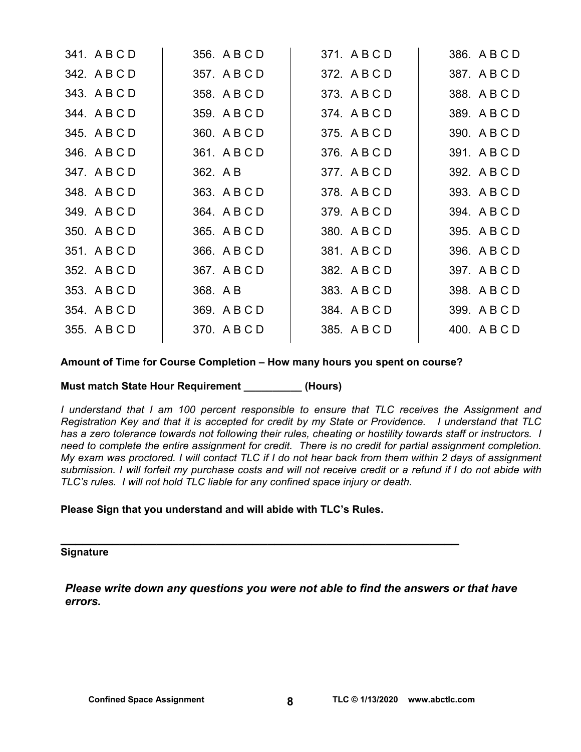| | | | |
|---|---|---|---|
| 341. A B C D | 356. A B C D | 371. A B C D | 386. A B C D |
| 342. A B C D | 357. A B C D | 372. A B C D | 387. A B C D |
| 343. A B C D | 358. A B C D | 373. A B C D | 388. A B C D |
| 344. A B C D | 359. A B C D | 374. A B C D | 389. A B C D |
| 345. A B C D | 360. A B C D | 375. A B C D | 390. A B C D |
| 346. A B C D | 361. A B C D | 376. A B C D | 391. A B C D |
| 347. A B C D | 362. A B | 377. A B C D | 392. A B C D |
| 348. A B C D | 363. A B C D | 378. A B C D | 393. A B C D |
| 349. A B C D | 364. A B C D | 379. A B C D | 394. A B C D |
| 350. A B C D | 365. A B C D | 380. A B C D | 395. A B C D |
| 351. A B C D | 366. A B C D | 381. A B C D | 396. A B C D |
| 352. A B C D | 367. A B C D | 382. A B C D | 397. A B C D |
| 353. A B C D | 368. A B | 383. A B C D | 398. A B C D |
| 354. A B C D | 369. A B C D | 384. A B C D | 399. A B C D |
| 355. A B C D | 370. A B C D | 385. A B C D | 400. A B C D |

**Amount of Time for Course Completion – How many hours you spent on course?**

**Must match State Hour Requirement __________ (Hours)**

*I understand that I am 100 percent responsible to ensure that TLC receives the Assignment and Registration Key and that it is accepted for credit by my State or Providence. I understand that TLC has a zero tolerance towards not following their rules, cheating or hostility towards staff or instructors. I need to complete the entire assignment for credit. There is no credit for partial assignment completion. My exam was proctored. I will contact TLC if I do not hear back from them within 2 days of assignment submission. I will forfeit my purchase costs and will not receive credit or a refund if I do not abide with TLC's rules. I will not hold TLC liable for any confined space injury or death.*

**Please Sign that you understand and will abide with TLC's Rules.**

_________________________________________________________________

**Signature**

***Please write down any questions you were not able to find the answers or that have errors.***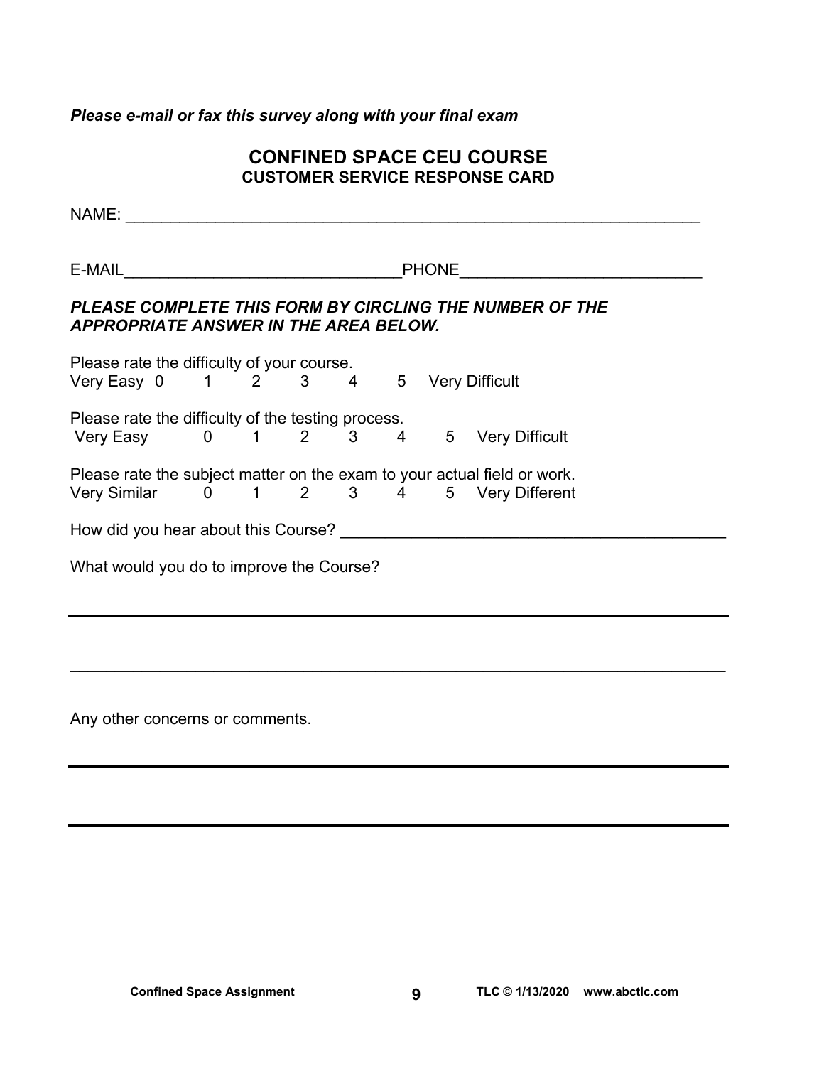***Please e-mail or fax this survey along with your final exam***

## CONFINED SPACE CEU COURSE
### CUSTOMER SERVICE RESPONSE CARD

NAME: ___________________________________________________________________

E-MAIL_______________________________PHONE___________________________

***PLEASE COMPLETE THIS FORM BY CIRCLING THE NUMBER OF THE APPROPRIATE ANSWER IN THE AREA BELOW.***

Please rate the difficulty of your course.
Very Easy 0 1 2 3 4 5 Very Difficult

Please rate the difficulty of the testing process.
Very Easy 0 1 2 3 4 5 Very Difficult

Please rate the subject matter on the exam to your actual field or work.
Very Similar 0 1 2 3 4 5 Very Different

How did you hear about this Course? __________________________________________

What would you do to improve the Course?

_____________________________________________________________________________

_____________________________________________________________________________

Any other concerns or comments.

_____________________________________________________________________________

_____________________________________________________________________________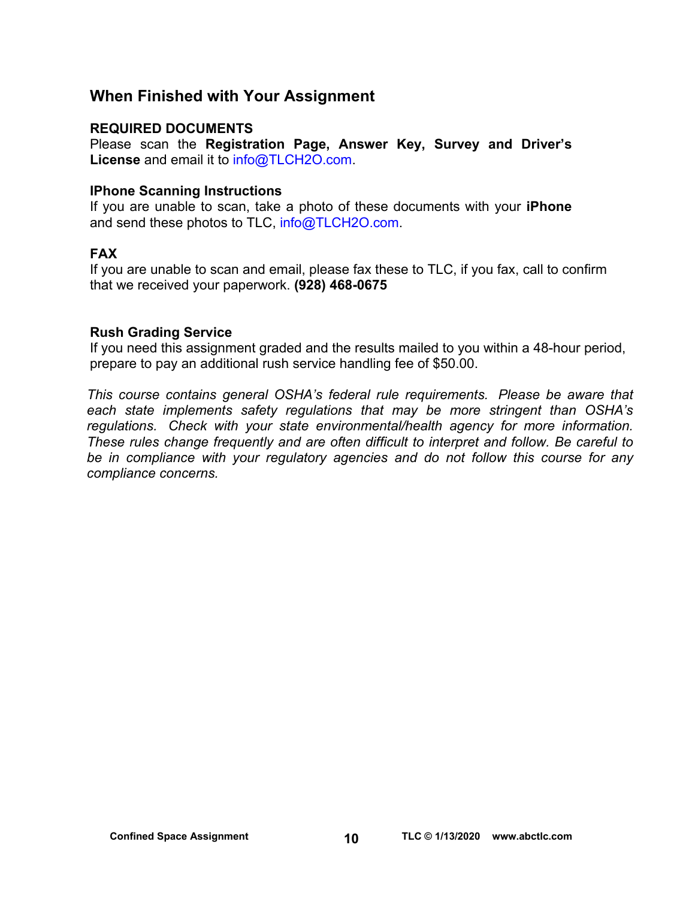## When Finished with Your Assignment

**REQUIRED DOCUMENTS**
Please scan the **Registration Page, Answer Key, Survey and Driver's License** and email it to info@TLCH2O.com.

**IPhone Scanning Instructions**
If you are unable to scan, take a photo of these documents with your **iPhone** and send these photos to TLC, info@TLCH2O.com.

**FAX**
If you are unable to scan and email, please fax these to TLC, if you fax, call to confirm that we received your paperwork. **(928) 468-0675**

**Rush Grading Service**
If you need this assignment graded and the results mailed to you within a 48-hour period, prepare to pay an additional rush service handling fee of $50.00.

*This course contains general OSHA's federal rule requirements. Please be aware that each state implements safety regulations that may be more stringent than OSHA's regulations. Check with your state environmental/health agency for more information. These rules change frequently and are often difficult to interpret and follow. Be careful to be in compliance with your regulatory agencies and do not follow this course for any compliance concerns.*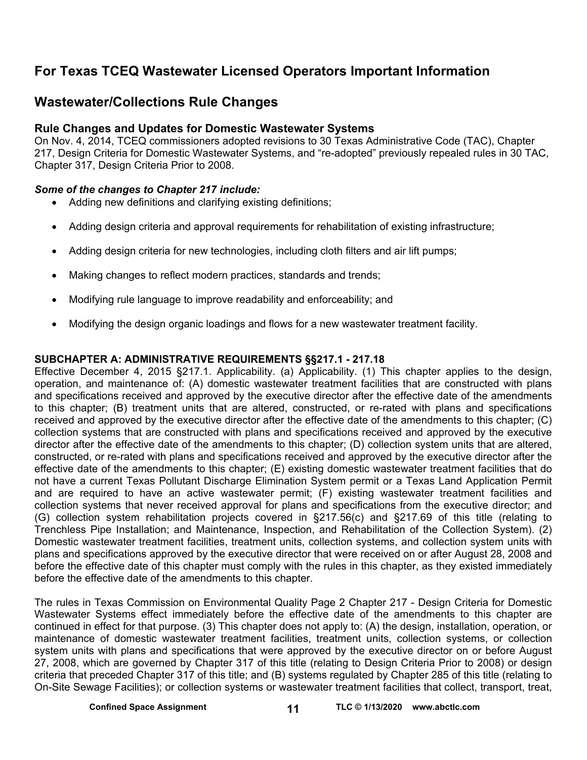## For Texas TCEQ Wastewater Licensed Operators Important Information

## Wastewater/Collections Rule Changes

### Rule Changes and Updates for Domestic Wastewater Systems

On Nov. 4, 2014, TCEQ commissioners adopted revisions to 30 Texas Administrative Code (TAC), Chapter 217, Design Criteria for Domestic Wastewater Systems, and "re-adopted" previously repealed rules in 30 TAC, Chapter 317, Design Criteria Prior to 2008.

***Some of the changes to Chapter 217 include:***

- Adding new definitions and clarifying existing definitions;
- Adding design criteria and approval requirements for rehabilitation of existing infrastructure;
- Adding design criteria for new technologies, including cloth filters and air lift pumps;
- Making changes to reflect modern practices, standards and trends;
- Modifying rule language to improve readability and enforceability; and
- Modifying the design organic loadings and flows for a new wastewater treatment facility.

**SUBCHAPTER A: ADMINISTRATIVE REQUIREMENTS §§217.1 - 217.18**

Effective December 4, 2015 §217.1. Applicability. (a) Applicability. (1) This chapter applies to the design, operation, and maintenance of: (A) domestic wastewater treatment facilities that are constructed with plans and specifications received and approved by the executive director after the effective date of the amendments to this chapter; (B) treatment units that are altered, constructed, or re-rated with plans and specifications received and approved by the executive director after the effective date of the amendments to this chapter; (C) collection systems that are constructed with plans and specifications received and approved by the executive director after the effective date of the amendments to this chapter; (D) collection system units that are altered, constructed, or re-rated with plans and specifications received and approved by the executive director after the effective date of the amendments to this chapter; (E) existing domestic wastewater treatment facilities that do not have a current Texas Pollutant Discharge Elimination System permit or a Texas Land Application Permit and are required to have an active wastewater permit; (F) existing wastewater treatment facilities and collection systems that never received approval for plans and specifications from the executive director; and (G) collection system rehabilitation projects covered in §217.56(c) and §217.69 of this title (relating to Trenchless Pipe Installation; and Maintenance, Inspection, and Rehabilitation of the Collection System). (2) Domestic wastewater treatment facilities, treatment units, collection systems, and collection system units with plans and specifications approved by the executive director that were received on or after August 28, 2008 and before the effective date of this chapter must comply with the rules in this chapter, as they existed immediately before the effective date of the amendments to this chapter.

The rules in Texas Commission on Environmental Quality Page 2 Chapter 217 - Design Criteria for Domestic Wastewater Systems effect immediately before the effective date of the amendments to this chapter are continued in effect for that purpose. (3) This chapter does not apply to: (A) the design, installation, operation, or maintenance of domestic wastewater treatment facilities, treatment units, collection systems, or collection system units with plans and specifications that were approved by the executive director on or before August 27, 2008, which are governed by Chapter 317 of this title (relating to Design Criteria Prior to 2008) or design criteria that preceded Chapter 317 of this title; and (B) systems regulated by Chapter 285 of this title (relating to On-Site Sewage Facilities); or collection systems or wastewater treatment facilities that collect, transport, treat,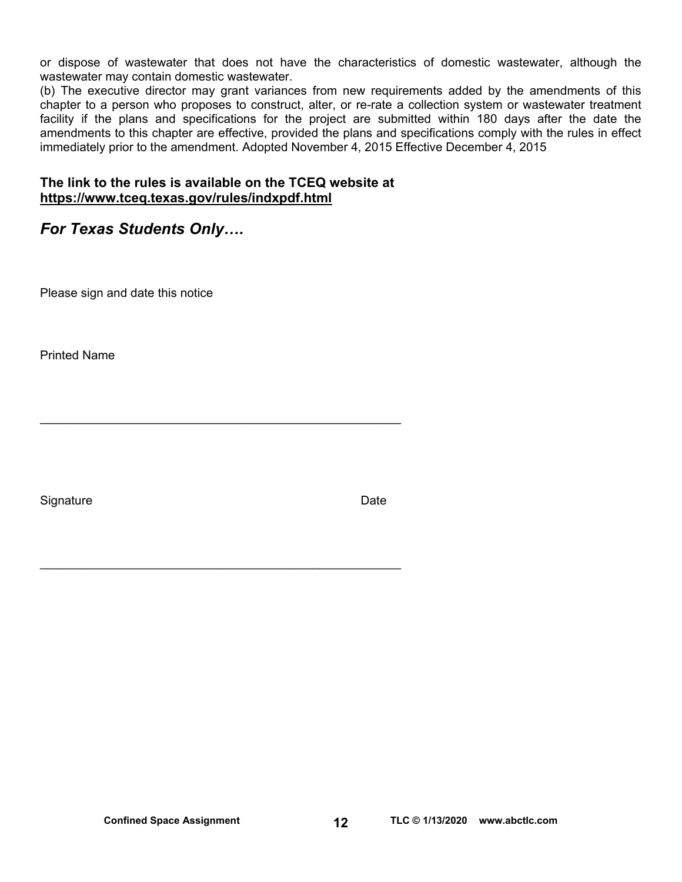or dispose of wastewater that does not have the characteristics of domestic wastewater, although the wastewater may contain domestic wastewater.

(b) The executive director may grant variances from new requirements added by the amendments of this chapter to a person who proposes to construct, alter, or re-rate a collection system or wastewater treatment facility if the plans and specifications for the project are submitted within 180 days after the date the amendments to this chapter are effective, provided the plans and specifications comply with the rules in effect immediately prior to the amendment. Adopted November 4, 2015 Effective December 4, 2015

**The link to the rules is available on the TCEQ website at**
**https://www.tceq.texas.gov/rules/indxpdf.html**

## *For Texas Students Only….*

Please sign and date this notice

Printed Name

_______________________________________________________

Signature Date

_______________________________________________________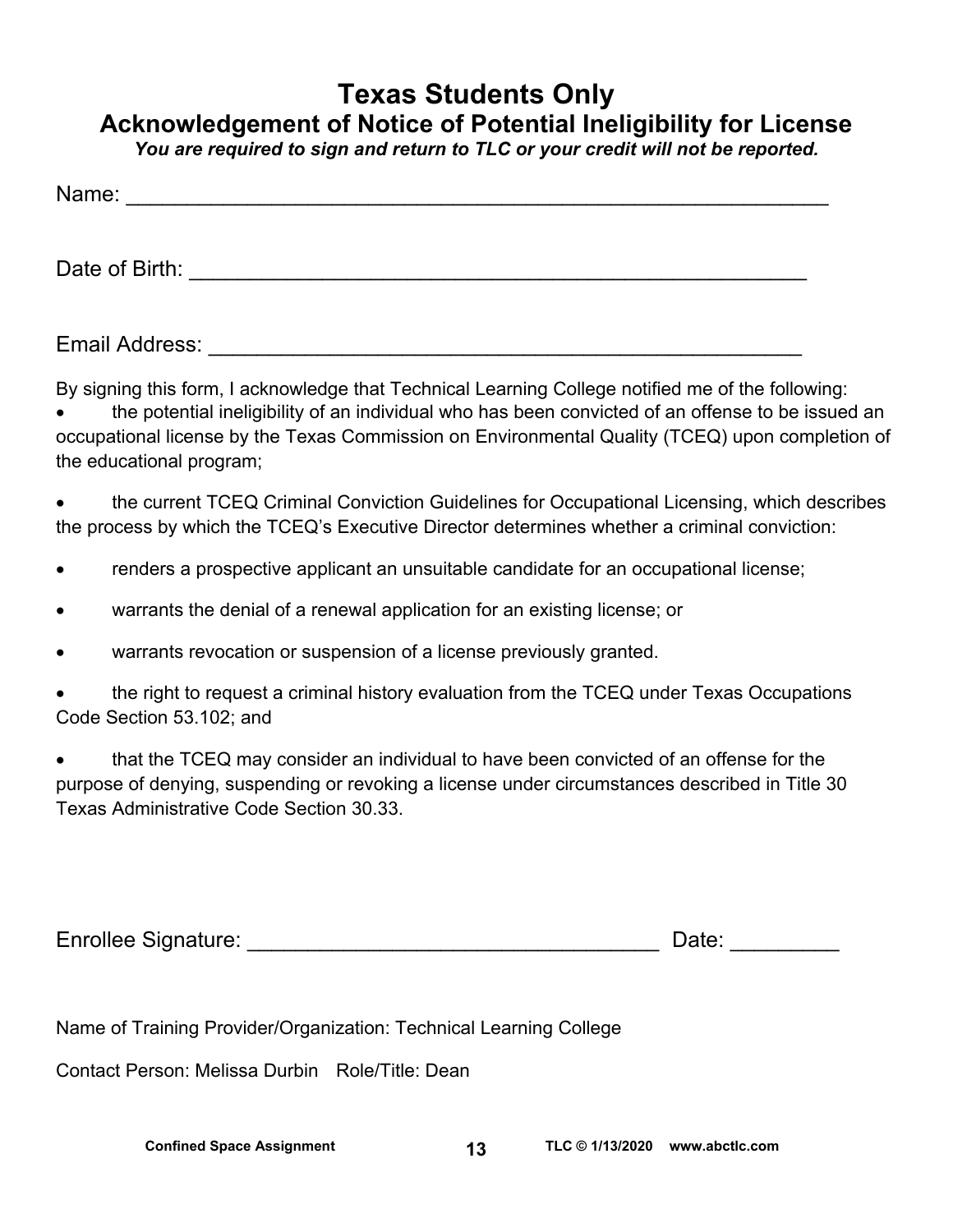# Texas Students Only

## Acknowledgement of Notice of Potential Ineligibility for License

***You are required to sign and return to TLC or your credit will not be reported.***

Name: ___________________________________________________________

Date of Birth: ____________________________________________________

Email Address: ___________________________________________________

By signing this form, I acknowledge that Technical Learning College notified me of the following:

- the potential ineligibility of an individual who has been convicted of an offense to be issued an occupational license by the Texas Commission on Environmental Quality (TCEQ) upon completion of the educational program;
- the current TCEQ Criminal Conviction Guidelines for Occupational Licensing, which describes the process by which the TCEQ's Executive Director determines whether a criminal conviction:
- renders a prospective applicant an unsuitable candidate for an occupational license;
- warrants the denial of a renewal application for an existing license; or
- warrants revocation or suspension of a license previously granted.
- the right to request a criminal history evaluation from the TCEQ under Texas Occupations Code Section 53.102; and
- that the TCEQ may consider an individual to have been convicted of an offense for the purpose of denying, suspending or revoking a license under circumstances described in Title 30 Texas Administrative Code Section 30.33.

Enrollee Signature: ___________________________________ Date: _________

Name of Training Provider/Organization: Technical Learning College

Contact Person: Melissa Durbin Role/Title: Dean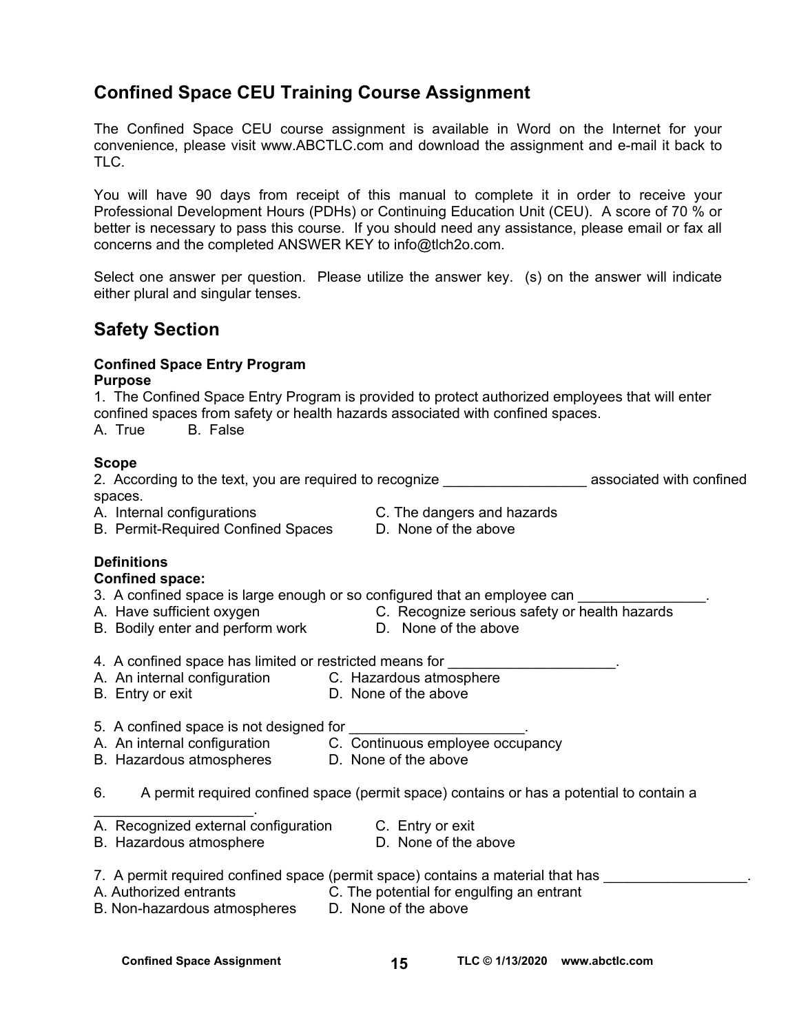## Confined Space CEU Training Course Assignment

The Confined Space CEU course assignment is available in Word on the Internet for your convenience, please visit www.ABCTLC.com and download the assignment and e-mail it back to TLC.

You will have 90 days from receipt of this manual to complete it in order to receive your Professional Development Hours (PDHs) or Continuing Education Unit (CEU). A score of 70 % or better is necessary to pass this course. If you should need any assistance, please email or fax all concerns and the completed ANSWER KEY to info@tlch2o.com.

Select one answer per question. Please utilize the answer key. (s) on the answer will indicate either plural and singular tenses.

## Safety Section

**Confined Space Entry Program**
**Purpose**

1. The Confined Space Entry Program is provided to protect authorized employees that will enter confined spaces from safety or health hazards associated with confined spaces.
A. True B. False

**Scope**

2. According to the text, you are required to recognize __________________ associated with confined spaces.
A. Internal configurations
B. Permit-Required Confined Spaces
C. The dangers and hazards
D. None of the above

**Definitions**
**Confined space:**

3. A confined space is large enough or so configured that an employee can ________________.
A. Have sufficient oxygen
B. Bodily enter and perform work
C. Recognize serious safety or health hazards
D. None of the above

4. A confined space has limited or restricted means for _____________________.
A. An internal configuration
B. Entry or exit
C. Hazardous atmosphere
D. None of the above

5. A confined space is not designed for ______________________.
A. An internal configuration
B. Hazardous atmospheres
C. Continuous employee occupancy
D. None of the above

6. A permit required confined space (permit space) contains or has a potential to contain a ____________________.
A. Recognized external configuration
B. Hazardous atmosphere
C. Entry or exit
D. None of the above

7. A permit required confined space (permit space) contains a material that has __________________.
A. Authorized entrants
B. Non-hazardous atmospheres
C. The potential for engulfing an entrant
D. None of the above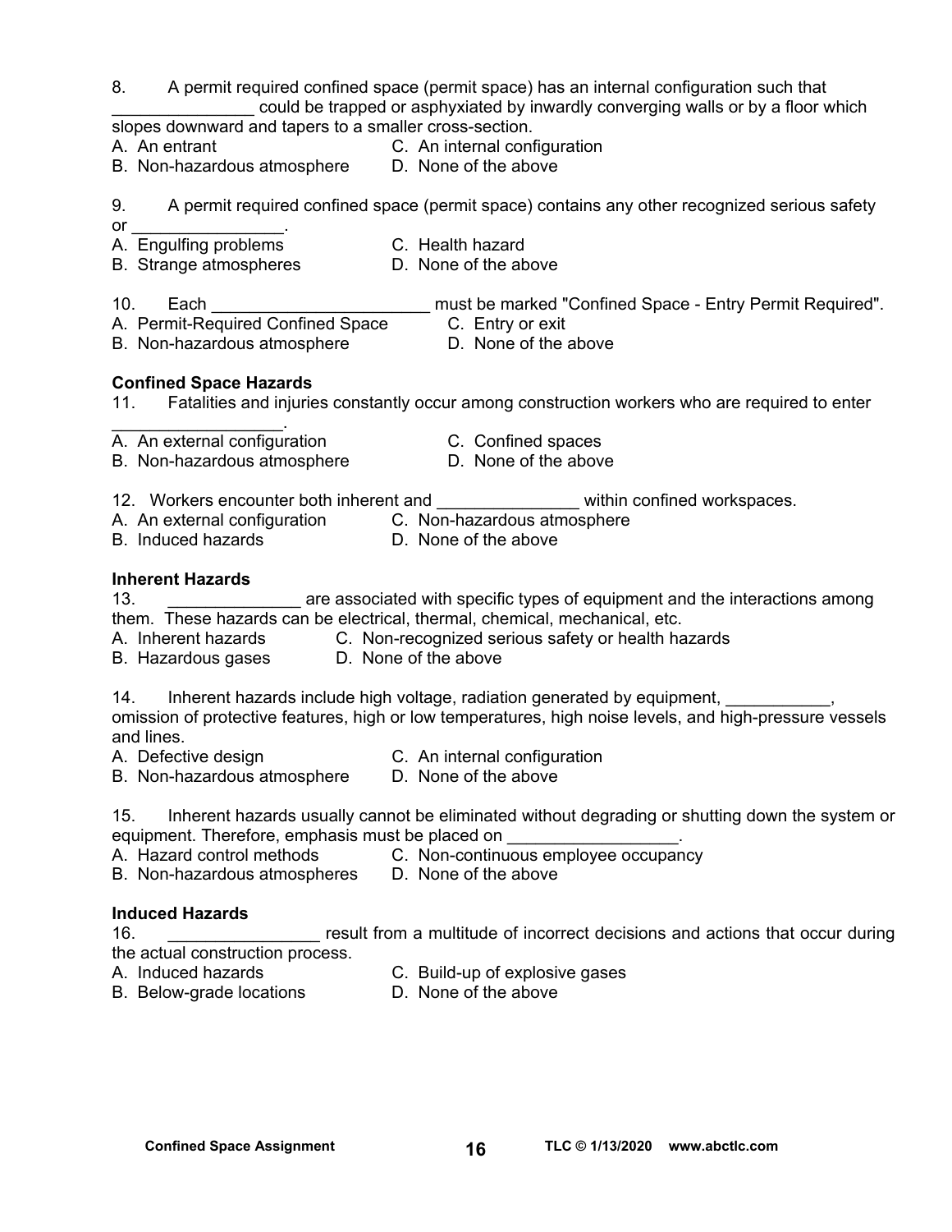8. A permit required confined space (permit space) has an internal configuration such that _______________ could be trapped or asphyxiated by inwardly converging walls or by a floor which slopes downward and tapers to a smaller cross-section.
A. An entrant
B. Non-hazardous atmosphere
C. An internal configuration
D. None of the above

9. A permit required confined space (permit space) contains any other recognized serious safety or ________________.
A. Engulfing problems
B. Strange atmospheres
C. Health hazard
D. None of the above

10. Each _______________________ must be marked "Confined Space - Entry Permit Required".
A. Permit-Required Confined Space
B. Non-hazardous atmosphere
C. Entry or exit
D. None of the above

**Confined Space Hazards**

11. Fatalities and injuries constantly occur among construction workers who are required to enter __________________.
A. An external configuration
B. Non-hazardous atmosphere
C. Confined spaces
D. None of the above

12. Workers encounter both inherent and _______________ within confined workspaces.
A. An external configuration
B. Induced hazards
C. Non-hazardous atmosphere
D. None of the above

**Inherent Hazards**

13. ______________ are associated with specific types of equipment and the interactions among them. These hazards can be electrical, thermal, chemical, mechanical, etc.
A. Inherent hazards
B. Hazardous gases
C. Non-recognized serious safety or health hazards
D. None of the above

14. Inherent hazards include high voltage, radiation generated by equipment, ___________, omission of protective features, high or low temperatures, high noise levels, and high-pressure vessels and lines.
A. Defective design
B. Non-hazardous atmosphere
C. An internal configuration
D. None of the above

15. Inherent hazards usually cannot be eliminated without degrading or shutting down the system or equipment. Therefore, emphasis must be placed on __________________.
A. Hazard control methods
B. Non-hazardous atmospheres
C. Non-continuous employee occupancy
D. None of the above

**Induced Hazards**

16. ________________ result from a multitude of incorrect decisions and actions that occur during the actual construction process.
A. Induced hazards
B. Below-grade locations
C. Build-up of explosive gases
D. None of the above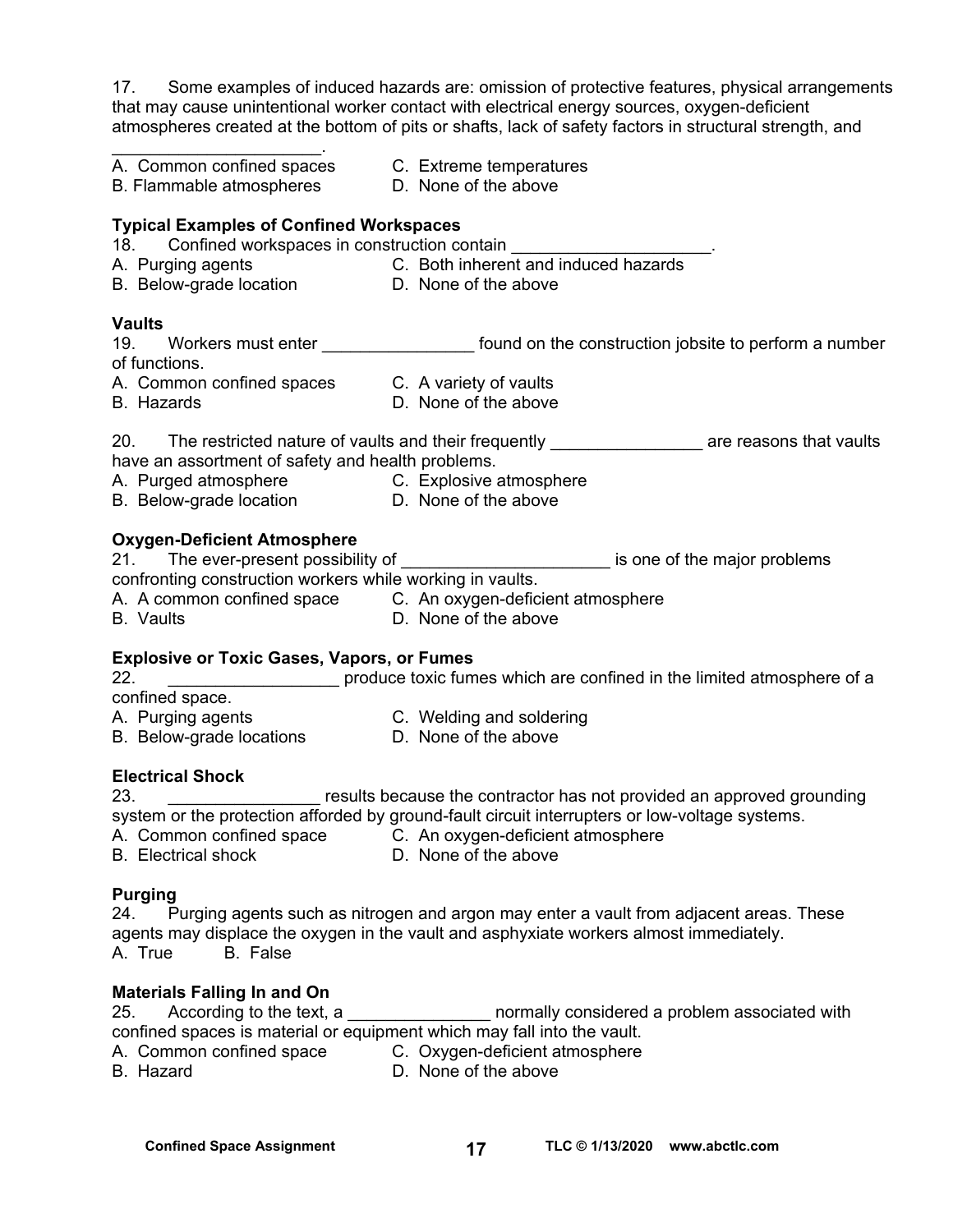17. Some examples of induced hazards are: omission of protective features, physical arrangements that may cause unintentional worker contact with electrical energy sources, oxygen-deficient atmospheres created at the bottom of pits or shafts, lack of safety factors in structural strength, and _____________________.

A. Common confined spaces  
B. Flammable atmospheres  
C. Extreme temperatures  
D. None of the above

**Typical Examples of Confined Workspaces**

18. Confined workspaces in construction contain _____________________.

A. Purging agents  
B. Below-grade location  
C. Both inherent and induced hazards  
D. None of the above

**Vaults**

19. Workers must enter ________________ found on the construction jobsite to perform a number of functions.

A. Common confined spaces  
B. Hazards  
C. A variety of vaults  
D. None of the above

20. The restricted nature of vaults and their frequently ________________ are reasons that vaults have an assortment of safety and health problems.

A. Purged atmosphere  
B. Below-grade location  
C. Explosive atmosphere  
D. None of the above

**Oxygen-Deficient Atmosphere**

21. The ever-present possibility of ______________________ is one of the major problems confronting construction workers while working in vaults.

A. A common confined space  
B. Vaults  
C. An oxygen-deficient atmosphere  
D. None of the above

**Explosive or Toxic Gases, Vapors, or Fumes**

22. __________________ produce toxic fumes which are confined in the limited atmosphere of a confined space.

A. Purging agents  
B. Below-grade locations  
C. Welding and soldering  
D. None of the above

**Electrical Shock**

23. ________________ results because the contractor has not provided an approved grounding system or the protection afforded by ground-fault circuit interrupters or low-voltage systems.

A. Common confined space  
B. Electrical shock  
C. An oxygen-deficient atmosphere  
D. None of the above

**Purging**

24. Purging agents such as nitrogen and argon may enter a vault from adjacent areas. These agents may displace the oxygen in the vault and asphyxiate workers almost immediately.

A. True B. False

**Materials Falling In and On**

25. According to the text, a _______________ normally considered a problem associated with confined spaces is material or equipment which may fall into the vault.

A. Common confined space  
B. Hazard  
C. Oxygen-deficient atmosphere  
D. None of the above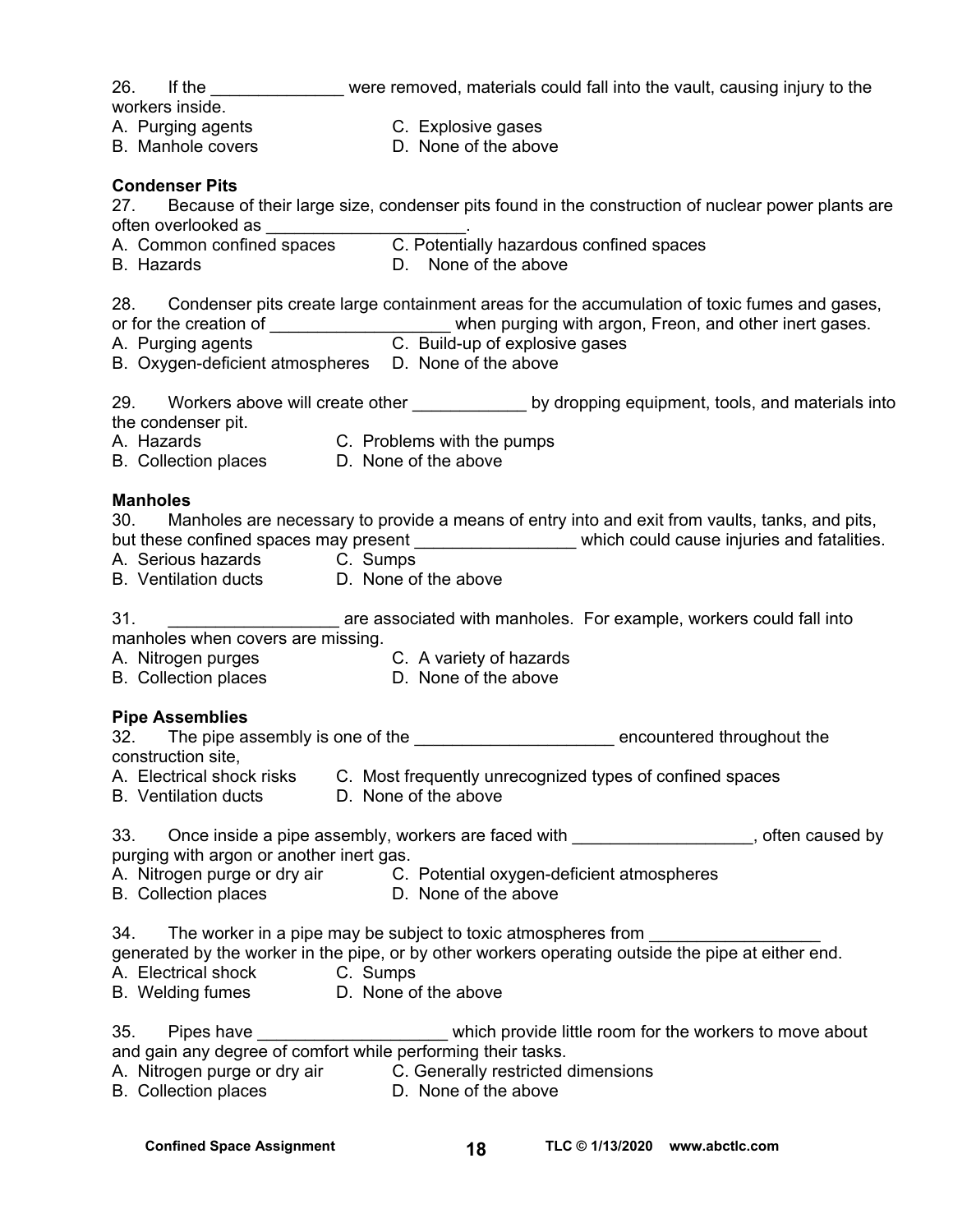26. If the ______________ were removed, materials could fall into the vault, causing injury to the workers inside.

A. Purging agents
B. Manhole covers
C. Explosive gases
D. None of the above

**Condenser Pits**

27. Because of their large size, condenser pits found in the construction of nuclear power plants are often overlooked as _____________________.

A. Common confined spaces
B. Hazards
C. Potentially hazardous confined spaces
D. None of the above

28. Condenser pits create large containment areas for the accumulation of toxic fumes and gases, or for the creation of ___________________ when purging with argon, Freon, and other inert gases.

A. Purging agents
B. Oxygen-deficient atmospheres
C. Build-up of explosive gases
D. None of the above

29. Workers above will create other ____________ by dropping equipment, tools, and materials into the condenser pit.

A. Hazards
B. Collection places
C. Problems with the pumps
D. None of the above

**Manholes**

30. Manholes are necessary to provide a means of entry into and exit from vaults, tanks, and pits, but these confined spaces may present _________________ which could cause injuries and fatalities.

A. Serious hazards
B. Ventilation ducts
C. Sumps
D. None of the above

31. __________________ are associated with manholes. For example, workers could fall into manholes when covers are missing.

A. Nitrogen purges
B. Collection places
C. A variety of hazards
D. None of the above

**Pipe Assemblies**

32. The pipe assembly is one of the _____________________ encountered throughout the construction site,

A. Electrical shock risks
B. Ventilation ducts
C. Most frequently unrecognized types of confined spaces
D. None of the above

33. Once inside a pipe assembly, workers are faced with ___________________, often caused by purging with argon or another inert gas.

A. Nitrogen purge or dry air
B. Collection places
C. Potential oxygen-deficient atmospheres
D. None of the above

34. The worker in a pipe may be subject to toxic atmospheres from __________________ generated by the worker in the pipe, or by other workers operating outside the pipe at either end.

A. Electrical shock
B. Welding fumes
C. Sumps
D. None of the above

35. Pipes have ____________________ which provide little room for the workers to move about and gain any degree of comfort while performing their tasks.

A. Nitrogen purge or dry air
B. Collection places
C. Generally restricted dimensions
D. None of the above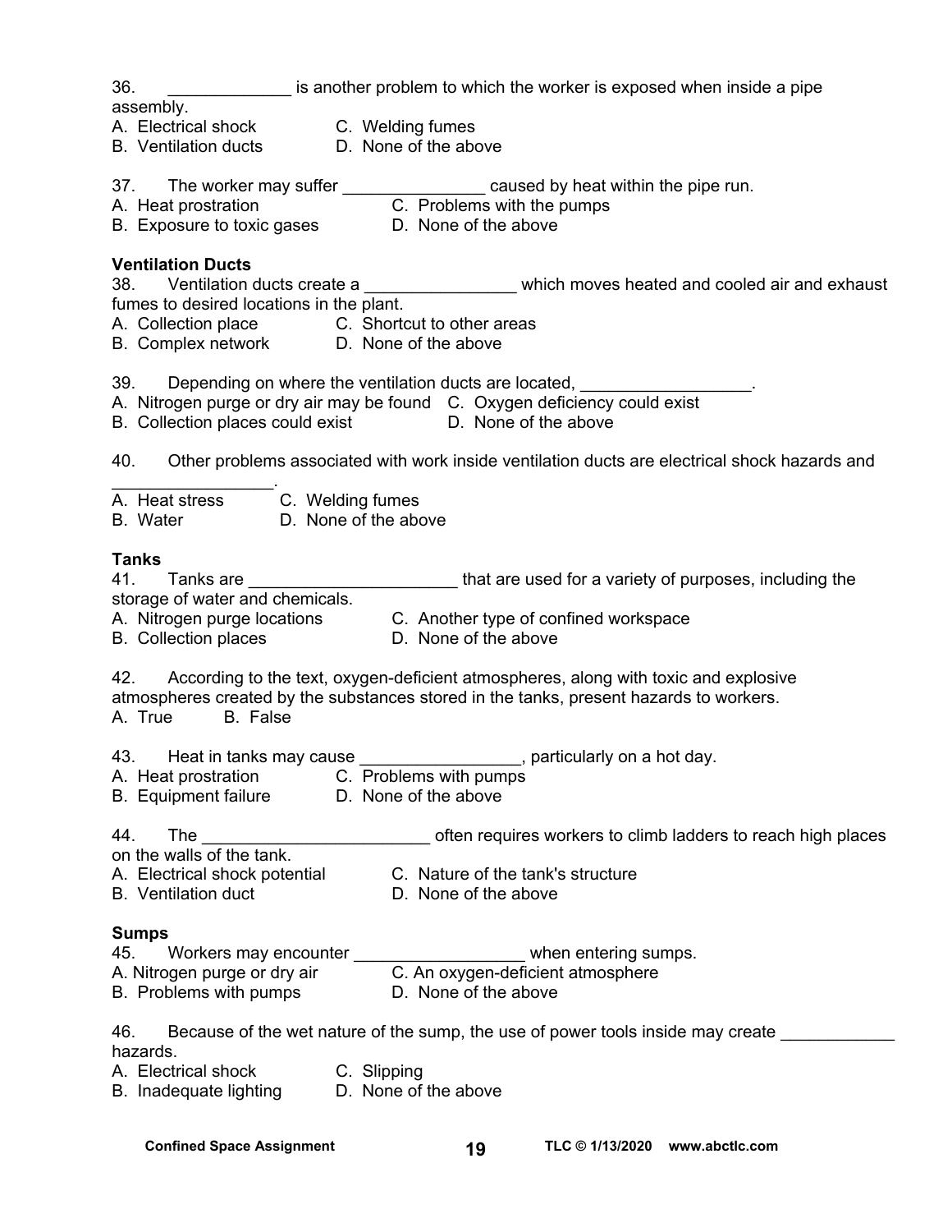36. _____________ is another problem to which the worker is exposed when inside a pipe assembly.
A. Electrical shock
B. Ventilation ducts
C. Welding fumes
D. None of the above

37. The worker may suffer _______________ caused by heat within the pipe run.
A. Heat prostration
B. Exposure to toxic gases
C. Problems with the pumps
D. None of the above

**Ventilation Ducts**

38. Ventilation ducts create a ________________ which moves heated and cooled air and exhaust fumes to desired locations in the plant.
A. Collection place
B. Complex network
C. Shortcut to other areas
D. None of the above

39. Depending on where the ventilation ducts are located, __________________.
A. Nitrogen purge or dry air may be found
B. Collection places could exist
C. Oxygen deficiency could exist
D. None of the above

40. Other problems associated with work inside ventilation ducts are electrical shock hazards and _________________.
A. Heat stress
B. Water
C. Welding fumes
D. None of the above

**Tanks**

41. Tanks are ______________________ that are used for a variety of purposes, including the storage of water and chemicals.
A. Nitrogen purge locations
B. Collection places
C. Another type of confined workspace
D. None of the above

42. According to the text, oxygen-deficient atmospheres, along with toxic and explosive atmospheres created by the substances stored in the tanks, present hazards to workers.
A. True B. False

43. Heat in tanks may cause _________________, particularly on a hot day.
A. Heat prostration
B. Equipment failure
C. Problems with pumps
D. None of the above

44. The ________________________ often requires workers to climb ladders to reach high places on the walls of the tank.
A. Electrical shock potential
B. Ventilation duct
C. Nature of the tank's structure
D. None of the above

**Sumps**

45. Workers may encounter __________________ when entering sumps.
A. Nitrogen purge or dry air
B. Problems with pumps
C. An oxygen-deficient atmosphere
D. None of the above

46. Because of the wet nature of the sump, the use of power tools inside may create ____________ hazards.
A. Electrical shock
B. Inadequate lighting
C. Slipping
D. None of the above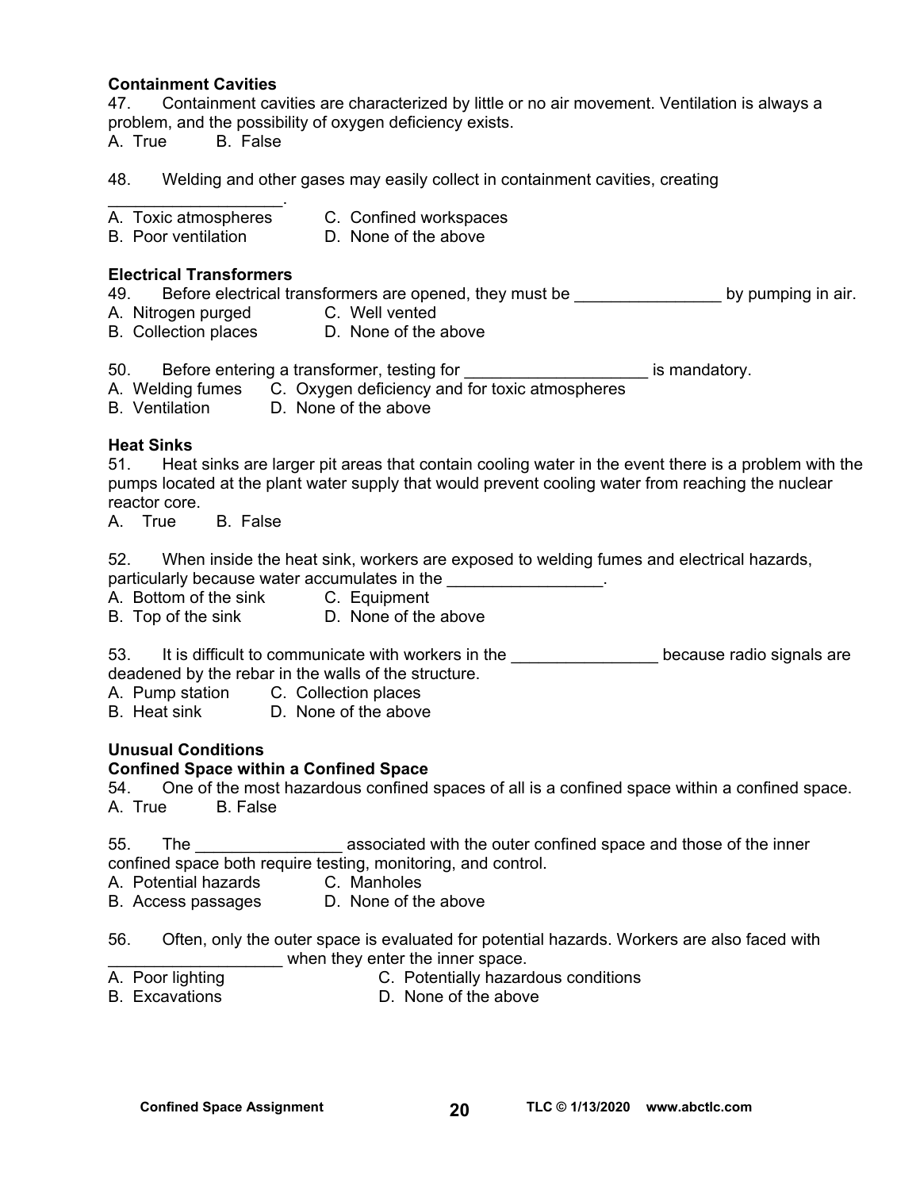**Containment Cavities**

47. Containment cavities are characterized by little or no air movement. Ventilation is always a problem, and the possibility of oxygen deficiency exists.

A. True B. False

48. Welding and other gases may easily collect in containment cavities, creating ___________________.

A. Toxic atmospheres C. Confined workspaces
B. Poor ventilation D. None of the above

**Electrical Transformers**

49. Before electrical transformers are opened, they must be ________________ by pumping in air.

A. Nitrogen purged C. Well vented
B. Collection places D. None of the above

50. Before entering a transformer, testing for ____________________ is mandatory.

A. Welding fumes C. Oxygen deficiency and for toxic atmospheres
B. Ventilation D. None of the above

**Heat Sinks**

51. Heat sinks are larger pit areas that contain cooling water in the event there is a problem with the pumps located at the plant water supply that would prevent cooling water from reaching the nuclear reactor core.

A. True B. False

52. When inside the heat sink, workers are exposed to welding fumes and electrical hazards, particularly because water accumulates in the _________________.

A. Bottom of the sink C. Equipment
B. Top of the sink D. None of the above

53. It is difficult to communicate with workers in the ________________ because radio signals are deadened by the rebar in the walls of the structure.

A. Pump station C. Collection places
B. Heat sink D. None of the above

**Unusual Conditions**

**Confined Space within a Confined Space**

54. One of the most hazardous confined spaces of all is a confined space within a confined space.

A. True B. False

55. The ________________ associated with the outer confined space and those of the inner confined space both require testing, monitoring, and control.

A. Potential hazards C. Manholes
B. Access passages D. None of the above

56. Often, only the outer space is evaluated for potential hazards. Workers are also faced with ___________________ when they enter the inner space.

A. Poor lighting C. Potentially hazardous conditions
B. Excavations D. None of the above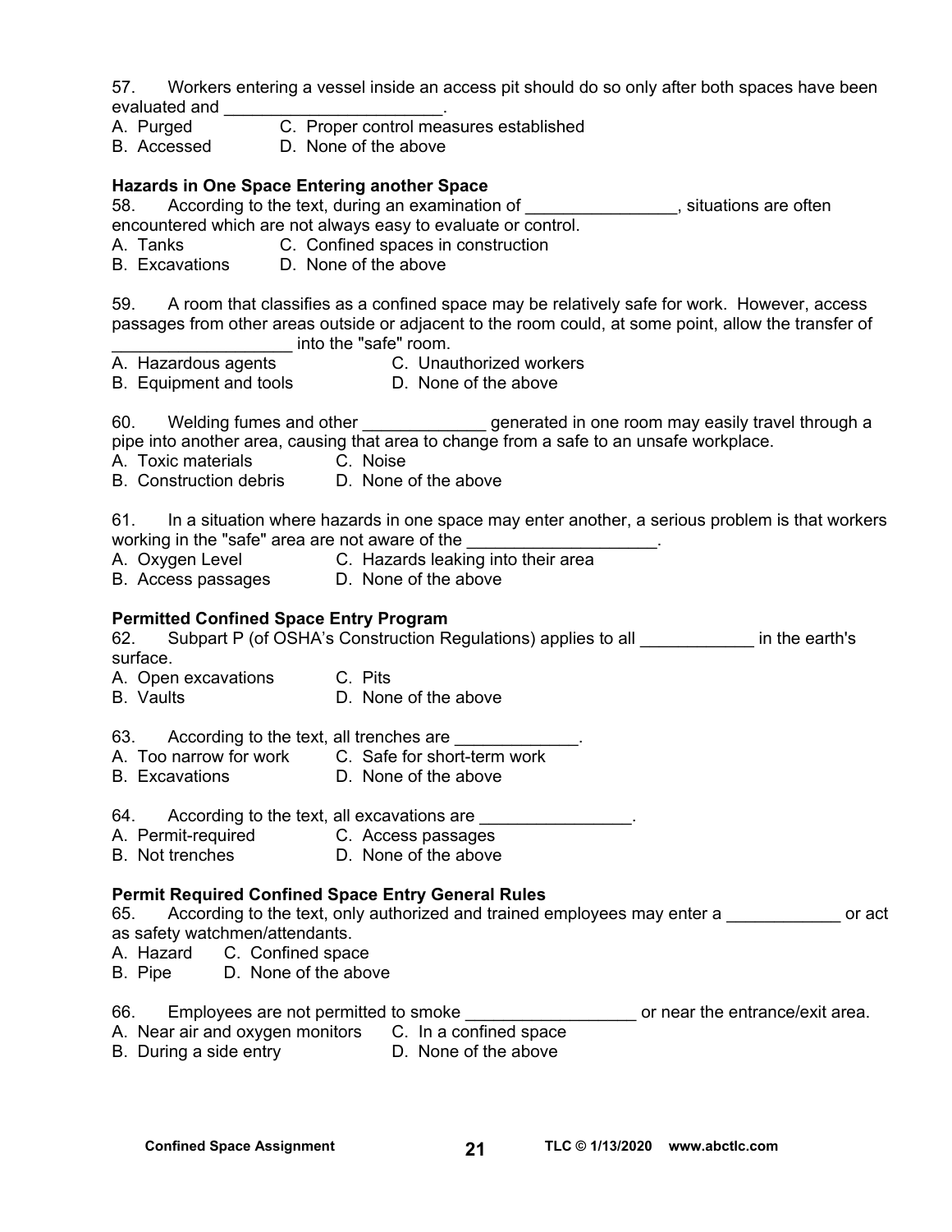57. Workers entering a vessel inside an access pit should do so only after both spaces have been evaluated and _______________________.

A. Purged C. Proper control measures established
B. Accessed D. None of the above

**Hazards in One Space Entering another Space**

58. According to the text, during an examination of ________________, situations are often encountered which are not always easy to evaluate or control.

A. Tanks C. Confined spaces in construction
B. Excavations D. None of the above

59. A room that classifies as a confined space may be relatively safe for work. However, access passages from other areas outside or adjacent to the room could, at some point, allow the transfer of ___________________ into the "safe" room.

A. Hazardous agents C. Unauthorized workers
B. Equipment and tools D. None of the above

60. Welding fumes and other _____________ generated in one room may easily travel through a pipe into another area, causing that area to change from a safe to an unsafe workplace.

A. Toxic materials C. Noise
B. Construction debris D. None of the above

61. In a situation where hazards in one space may enter another, a serious problem is that workers working in the "safe" area are not aware of the ____________________.

A. Oxygen Level C. Hazards leaking into their area
B. Access passages D. None of the above

**Permitted Confined Space Entry Program**

62. Subpart P (of OSHA's Construction Regulations) applies to all ____________ in the earth's surface.

A. Open excavations C. Pits
B. Vaults D. None of the above

63. According to the text, all trenches are _____________.

A. Too narrow for work C. Safe for short-term work
B. Excavations D. None of the above

64. According to the text, all excavations are ________________.

A. Permit-required C. Access passages
B. Not trenches D. None of the above

**Permit Required Confined Space Entry General Rules**

65. According to the text, only authorized and trained employees may enter a ____________ or act as safety watchmen/attendants.

A. Hazard C. Confined space
B. Pipe D. None of the above

66. Employees are not permitted to smoke __________________ or near the entrance/exit area.

A. Near air and oxygen monitors C. In a confined space
B. During a side entry D. None of the above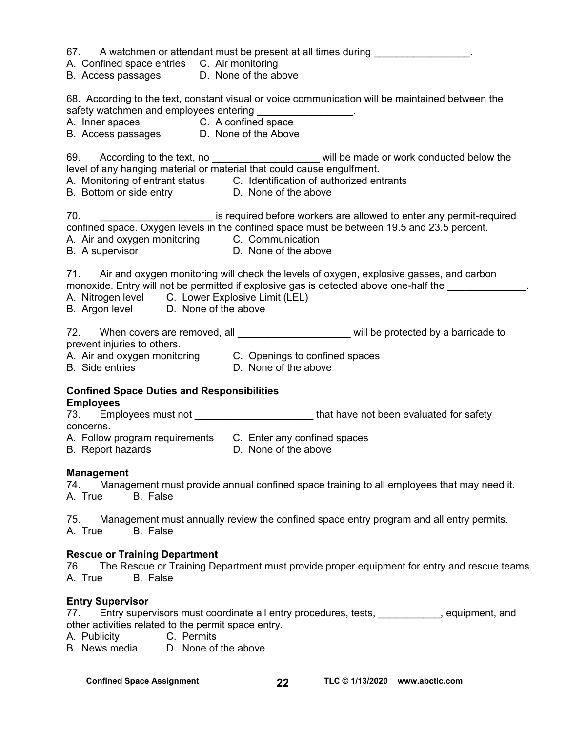67. A watchmen or attendant must be present at all times during _________________.

A. Confined space entries
B. Access passages
C. Air monitoring
D. None of the above

68. According to the text, constant visual or voice communication will be maintained between the safety watchmen and employees entering _________________.

A. Inner spaces
B. Access passages
C. A confined space
D. None of the Above

69. According to the text, no ___________________ will be made or work conducted below the level of any hanging material or material that could cause engulfment.

A. Monitoring of entrant status
B. Bottom or side entry
C. Identification of authorized entrants
D. None of the above

70. ____________________ is required before workers are allowed to enter any permit-required confined space. Oxygen levels in the confined space must be between 19.5 and 23.5 percent.

A. Air and oxygen monitoring
B. A supervisor
C. Communication
D. None of the above

71. Air and oxygen monitoring will check the levels of oxygen, explosive gasses, and carbon monoxide. Entry will not be permitted if explosive gas is detected above one-half the ______________.

A. Nitrogen level
B. Argon level
C. Lower Explosive Limit (LEL)
D. None of the above

72. When covers are removed, all ____________________ will be protected by a barricade to prevent injuries to others.

A. Air and oxygen monitoring
B. Side entries
C. Openings to confined spaces
D. None of the above

**Confined Space Duties and Responsibilities**

**Employees**

73. Employees must not _____________________ that have not been evaluated for safety concerns.

A. Follow program requirements
B. Report hazards
C. Enter any confined spaces
D. None of the above

**Management**

74. Management must provide annual confined space training to all employees that may need it.

A. True B. False

75. Management must annually review the confined space entry program and all entry permits.

A. True B. False

**Rescue or Training Department**

76. The Rescue or Training Department must provide proper equipment for entry and rescue teams.

A. True B. False

**Entry Supervisor**

77. Entry supervisors must coordinate all entry procedures, tests, ___________, equipment, and other activities related to the permit space entry.

A. Publicity
B. News media
C. Permits
D. None of the above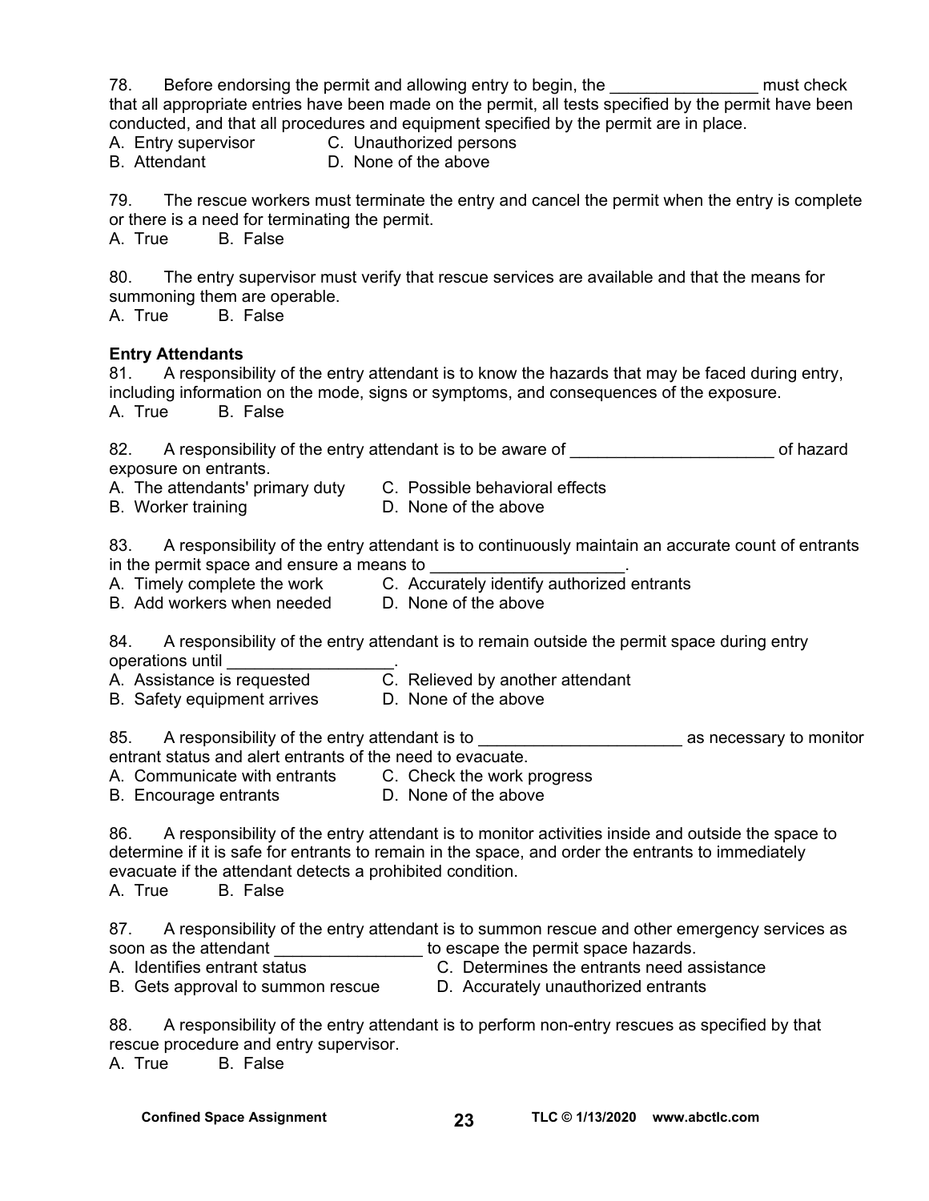78. Before endorsing the permit and allowing entry to begin, the ________________ must check that all appropriate entries have been made on the permit, all tests specified by the permit have been conducted, and that all procedures and equipment specified by the permit are in place.
A. Entry supervisor
B. Attendant
C. Unauthorized persons
D. None of the above

79. The rescue workers must terminate the entry and cancel the permit when the entry is complete or there is a need for terminating the permit.
A. True B. False

80. The entry supervisor must verify that rescue services are available and that the means for summoning them are operable.
A. True B. False

**Entry Attendants**

81. A responsibility of the entry attendant is to know the hazards that may be faced during entry, including information on the mode, signs or symptoms, and consequences of the exposure.
A. True B. False

82. A responsibility of the entry attendant is to be aware of ______________________ of hazard exposure on entrants.
A. The attendants' primary duty
B. Worker training
C. Possible behavioral effects
D. None of the above

83. A responsibility of the entry attendant is to continuously maintain an accurate count of entrants in the permit space and ensure a means to _____________________.
A. Timely complete the work
B. Add workers when needed
C. Accurately identify authorized entrants
D. None of the above

84. A responsibility of the entry attendant is to remain outside the permit space during entry operations until __________________.
A. Assistance is requested
B. Safety equipment arrives
C. Relieved by another attendant
D. None of the above

85. A responsibility of the entry attendant is to ______________________ as necessary to monitor entrant status and alert entrants of the need to evacuate.
A. Communicate with entrants
B. Encourage entrants
C. Check the work progress
D. None of the above

86. A responsibility of the entry attendant is to monitor activities inside and outside the space to determine if it is safe for entrants to remain in the space, and order the entrants to immediately evacuate if the attendant detects a prohibited condition.
A. True B. False

87. A responsibility of the entry attendant is to summon rescue and other emergency services as soon as the attendant ________________ to escape the permit space hazards.
A. Identifies entrant status
B. Gets approval to summon rescue
C. Determines the entrants need assistance
D. Accurately unauthorized entrants

88. A responsibility of the entry attendant is to perform non-entry rescues as specified by that rescue procedure and entry supervisor.
A. True B. False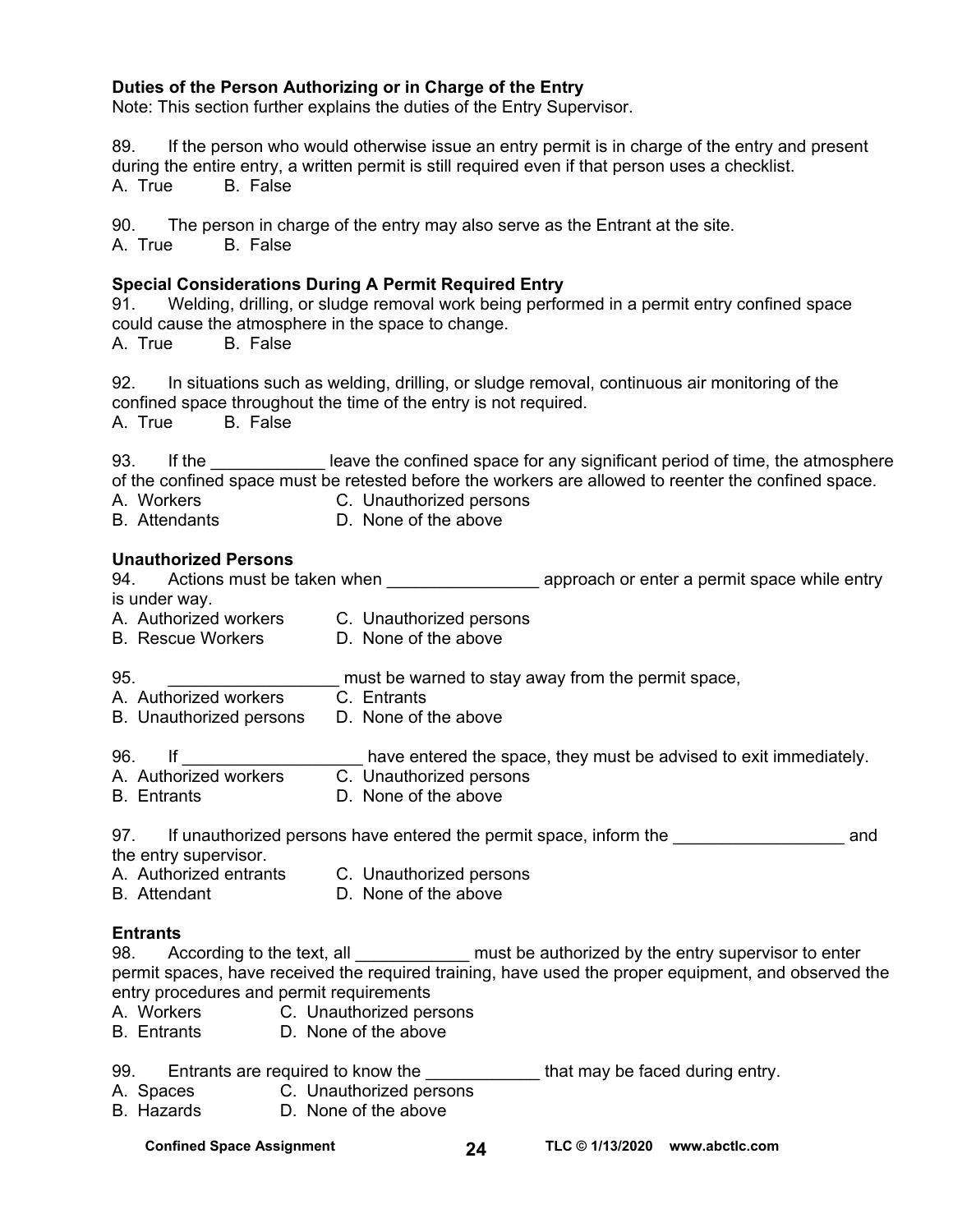**Duties of the Person Authorizing or in Charge of the Entry**

Note: This section further explains the duties of the Entry Supervisor.

89. If the person who would otherwise issue an entry permit is in charge of the entry and present during the entire entry, a written permit is still required even if that person uses a checklist.
A. True B. False

90. The person in charge of the entry may also serve as the Entrant at the site.
A. True B. False

**Special Considerations During A Permit Required Entry**

91. Welding, drilling, or sludge removal work being performed in a permit entry confined space could cause the atmosphere in the space to change.
A. True B. False

92. In situations such as welding, drilling, or sludge removal, continuous air monitoring of the confined space throughout the time of the entry is not required.
A. True B. False

93. If the ____________ leave the confined space for any significant period of time, the atmosphere of the confined space must be retested before the workers are allowed to reenter the confined space.
A. Workers C. Unauthorized persons
B. Attendants D. None of the above

**Unauthorized Persons**

94. Actions must be taken when ________________ approach or enter a permit space while entry is under way.
A. Authorized workers C. Unauthorized persons
B. Rescue Workers D. None of the above

95. __________________ must be warned to stay away from the permit space,
A. Authorized workers C. Entrants
B. Unauthorized persons D. None of the above

96. If ___________________ have entered the space, they must be advised to exit immediately.
A. Authorized workers C. Unauthorized persons
B. Entrants D. None of the above

97. If unauthorized persons have entered the permit space, inform the __________________ and the entry supervisor.
A. Authorized entrants C. Unauthorized persons
B. Attendant D. None of the above

**Entrants**

98. According to the text, all ____________ must be authorized by the entry supervisor to enter permit spaces, have received the required training, have used the proper equipment, and observed the entry procedures and permit requirements
A. Workers C. Unauthorized persons
B. Entrants D. None of the above

99. Entrants are required to know the ____________ that may be faced during entry.
A. Spaces C. Unauthorized persons
B. Hazards D. None of the above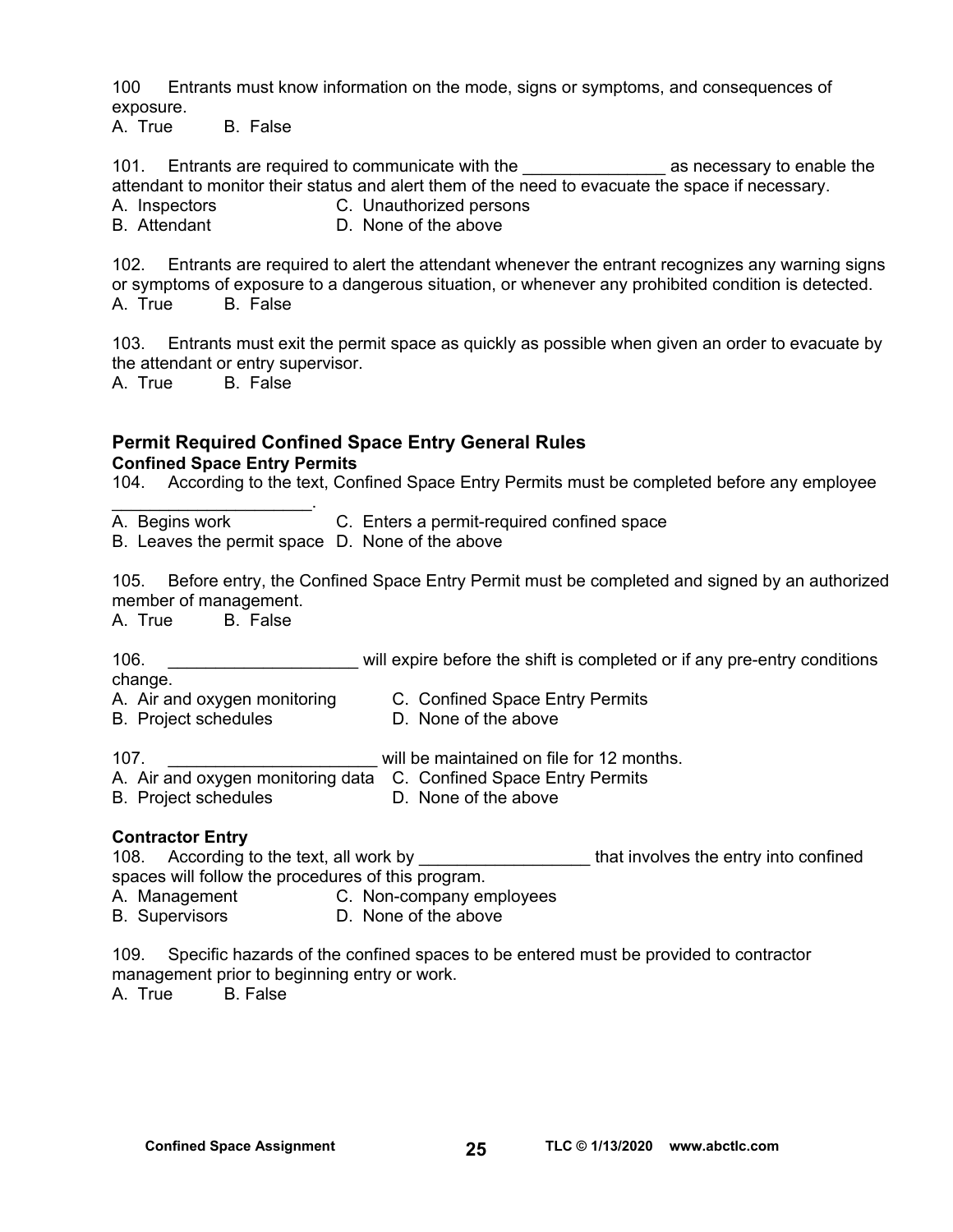100 Entrants must know information on the mode, signs or symptoms, and consequences of exposure.

A. True B. False

101. Entrants are required to communicate with the _______________ as necessary to enable the attendant to monitor their status and alert them of the need to evacuate the space if necessary.

A. Inspectors C. Unauthorized persons
B. Attendant D. None of the above

102. Entrants are required to alert the attendant whenever the entrant recognizes any warning signs or symptoms of exposure to a dangerous situation, or whenever any prohibited condition is detected.

A. True B. False

103. Entrants must exit the permit space as quickly as possible when given an order to evacuate by the attendant or entry supervisor.

A. True B. False

## Permit Required Confined Space Entry General Rules

### Confined Space Entry Permits

104. According to the text, Confined Space Entry Permits must be completed before any employee _____________________.

A. Begins work C. Enters a permit-required confined space
B. Leaves the permit space D. None of the above

105. Before entry, the Confined Space Entry Permit must be completed and signed by an authorized member of management.

A. True B. False

106. ____________________ will expire before the shift is completed or if any pre-entry conditions change.

A. Air and oxygen monitoring C. Confined Space Entry Permits
B. Project schedules D. None of the above

107. ______________________ will be maintained on file for 12 months.

A. Air and oxygen monitoring data C. Confined Space Entry Permits
B. Project schedules D. None of the above

### Contractor Entry

108. According to the text, all work by __________________ that involves the entry into confined spaces will follow the procedures of this program.

A. Management C. Non-company employees
B. Supervisors D. None of the above

109. Specific hazards of the confined spaces to be entered must be provided to contractor management prior to beginning entry or work.

A. True B. False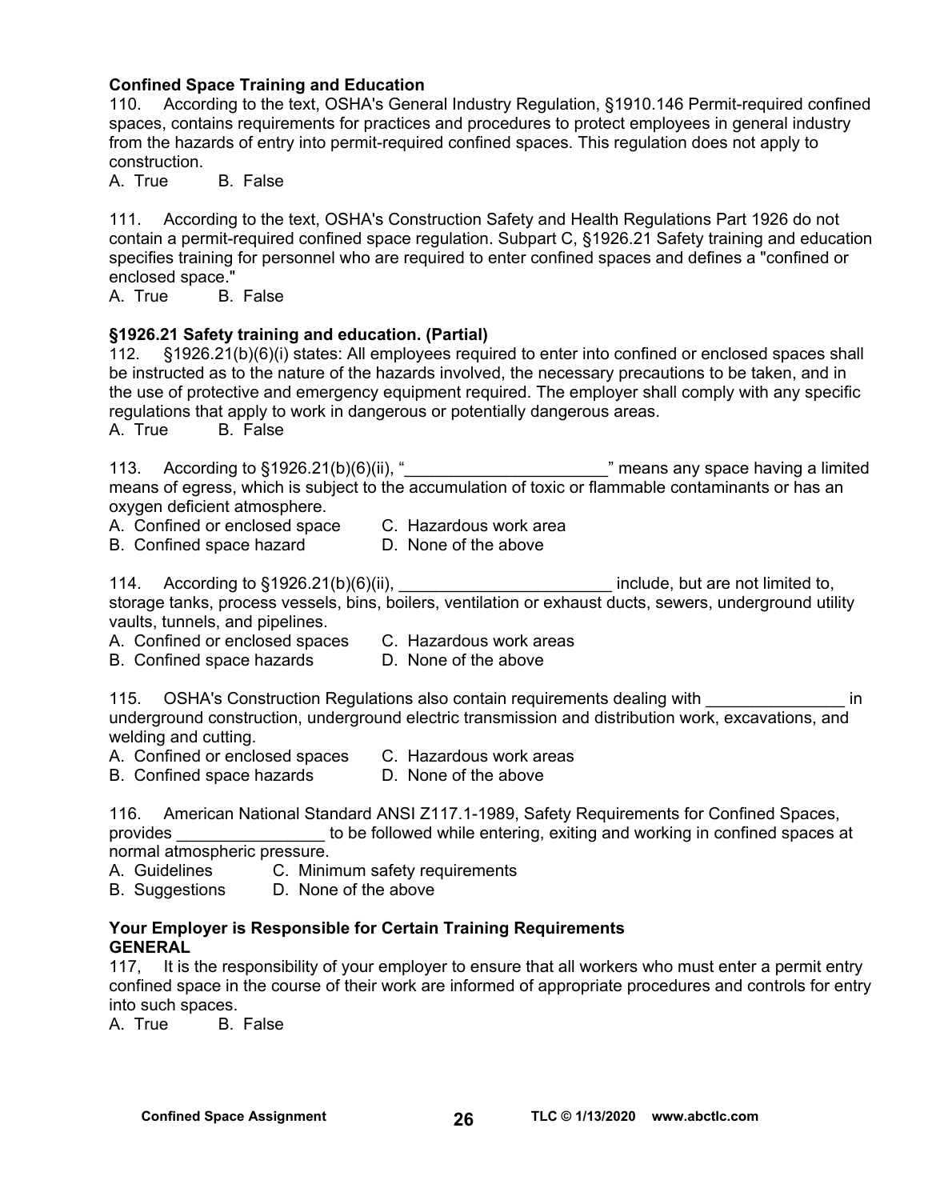**Confined Space Training and Education**

110. According to the text, OSHA's General Industry Regulation, §1910.146 Permit-required confined spaces, contains requirements for practices and procedures to protect employees in general industry from the hazards of entry into permit-required confined spaces. This regulation does not apply to construction.

A. True B. False

111. According to the text, OSHA's Construction Safety and Health Regulations Part 1926 do not contain a permit-required confined space regulation. Subpart C, §1926.21 Safety training and education specifies training for personnel who are required to enter confined spaces and defines a "confined or enclosed space."

A. True B. False

**§1926.21 Safety training and education. (Partial)**

112. §1926.21(b)(6)(i) states: All employees required to enter into confined or enclosed spaces shall be instructed as to the nature of the hazards involved, the necessary precautions to be taken, and in the use of protective and emergency equipment required. The employer shall comply with any specific regulations that apply to work in dangerous or potentially dangerous areas.

A. True B. False

113. According to §1926.21(b)(6)(ii), "______________________" means any space having a limited means of egress, which is subject to the accumulation of toxic or flammable contaminants or has an oxygen deficient atmosphere.

A. Confined or enclosed space C. Hazardous work area
B. Confined space hazard D. None of the above

114. According to §1926.21(b)(6)(ii), _______________________ include, but are not limited to, storage tanks, process vessels, bins, boilers, ventilation or exhaust ducts, sewers, underground utility vaults, tunnels, and pipelines.

A. Confined or enclosed spaces C. Hazardous work areas
B. Confined space hazards D. None of the above

115. OSHA's Construction Regulations also contain requirements dealing with _______________ in underground construction, underground electric transmission and distribution work, excavations, and welding and cutting.

A. Confined or enclosed spaces C. Hazardous work areas
B. Confined space hazards D. None of the above

116. American National Standard ANSI Z117.1-1989, Safety Requirements for Confined Spaces, provides ________________ to be followed while entering, exiting and working in confined spaces at normal atmospheric pressure.

A. Guidelines C. Minimum safety requirements
B. Suggestions D. None of the above

**Your Employer is Responsible for Certain Training Requirements**
**GENERAL**

117, It is the responsibility of your employer to ensure that all workers who must enter a permit entry confined space in the course of their work are informed of appropriate procedures and controls for entry into such spaces.

A. True B. False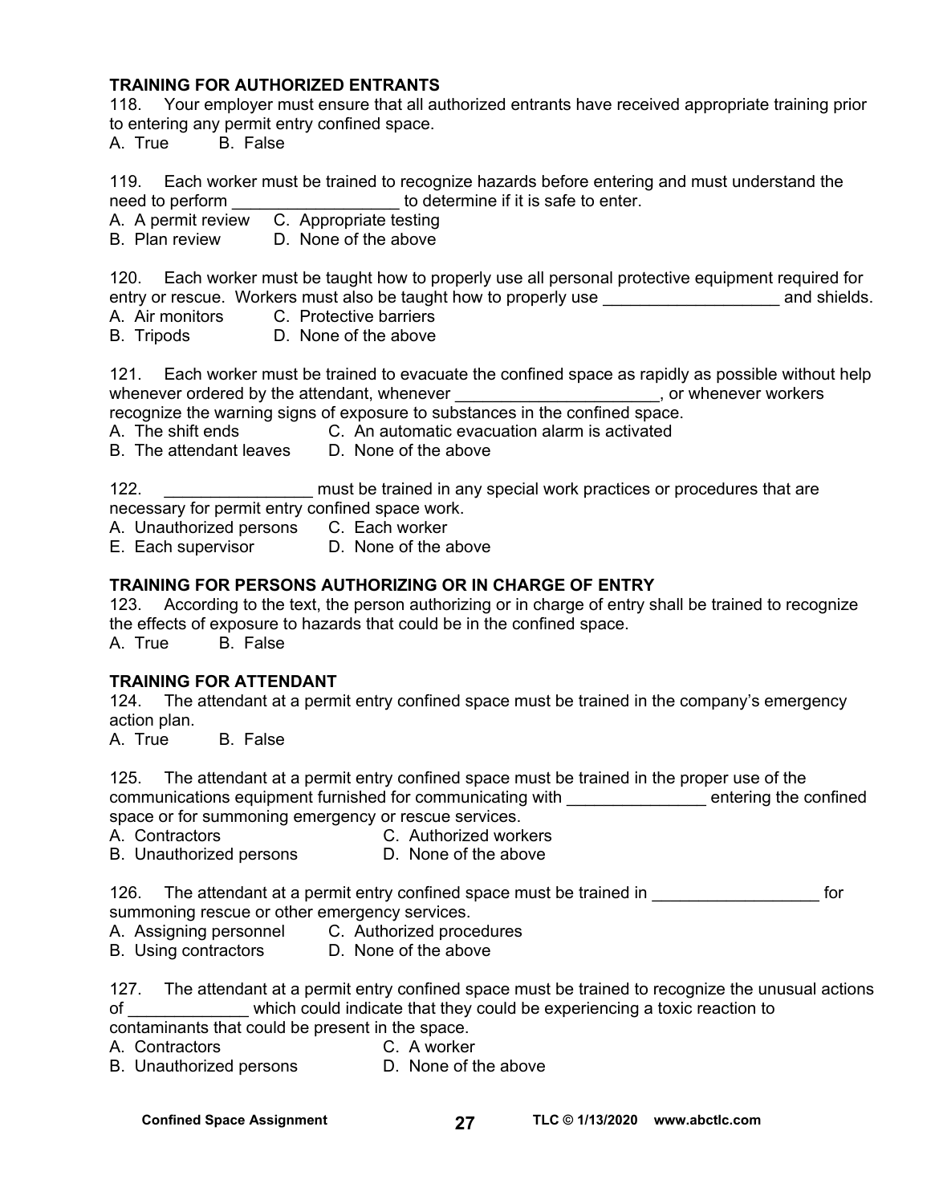**TRAINING FOR AUTHORIZED ENTRANTS**

118. Your employer must ensure that all authorized entrants have received appropriate training prior to entering any permit entry confined space.
A. True B. False

119. Each worker must be trained to recognize hazards before entering and must understand the need to perform __________________ to determine if it is safe to enter.
A. A permit review C. Appropriate testing
B. Plan review D. None of the above

120. Each worker must be taught how to properly use all personal protective equipment required for entry or rescue. Workers must also be taught how to properly use ___________________ and shields.
A. Air monitors C. Protective barriers
B. Tripods D. None of the above

121. Each worker must be trained to evacuate the confined space as rapidly as possible without help whenever ordered by the attendant, whenever ______________________, or whenever workers recognize the warning signs of exposure to substances in the confined space.
A. The shift ends C. An automatic evacuation alarm is activated
B. The attendant leaves D. None of the above

122. ________________ must be trained in any special work practices or procedures that are necessary for permit entry confined space work.
A. Unauthorized persons C. Each worker
E. Each supervisor D. None of the above

**TRAINING FOR PERSONS AUTHORIZING OR IN CHARGE OF ENTRY**

123. According to the text, the person authorizing or in charge of entry shall be trained to recognize the effects of exposure to hazards that could be in the confined space.
A. True B. False

**TRAINING FOR ATTENDANT**

124. The attendant at a permit entry confined space must be trained in the company's emergency action plan.
A. True B. False

125. The attendant at a permit entry confined space must be trained in the proper use of the communications equipment furnished for communicating with _______________ entering the confined space or for summoning emergency or rescue services.
A. Contractors C. Authorized workers
B. Unauthorized persons D. None of the above

126. The attendant at a permit entry confined space must be trained in __________________ for summoning rescue or other emergency services.
A. Assigning personnel C. Authorized procedures
B. Using contractors D. None of the above

127. The attendant at a permit entry confined space must be trained to recognize the unusual actions of _____________ which could indicate that they could be experiencing a toxic reaction to contaminants that could be present in the space.
A. Contractors C. A worker
B. Unauthorized persons D. None of the above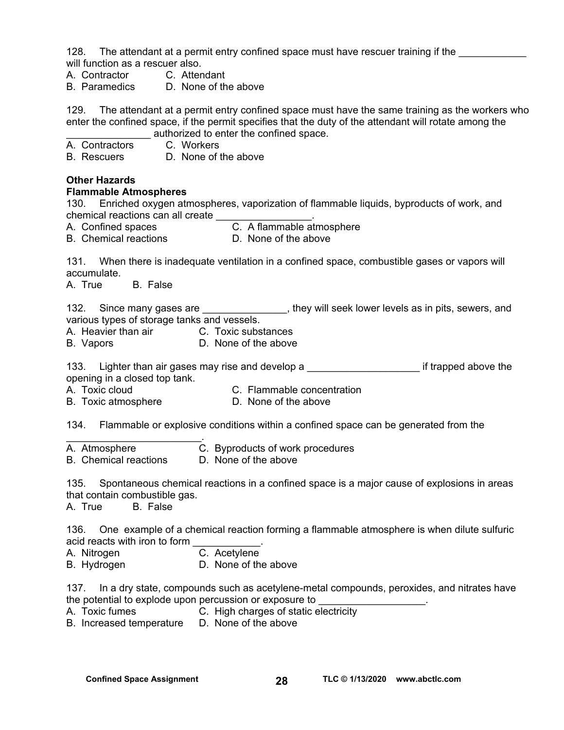128. The attendant at a permit entry confined space must have rescuer training if the ____________ will function as a rescuer also.

A. Contractor  C. Attendant
B. Paramedics  D. None of the above

129. The attendant at a permit entry confined space must have the same training as the workers who enter the confined space, if the permit specifies that the duty of the attendant will rotate among the _______________ authorized to enter the confined space.

A. Contractors  C. Workers
B. Rescuers  D. None of the above

**Other Hazards**

**Flammable Atmospheres**

130. Enriched oxygen atmospheres, vaporization of flammable liquids, byproducts of work, and chemical reactions can all create _________________.

A. Confined spaces  C. A flammable atmosphere
B. Chemical reactions  D. None of the above

131. When there is inadequate ventilation in a confined space, combustible gases or vapors will accumulate.

A. True  B. False

132. Since many gases are _______________, they will seek lower levels as in pits, sewers, and various types of storage tanks and vessels.

A. Heavier than air  C. Toxic substances
B. Vapors  D. None of the above

133. Lighter than air gases may rise and develop a ____________________ if trapped above the opening in a closed top tank.

A. Toxic cloud  C. Flammable concentration
B. Toxic atmosphere  D. None of the above

134. Flammable or explosive conditions within a confined space can be generated from the ________________________.

A. Atmosphere  C. Byproducts of work procedures
B. Chemical reactions  D. None of the above

135. Spontaneous chemical reactions in a confined space is a major cause of explosions in areas that contain combustible gas.

A. True  B. False

136. One example of a chemical reaction forming a flammable atmosphere is when dilute sulfuric acid reacts with iron to form ____________.

A. Nitrogen  C. Acetylene
B. Hydrogen  D. None of the above

137. In a dry state, compounds such as acetylene-metal compounds, peroxides, and nitrates have the potential to explode upon percussion or exposure to ___________________.

A. Toxic fumes  C. High charges of static electricity
B. Increased temperature  D. None of the above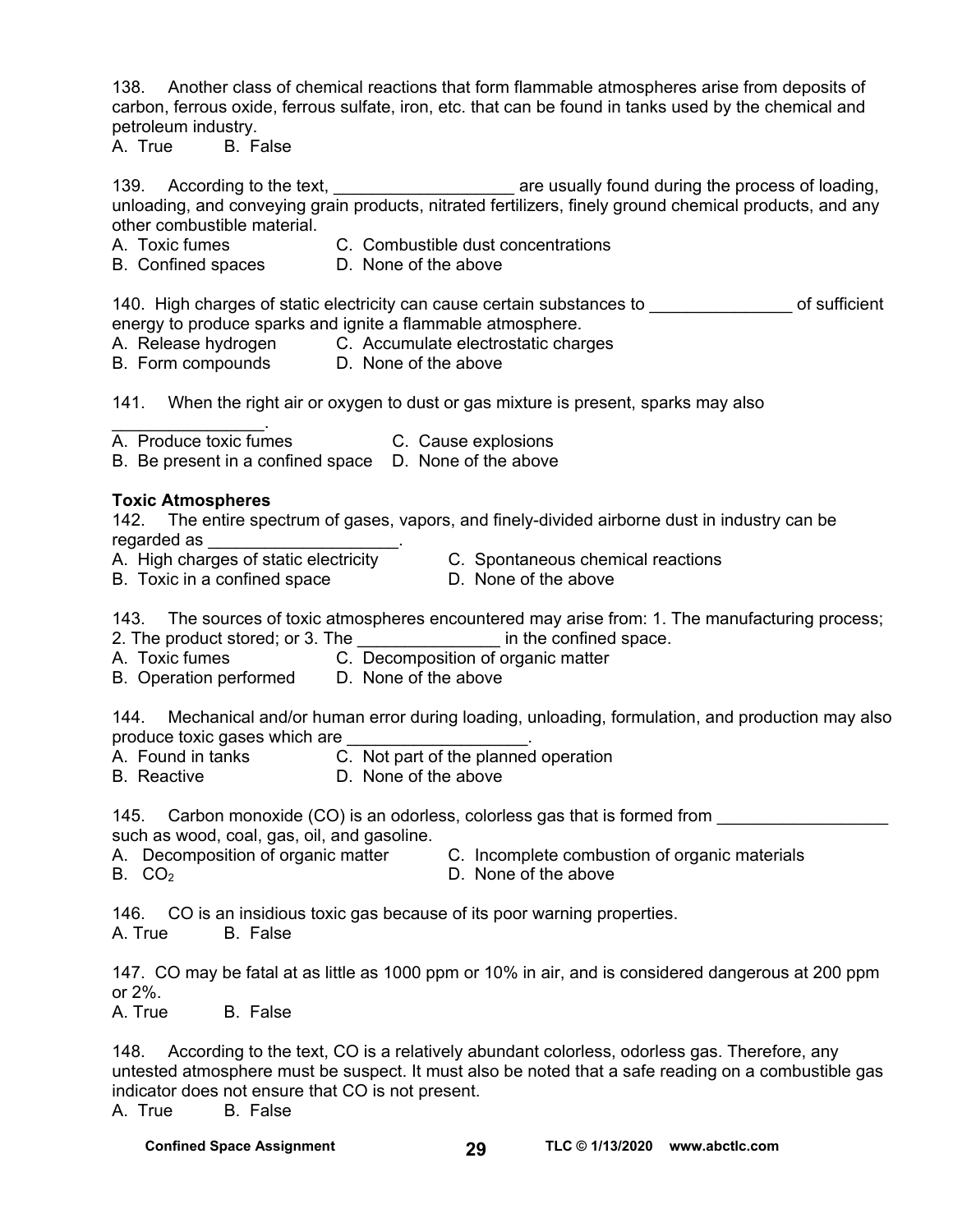138. Another class of chemical reactions that form flammable atmospheres arise from deposits of carbon, ferrous oxide, ferrous sulfate, iron, etc. that can be found in tanks used by the chemical and petroleum industry.
A. True B. False

139. According to the text, ___________________ are usually found during the process of loading, unloading, and conveying grain products, nitrated fertilizers, finely ground chemical products, and any other combustible material.
A. Toxic fumes
B. Confined spaces
C. Combustible dust concentrations
D. None of the above

140. High charges of static electricity can cause certain substances to _______________ of sufficient energy to produce sparks and ignite a flammable atmosphere.
A. Release hydrogen
B. Form compounds
C. Accumulate electrostatic charges
D. None of the above

141. When the right air or oxygen to dust or gas mixture is present, sparks may also _________________.
A. Produce toxic fumes
B. Be present in a confined space
C. Cause explosions
D. None of the above

**Toxic Atmospheres**

142. The entire spectrum of gases, vapors, and finely-divided airborne dust in industry can be regarded as ____________________.
A. High charges of static electricity
B. Toxic in a confined space
C. Spontaneous chemical reactions
D. None of the above

143. The sources of toxic atmospheres encountered may arise from: 1. The manufacturing process; 2. The product stored; or 3. The _______________ in the confined space.
A. Toxic fumes
B. Operation performed
C. Decomposition of organic matter
D. None of the above

144. Mechanical and/or human error during loading, unloading, formulation, and production may also produce toxic gases which are ___________________.
A. Found in tanks
B. Reactive
C. Not part of the planned operation
D. None of the above

145. Carbon monoxide (CO) is an odorless, colorless gas that is formed from __________________ such as wood, coal, gas, oil, and gasoline.
A. Decomposition of organic matter
B. $CO_2$
C. Incomplete combustion of organic materials
D. None of the above

146. CO is an insidious toxic gas because of its poor warning properties.
A. True B. False

147. CO may be fatal at as little as 1000 ppm or 10% in air, and is considered dangerous at 200 ppm or 2%.
A. True B. False

148. According to the text, CO is a relatively abundant colorless, odorless gas. Therefore, any untested atmosphere must be suspect. It must also be noted that a safe reading on a combustible gas indicator does not ensure that CO is not present.
A. True B. False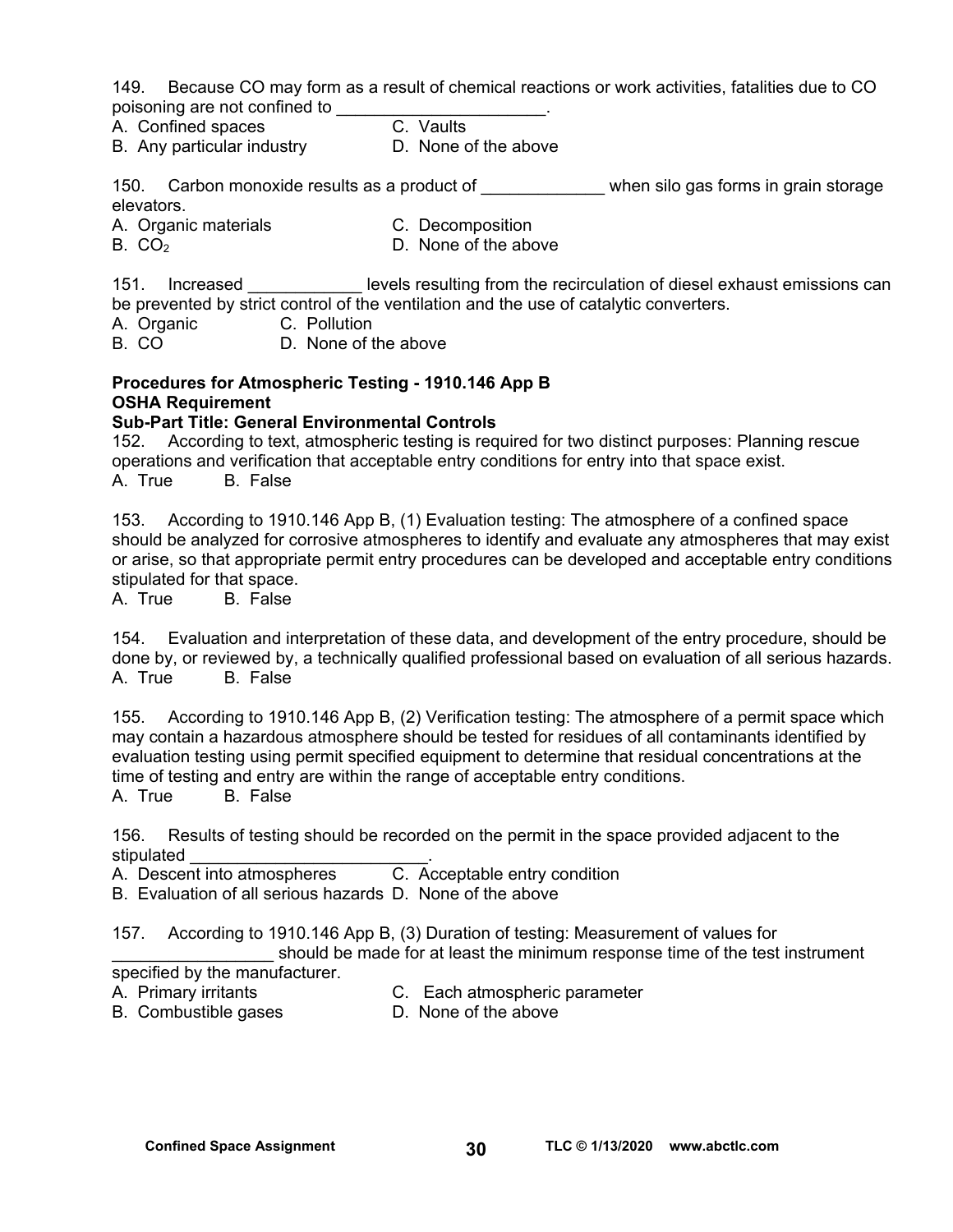149. Because CO may form as a result of chemical reactions or work activities, fatalities due to CO poisoning are not confined to ______________________.

A. Confined spaces  
B. Any particular industry  
C. Vaults  
D. None of the above

150. Carbon monoxide results as a product of _____________ when silo gas forms in grain storage elevators.

A. Organic materials  
B. $CO_2$  
C. Decomposition  
D. None of the above

151. Increased ____________ levels resulting from the recirculation of diesel exhaust emissions can be prevented by strict control of the ventilation and the use of catalytic converters.

A. Organic  
B. CO  
C. Pollution  
D. None of the above

**Procedures for Atmospheric Testing - 1910.146 App B**  
**OSHA Requirement**  
**Sub-Part Title: General Environmental Controls**

152. According to text, atmospheric testing is required for two distinct purposes: Planning rescue operations and verification that acceptable entry conditions for entry into that space exist.

A. True B. False

153. According to 1910.146 App B, (1) Evaluation testing: The atmosphere of a confined space should be analyzed for corrosive atmospheres to identify and evaluate any atmospheres that may exist or arise, so that appropriate permit entry procedures can be developed and acceptable entry conditions stipulated for that space.

A. True B. False

154. Evaluation and interpretation of these data, and development of the entry procedure, should be done by, or reviewed by, a technically qualified professional based on evaluation of all serious hazards.

A. True B. False

155. According to 1910.146 App B, (2) Verification testing: The atmosphere of a permit space which may contain a hazardous atmosphere should be tested for residues of all contaminants identified by evaluation testing using permit specified equipment to determine that residual concentrations at the time of testing and entry are within the range of acceptable entry conditions.

A. True B. False

156. Results of testing should be recorded on the permit in the space provided adjacent to the stipulated _________________________.

A. Descent into atmospheres  
B. Evaluation of all serious hazards  
C. Acceptable entry condition  
D. None of the above

157. According to 1910.146 App B, (3) Duration of testing: Measurement of values for _________________ should be made for at least the minimum response time of the test instrument specified by the manufacturer.

A. Primary irritants  
B. Combustible gases  
C. Each atmospheric parameter  
D. None of the above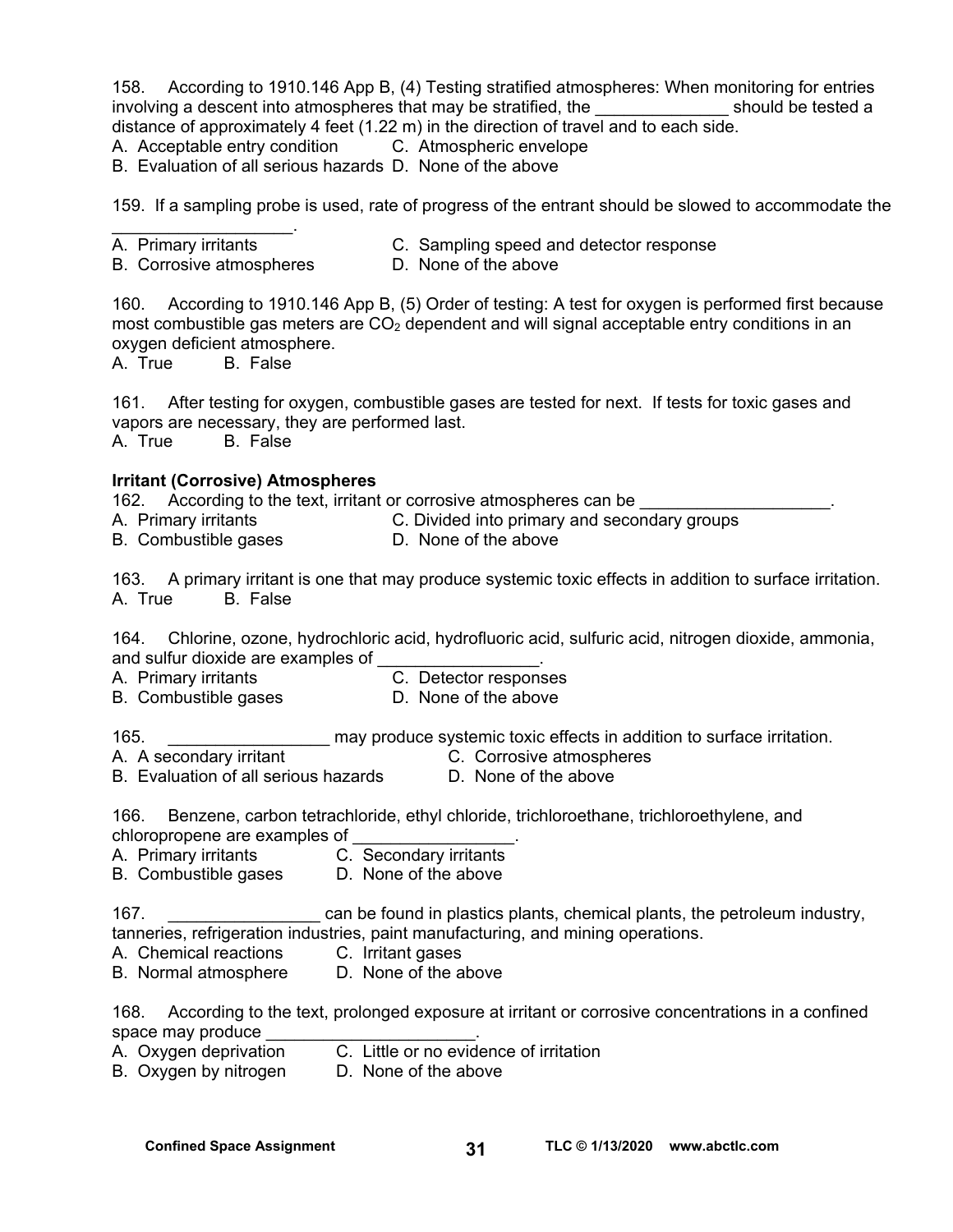158. According to 1910.146 App B, (4) Testing stratified atmospheres: When monitoring for entries involving a descent into atmospheres that may be stratified, the ______________ should be tested a distance of approximately 4 feet (1.22 m) in the direction of travel and to each side.

A. Acceptable entry condition  
B. Evaluation of all serious hazards  
C. Atmospheric envelope  
D. None of the above

159. If a sampling probe is used, rate of progress of the entrant should be slowed to accommodate the ___________________.

A. Primary irritants  
B. Corrosive atmospheres  
C. Sampling speed and detector response  
D. None of the above

160. According to 1910.146 App B, (5) Order of testing: A test for oxygen is performed first because most combustible gas meters are $CO_2$ dependent and will signal acceptable entry conditions in an oxygen deficient atmosphere.

A. True B. False

161. After testing for oxygen, combustible gases are tested for next. If tests for toxic gases and vapors are necessary, they are performed last.

A. True B. False

**Irritant (Corrosive) Atmospheres**

162. According to the text, irritant or corrosive atmospheres can be ____________________.

A. Primary irritants  
B. Combustible gases  
C. Divided into primary and secondary groups  
D. None of the above

163. A primary irritant is one that may produce systemic toxic effects in addition to surface irritation.

A. True B. False

164. Chlorine, ozone, hydrochloric acid, hydrofluoric acid, sulfuric acid, nitrogen dioxide, ammonia, and sulfur dioxide are examples of _________________.

A. Primary irritants  
B. Combustible gases  
C. Detector responses  
D. None of the above

165. _________________ may produce systemic toxic effects in addition to surface irritation.

A. A secondary irritant  
B. Evaluation of all serious hazards  
C. Corrosive atmospheres  
D. None of the above

166. Benzene, carbon tetrachloride, ethyl chloride, trichloroethane, trichloroethylene, and chloropropene are examples of _________________.

A. Primary irritants  
B. Combustible gases  
C. Secondary irritants  
D. None of the above

167. ________________ can be found in plastics plants, chemical plants, the petroleum industry, tanneries, refrigeration industries, paint manufacturing, and mining operations.

A. Chemical reactions  
B. Normal atmosphere  
C. Irritant gases  
D. None of the above

168. According to the text, prolonged exposure at irritant or corrosive concentrations in a confined space may produce ______________________.

A. Oxygen deprivation  
B. Oxygen by nitrogen  
C. Little or no evidence of irritation  
D. None of the above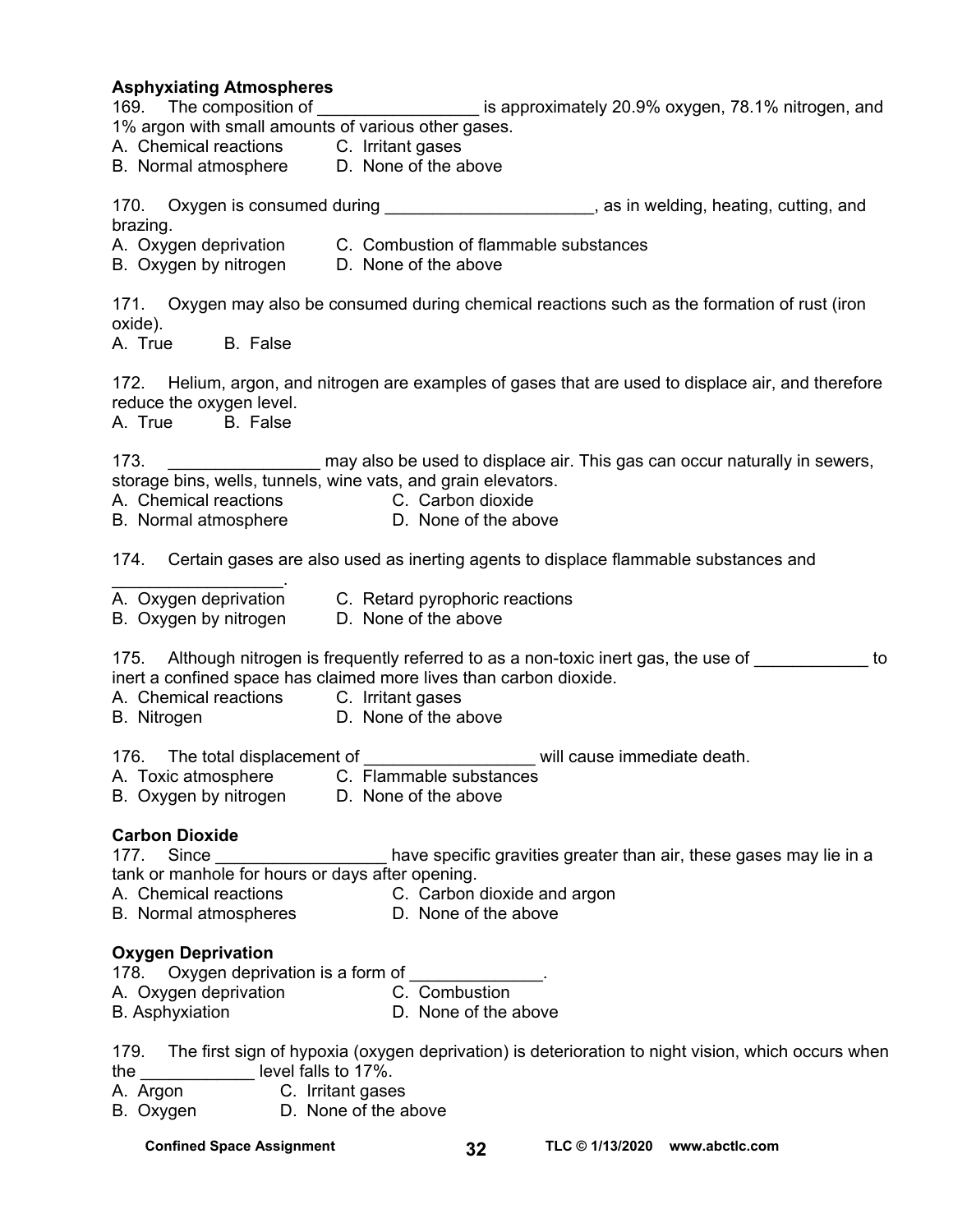**Asphyxiating Atmospheres**

169. The composition of _________________ is approximately 20.9% oxygen, 78.1% nitrogen, and 1% argon with small amounts of various other gases.
A. Chemical reactions
B. Normal atmosphere
C. Irritant gases
D. None of the above

170. Oxygen is consumed during ______________________, as in welding, heating, cutting, and brazing.
A. Oxygen deprivation
B. Oxygen by nitrogen
C. Combustion of flammable substances
D. None of the above

171. Oxygen may also be consumed during chemical reactions such as the formation of rust (iron oxide).
A. True
B. False

172. Helium, argon, and nitrogen are examples of gases that are used to displace air, and therefore reduce the oxygen level.
A. True
B. False

173. ________________ may also be used to displace air. This gas can occur naturally in sewers, storage bins, wells, tunnels, wine vats, and grain elevators.
A. Chemical reactions
B. Normal atmosphere
C. Carbon dioxide
D. None of the above

174. Certain gases are also used as inerting agents to displace flammable substances and __________________.
A. Oxygen deprivation
B. Oxygen by nitrogen
C. Retard pyrophoric reactions
D. None of the above

175. Although nitrogen is frequently referred to as a non-toxic inert gas, the use of ____________ to inert a confined space has claimed more lives than carbon dioxide.
A. Chemical reactions
B. Nitrogen
C. Irritant gases
D. None of the above

176. The total displacement of __________________ will cause immediate death.
A. Toxic atmosphere
B. Oxygen by nitrogen
C. Flammable substances
D. None of the above

**Carbon Dioxide**

177. Since __________________ have specific gravities greater than air, these gases may lie in a tank or manhole for hours or days after opening.
A. Chemical reactions
B. Normal atmospheres
C. Carbon dioxide and argon
D. None of the above

**Oxygen Deprivation**

178. Oxygen deprivation is a form of ______________.
A. Oxygen deprivation
B. Asphyxiation
C. Combustion
D. None of the above

179. The first sign of hypoxia (oxygen deprivation) is deterioration to night vision, which occurs when the ____________ level falls to 17%.
A. Argon
B. Oxygen
C. Irritant gases
D. None of the above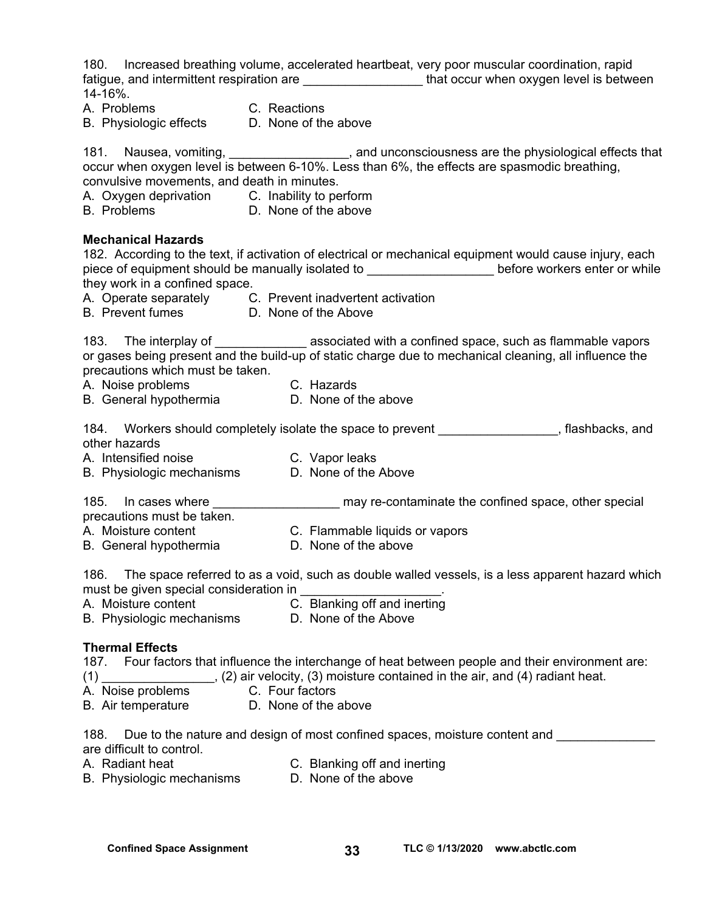180. Increased breathing volume, accelerated heartbeat, very poor muscular coordination, rapid fatigue, and intermittent respiration are _________________ that occur when oxygen level is between 14-16%.

A. Problems
B. Physiologic effects
C. Reactions
D. None of the above

181. Nausea, vomiting, _________________, and unconsciousness are the physiological effects that occur when oxygen level is between 6-10%. Less than 6%, the effects are spasmodic breathing, convulsive movements, and death in minutes.

A. Oxygen deprivation
B. Problems
C. Inability to perform
D. None of the above

**Mechanical Hazards**

182. According to the text, if activation of electrical or mechanical equipment would cause injury, each piece of equipment should be manually isolated to __________________ before workers enter or while they work in a confined space.

A. Operate separately
B. Prevent fumes
C. Prevent inadvertent activation
D. None of the Above

183. The interplay of _____________ associated with a confined space, such as flammable vapors or gases being present and the build-up of static charge due to mechanical cleaning, all influence the precautions which must be taken.

A. Noise problems
B. General hypothermia
C. Hazards
D. None of the above

184. Workers should completely isolate the space to prevent _________________, flashbacks, and other hazards

A. Intensified noise
B. Physiologic mechanisms
C. Vapor leaks
D. None of the Above

185. In cases where __________________ may re-contaminate the confined space, other special precautions must be taken.

A. Moisture content
B. General hypothermia
C. Flammable liquids or vapors
D. None of the above

186. The space referred to as a void, such as double walled vessels, is a less apparent hazard which must be given special consideration in ____________________.

A. Moisture content
B. Physiologic mechanisms
C. Blanking off and inerting
D. None of the Above

**Thermal Effects**

187. Four factors that influence the interchange of heat between people and their environment are: (1) ________________, (2) air velocity, (3) moisture contained in the air, and (4) radiant heat.

A. Noise problems
B. Air temperature
C. Four factors
D. None of the above

188. Due to the nature and design of most confined spaces, moisture content and ______________ are difficult to control.

A. Radiant heat
B. Physiologic mechanisms
C. Blanking off and inerting
D. None of the above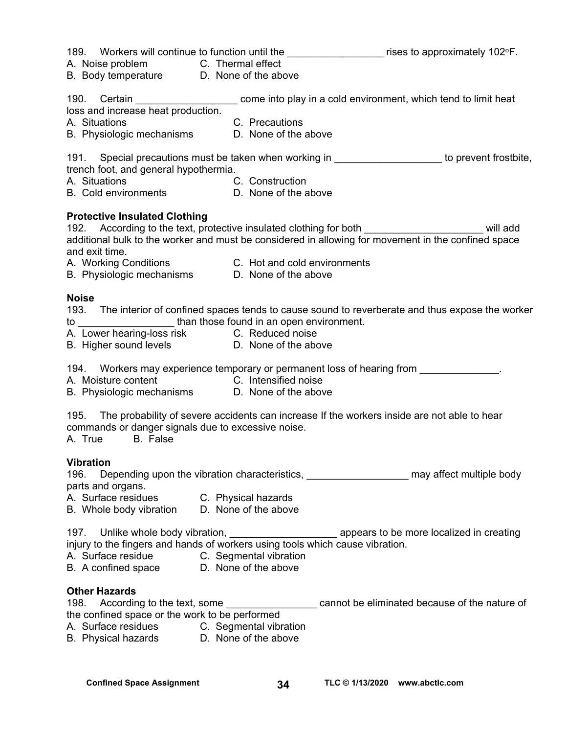189. Workers will continue to function until the _________________ rises to approximately 102°F.

A. Noise problem  C. Thermal effect
B. Body temperature  D. None of the above

190. Certain __________________ come into play in a cold environment, which tend to limit heat loss and increase heat production.

A. Situations  C. Precautions
B. Physiologic mechanisms  D. None of the above

191. Special precautions must be taken when working in ___________________ to prevent frostbite, trench foot, and general hypothermia.

A. Situations  C. Construction
B. Cold environments  D. None of the above

**Protective Insulated Clothing**

192. According to the text, protective insulated clothing for both _____________________ will add additional bulk to the worker and must be considered in allowing for movement in the confined space and exit time.

A. Working Conditions  C. Hot and cold environments
B. Physiologic mechanisms  D. None of the above

**Noise**

193. The interior of confined spaces tends to cause sound to reverberate and thus expose the worker to _________________ than those found in an open environment.

A. Lower hearing-loss risk  C. Reduced noise
B. Higher sound levels  D. None of the above

194. Workers may experience temporary or permanent loss of hearing from ______________.

A. Moisture content  C. Intensified noise
B. Physiologic mechanisms  D. None of the above

195. The probability of severe accidents can increase If the workers inside are not able to hear commands or danger signals due to excessive noise.

A. True  B. False

**Vibration**

196. Depending upon the vibration characteristics, __________________ may affect multiple body parts and organs.

A. Surface residues  C. Physical hazards
B. Whole body vibration  D. None of the above

197. Unlike whole body vibration, ___________________ appears to be more localized in creating injury to the fingers and hands of workers using tools which cause vibration.

A. Surface residue  C. Segmental vibration
B. A confined space  D. None of the above

**Other Hazards**

198. According to the text, some ________________ cannot be eliminated because of the nature of the confined space or the work to be performed

A. Surface residues  C. Segmental vibration
B. Physical hazards  D. None of the above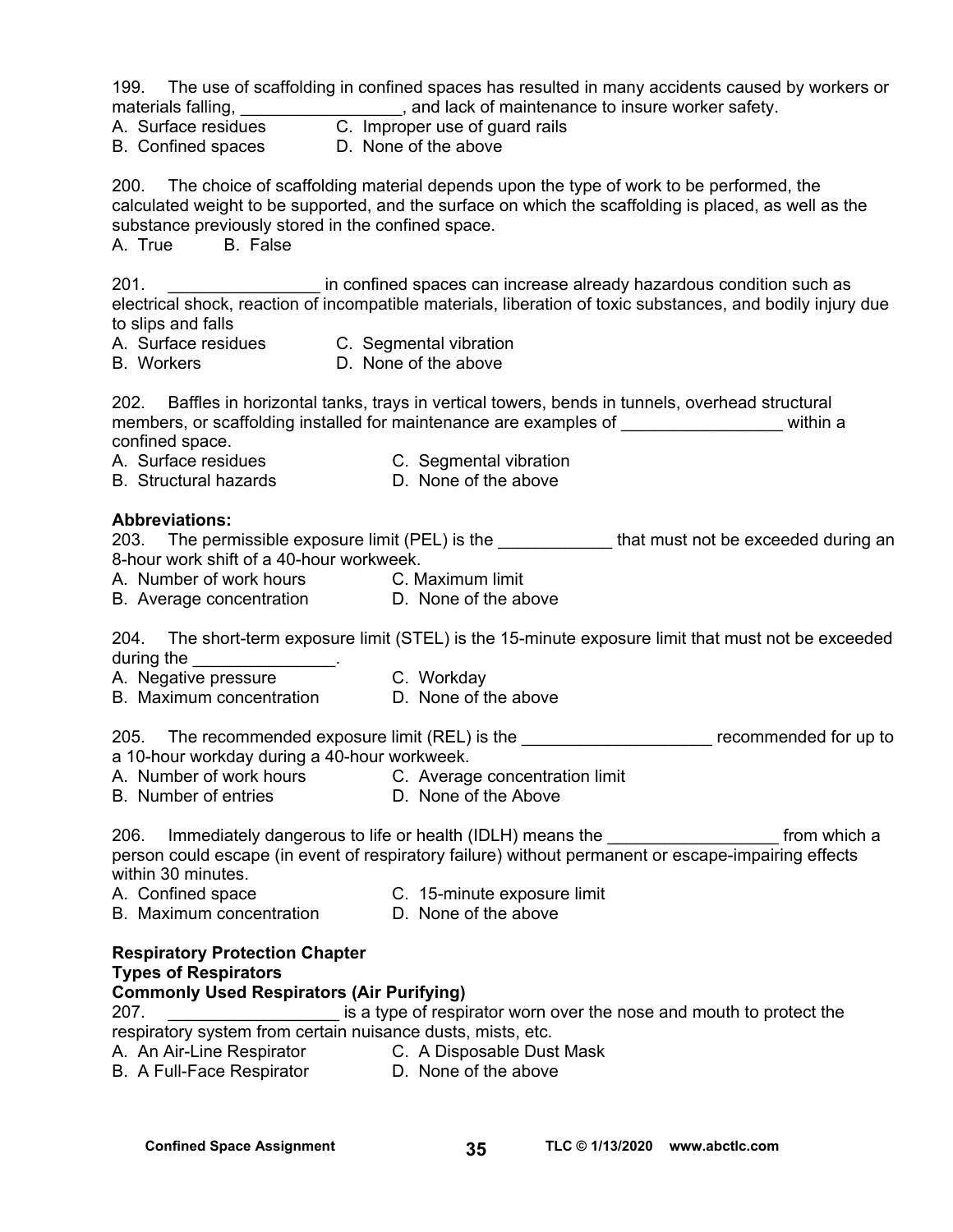199. The use of scaffolding in confined spaces has resulted in many accidents caused by workers or materials falling, _________________, and lack of maintenance to insure worker safety.

A. Surface residues  
B. Confined spaces  
C. Improper use of guard rails  
D. None of the above

200. The choice of scaffolding material depends upon the type of work to be performed, the calculated weight to be supported, and the surface on which the scaffolding is placed, as well as the substance previously stored in the confined space.

A. True B. False

201. ________________ in confined spaces can increase already hazardous condition such as electrical shock, reaction of incompatible materials, liberation of toxic substances, and bodily injury due to slips and falls

A. Surface residues  
B. Workers  
C. Segmental vibration  
D. None of the above

202. Baffles in horizontal tanks, trays in vertical towers, bends in tunnels, overhead structural members, or scaffolding installed for maintenance are examples of _________________ within a confined space.

A. Surface residues  
B. Structural hazards  
C. Segmental vibration  
D. None of the above

**Abbreviations:**

203. The permissible exposure limit (PEL) is the ____________ that must not be exceeded during an 8-hour work shift of a 40-hour workweek.

A. Number of work hours  
B. Average concentration  
C. Maximum limit  
D. None of the above

204. The short-term exposure limit (STEL) is the 15-minute exposure limit that must not be exceeded during the _______________.

A. Negative pressure  
B. Maximum concentration  
C. Workday  
D. None of the above

205. The recommended exposure limit (REL) is the ____________________ recommended for up to a 10-hour workday during a 40-hour workweek.

A. Number of work hours  
B. Number of entries  
C. Average concentration limit  
D. None of the Above

206. Immediately dangerous to life or health (IDLH) means the __________________ from which a person could escape (in event of respiratory failure) without permanent or escape-impairing effects within 30 minutes.

A. Confined space  
B. Maximum concentration  
C. 15-minute exposure limit  
D. None of the above

**Respiratory Protection Chapter**  
**Types of Respirators**  
**Commonly Used Respirators (Air Purifying)**

207. __________________ is a type of respirator worn over the nose and mouth to protect the respiratory system from certain nuisance dusts, mists, etc.

A. An Air-Line Respirator  
B. A Full-Face Respirator  
C. A Disposable Dust Mask  
D. None of the above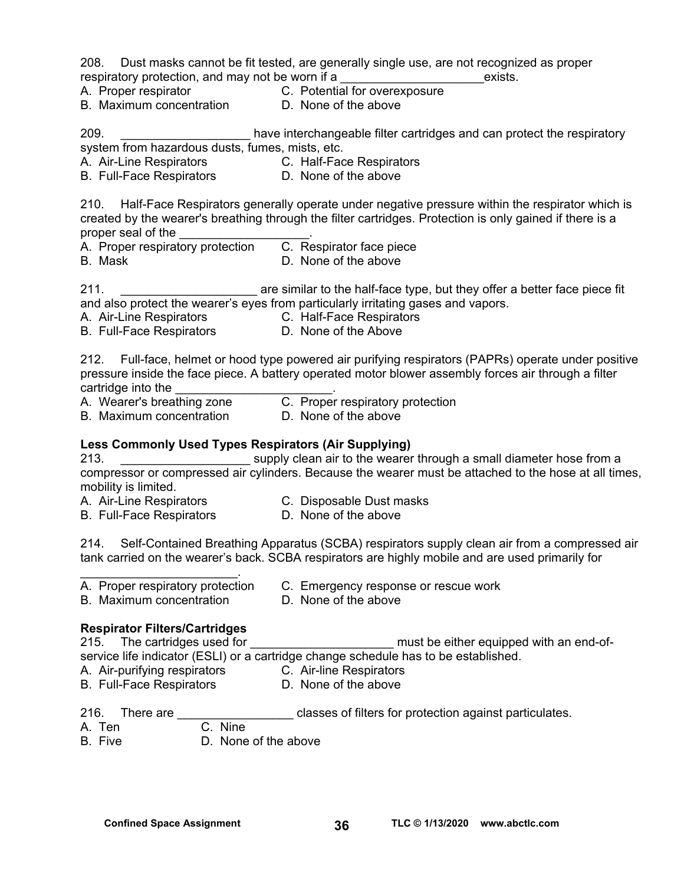208. Dust masks cannot be fit tested, are generally single use, are not recognized as proper respiratory protection, and may not be worn if a _____________________exists.

A. Proper respirator
B. Maximum concentration
C. Potential for overexposure
D. None of the above

209. ___________________ have interchangeable filter cartridges and can protect the respiratory system from hazardous dusts, fumes, mists, etc.

A. Air-Line Respirators
B. Full-Face Respirators
C. Half-Face Respirators
D. None of the above

210. Half-Face Respirators generally operate under negative pressure within the respirator which is created by the wearer's breathing through the filter cartridges. Protection is only gained if there is a proper seal of the ___________________.

A. Proper respiratory protection
B. Mask
C. Respirator face piece
D. None of the above

211. ____________________ are similar to the half-face type, but they offer a better face piece fit and also protect the wearer's eyes from particularly irritating gases and vapors.

A. Air-Line Respirators
B. Full-Face Respirators
C. Half-Face Respirators
D. None of the Above

212. Full-face, helmet or hood type powered air purifying respirators (PAPRs) operate under positive pressure inside the face piece. A battery operated motor blower assembly forces air through a filter cartridge into the _______________________.

A. Wearer's breathing zone
B. Maximum concentration
C. Proper respiratory protection
D. None of the above

**Less Commonly Used Types Respirators (Air Supplying)**

213. ___________________ supply clean air to the wearer through a small diameter hose from a compressor or compressed air cylinders. Because the wearer must be attached to the hose at all times, mobility is limited.

A. Air-Line Respirators
B. Full-Face Respirators
C. Disposable Dust masks
D. None of the above

214. Self-Contained Breathing Apparatus (SCBA) respirators supply clean air from a compressed air tank carried on the wearer's back. SCBA respirators are highly mobile and are used primarily for _______________________.

A. Proper respiratory protection
B. Maximum concentration
C. Emergency response or rescue work
D. None of the above

**Respirator Filters/Cartridges**

215. The cartridges used for _____________________ must be either equipped with an end-of-service life indicator (ESLI) or a cartridge change schedule has to be established.

A. Air-purifying respirators
B. Full-Face Respirators
C. Air-line Respirators
D. None of the above

216. There are _________________ classes of filters for protection against particulates.

A. Ten
B. Five
C. Nine
D. None of the above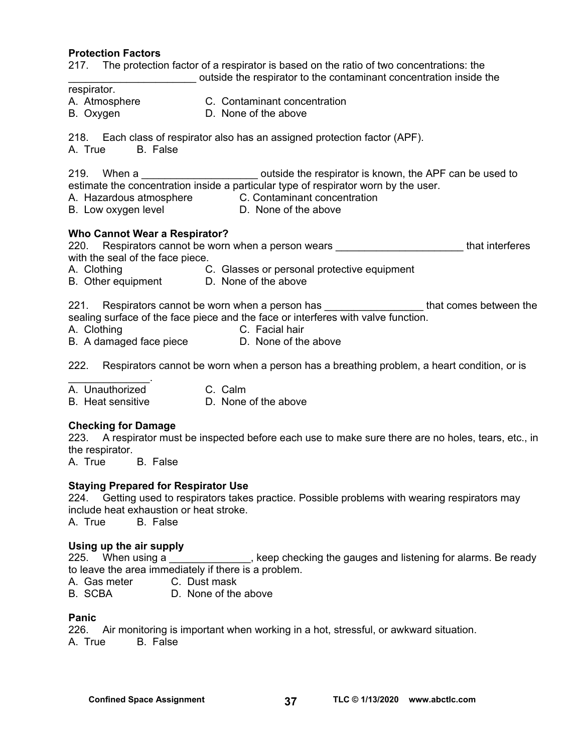**Protection Factors**

217. The protection factor of a respirator is based on the ratio of two concentrations: the ______________________ outside the respirator to the contaminant concentration inside the respirator.

A. Atmosphere
B. Oxygen
C. Contaminant concentration
D. None of the above

218. Each class of respirator also has an assigned protection factor (APF).

A. True B. False

219. When a ____________________ outside the respirator is known, the APF can be used to estimate the concentration inside a particular type of respirator worn by the user.

A. Hazardous atmosphere
B. Low oxygen level
C. Contaminant concentration
D. None of the above

**Who Cannot Wear a Respirator?**

220. Respirators cannot be worn when a person wears ______________________ that interferes with the seal of the face piece.

A. Clothing
B. Other equipment
C. Glasses or personal protective equipment
D. None of the above

221. Respirators cannot be worn when a person has _________________ that comes between the sealing surface of the face piece and the face or interferes with valve function.

A. Clothing
B. A damaged face piece
C. Facial hair
D. None of the above

222. Respirators cannot be worn when a person has a breathing problem, a heart condition, or is ______________.

A. Unauthorized
B. Heat sensitive
C. Calm
D. None of the above

**Checking for Damage**

223. A respirator must be inspected before each use to make sure there are no holes, tears, etc., in the respirator.

A. True B. False

**Staying Prepared for Respirator Use**

224. Getting used to respirators takes practice. Possible problems with wearing respirators may include heat exhaustion or heat stroke.

A. True B. False

**Using up the air supply**

225. When using a ______________, keep checking the gauges and listening for alarms. Be ready to leave the area immediately if there is a problem.

A. Gas meter
B. SCBA
C. Dust mask
D. None of the above

**Panic**

226. Air monitoring is important when working in a hot, stressful, or awkward situation.

A. True B. False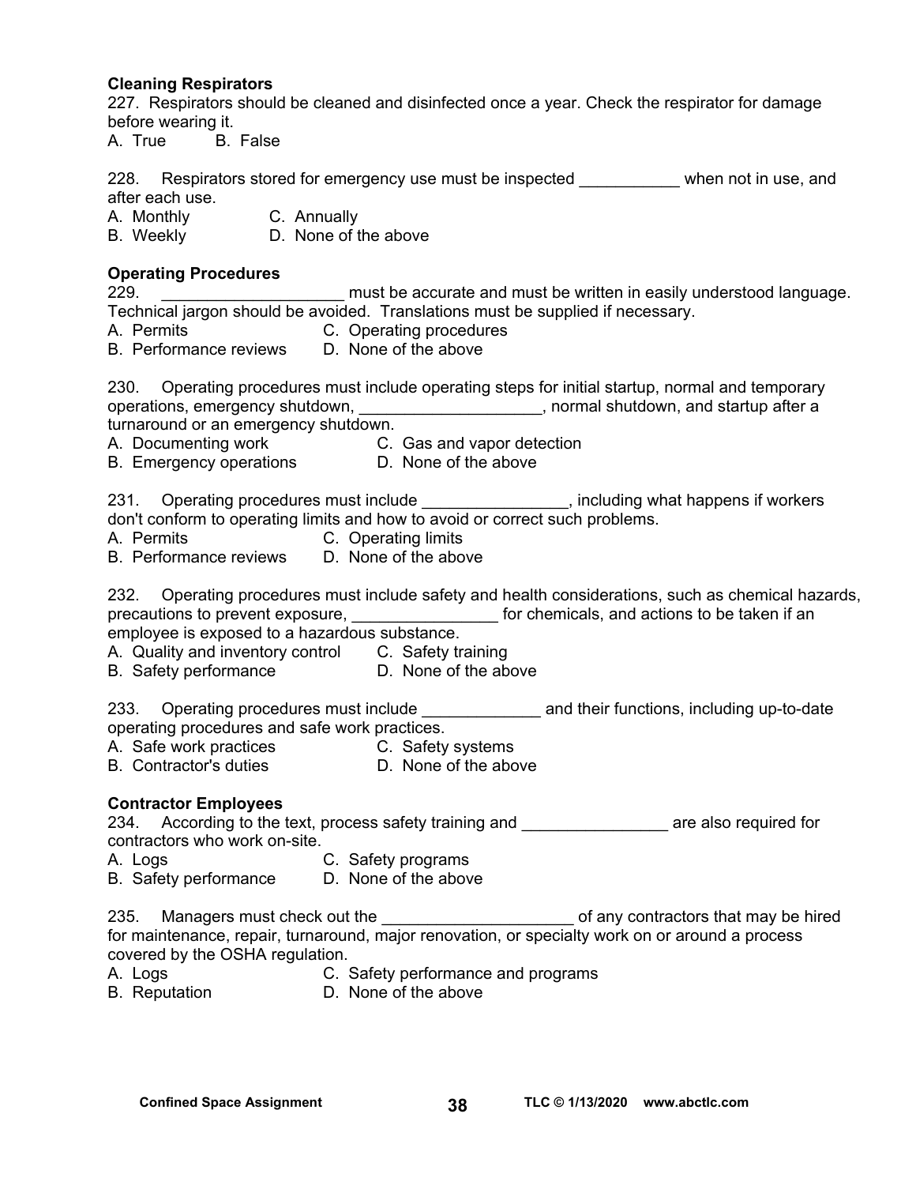**Cleaning Respirators**

227. Respirators should be cleaned and disinfected once a year. Check the respirator for damage before wearing it.
A. True B. False

228. Respirators stored for emergency use must be inspected ___________ when not in use, and after each use.
A. Monthly C. Annually
B. Weekly D. None of the above

**Operating Procedures**

229. ____________________ must be accurate and must be written in easily understood language. Technical jargon should be avoided. Translations must be supplied if necessary.
A. Permits C. Operating procedures
B. Performance reviews D. None of the above

230. Operating procedures must include operating steps for initial startup, normal and temporary operations, emergency shutdown, ____________________, normal shutdown, and startup after a turnaround or an emergency shutdown.
A. Documenting work C. Gas and vapor detection
B. Emergency operations D. None of the above

231. Operating procedures must include ________________, including what happens if workers don't conform to operating limits and how to avoid or correct such problems.
A. Permits C. Operating limits
B. Performance reviews D. None of the above

232. Operating procedures must include safety and health considerations, such as chemical hazards, precautions to prevent exposure, ________________ for chemicals, and actions to be taken if an employee is exposed to a hazardous substance.
A. Quality and inventory control C. Safety training
B. Safety performance D. None of the above

233. Operating procedures must include _____________ and their functions, including up-to-date operating procedures and safe work practices.
A. Safe work practices C. Safety systems
B. Contractor's duties D. None of the above

**Contractor Employees**

234. According to the text, process safety training and ________________ are also required for contractors who work on-site.
A. Logs C. Safety programs
B. Safety performance D. None of the above

235. Managers must check out the _____________________ of any contractors that may be hired for maintenance, repair, turnaround, major renovation, or specialty work on or around a process covered by the OSHA regulation.
A. Logs C. Safety performance and programs
B. Reputation D. None of the above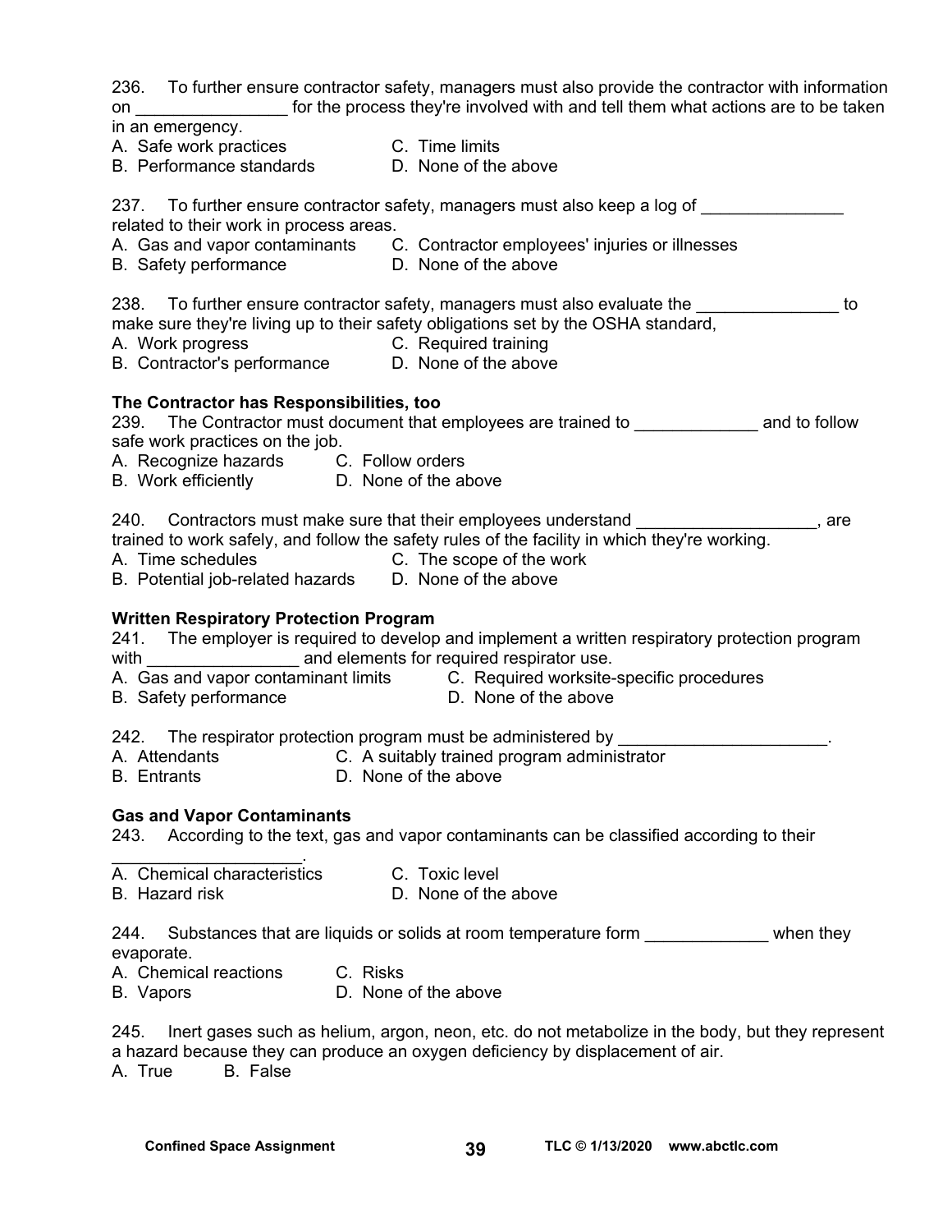236. To further ensure contractor safety, managers must also provide the contractor with information on ________________ for the process they're involved with and tell them what actions are to be taken in an emergency.

A. Safe work practices
B. Performance standards
C. Time limits
D. None of the above

237. To further ensure contractor safety, managers must also keep a log of _______________ related to their work in process areas.

A. Gas and vapor contaminants
B. Safety performance
C. Contractor employees' injuries or illnesses
D. None of the above

238. To further ensure contractor safety, managers must also evaluate the _______________ to make sure they're living up to their safety obligations set by the OSHA standard,

A. Work progress
B. Contractor's performance
C. Required training
D. None of the above

**The Contractor has Responsibilities, too**

239. The Contractor must document that employees are trained to _____________ and to follow safe work practices on the job.

A. Recognize hazards
B. Work efficiently
C. Follow orders
D. None of the above

240. Contractors must make sure that their employees understand ___________________, are trained to work safely, and follow the safety rules of the facility in which they're working.

A. Time schedules
B. Potential job-related hazards
C. The scope of the work
D. None of the above

**Written Respiratory Protection Program**

241. The employer is required to develop and implement a written respiratory protection program with ________________ and elements for required respirator use.

A. Gas and vapor contaminant limits
B. Safety performance
C. Required worksite-specific procedures
D. None of the above

242. The respirator protection program must be administered by ______________________.

A. Attendants
B. Entrants
C. A suitably trained program administrator
D. None of the above

**Gas and Vapor Contaminants**

243. According to the text, gas and vapor contaminants can be classified according to their ____________________.

A. Chemical characteristics
B. Hazard risk
C. Toxic level
D. None of the above

244. Substances that are liquids or solids at room temperature form _____________ when they evaporate.

A. Chemical reactions
B. Vapors
C. Risks
D. None of the above

245. Inert gases such as helium, argon, neon, etc. do not metabolize in the body, but they represent a hazard because they can produce an oxygen deficiency by displacement of air.

A. True
B. False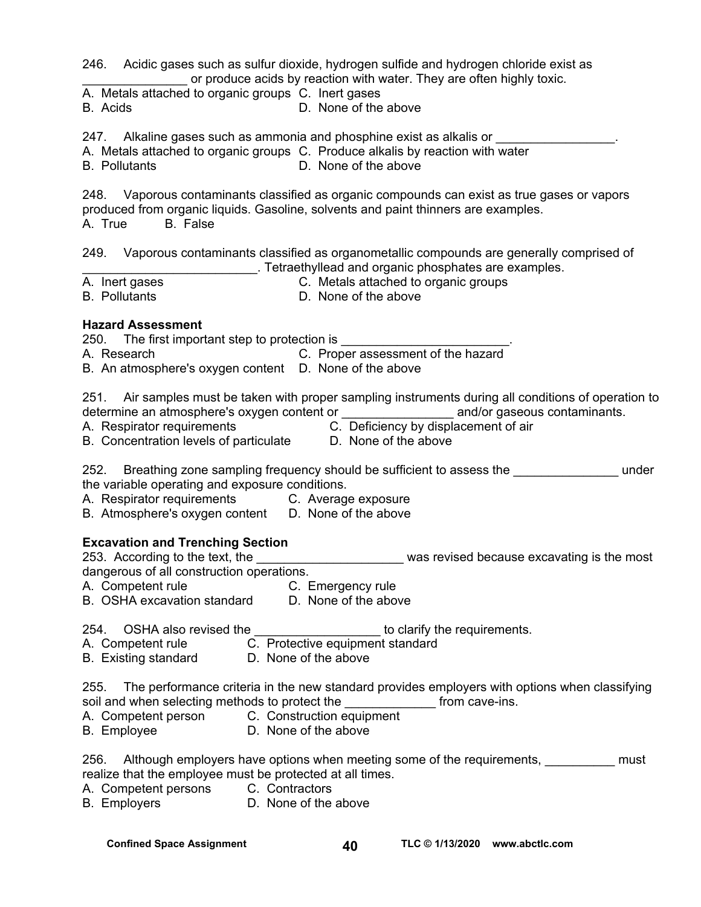246. Acidic gases such as sulfur dioxide, hydrogen sulfide and hydrogen chloride exist as _______________ or produce acids by reaction with water. They are often highly toxic.

A. Metals attached to organic groups  
B. Acids  
C. Inert gases  
D. None of the above

247. Alkaline gases such as ammonia and phosphine exist as alkalis or _________________.

A. Metals attached to organic groups  
B. Pollutants  
C. Produce alkalis by reaction with water  
D. None of the above

248. Vaporous contaminants classified as organic compounds can exist as true gases or vapors produced from organic liquids. Gasoline, solvents and paint thinners are examples.

A. True B. False

249. Vaporous contaminants classified as organometallic compounds are generally comprised of _________________________. Tetraethyllead and organic phosphates are examples.

A. Inert gases  
B. Pollutants  
C. Metals attached to organic groups  
D. None of the above

**Hazard Assessment**

250. The first important step to protection is ________________________.

A. Research  
B. An atmosphere's oxygen content  
C. Proper assessment of the hazard  
D. None of the above

251. Air samples must be taken with proper sampling instruments during all conditions of operation to determine an atmosphere's oxygen content or ________________ and/or gaseous contaminants.

A. Respirator requirements  
B. Concentration levels of particulate  
C. Deficiency by displacement of air  
D. None of the above

252. Breathing zone sampling frequency should be sufficient to assess the _______________ under the variable operating and exposure conditions.

A. Respirator requirements  
B. Atmosphere's oxygen content  
C. Average exposure  
D. None of the above

**Excavation and Trenching Section**

253. According to the text, the _____________________ was revised because excavating is the most dangerous of all construction operations.

A. Competent rule  
B. OSHA excavation standard  
C. Emergency rule  
D. None of the above

254. OSHA also revised the __________________ to clarify the requirements.

A. Competent rule  
B. Existing standard  
C. Protective equipment standard  
D. None of the above

255. The performance criteria in the new standard provides employers with options when classifying soil and when selecting methods to protect the _____________ from cave-ins.

A. Competent person  
B. Employee  
C. Construction equipment  
D. None of the above

256. Although employers have options when meeting some of the requirements, __________ must realize that the employee must be protected at all times.

A. Competent persons  
B. Employers  
C. Contractors  
D. None of the above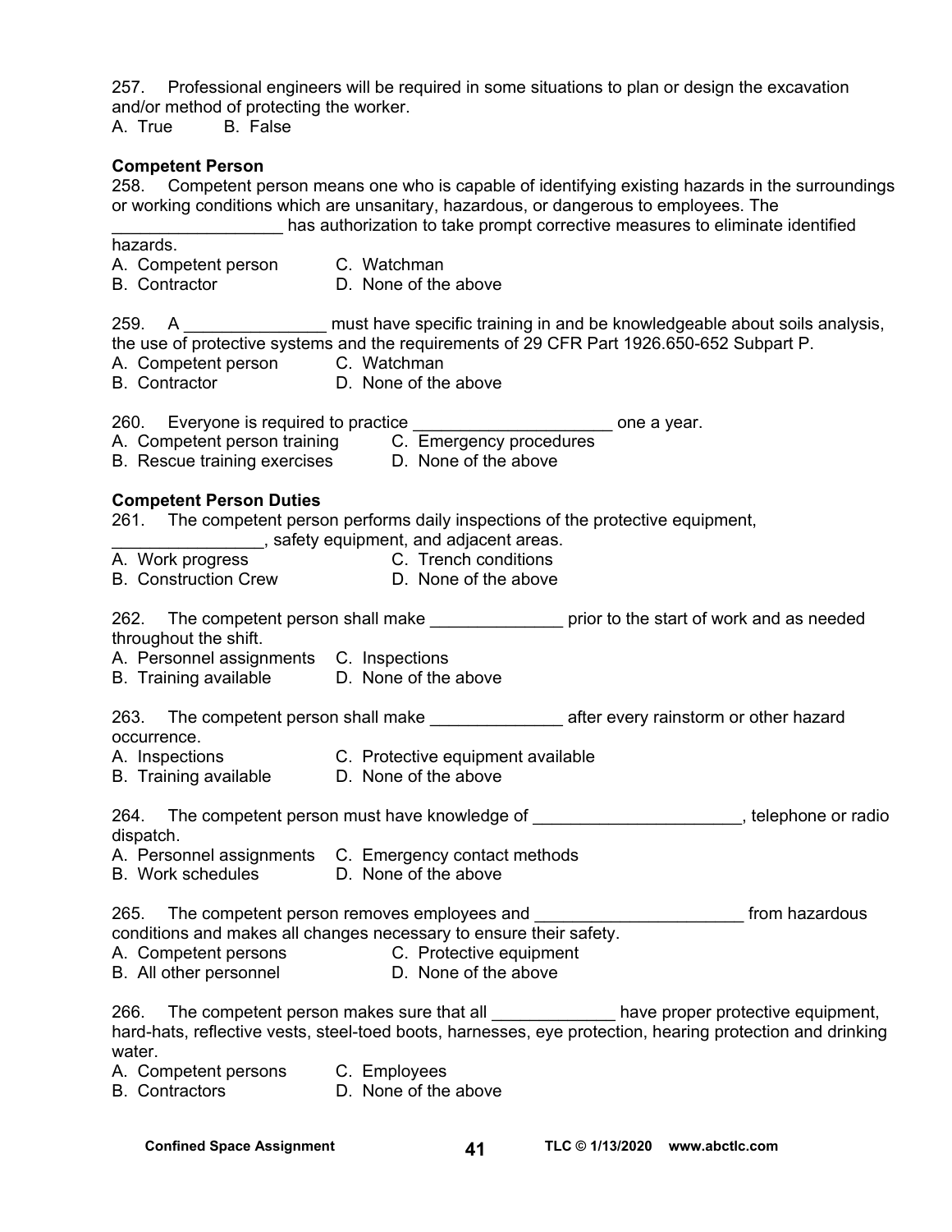257. Professional engineers will be required in some situations to plan or design the excavation and/or method of protecting the worker.
A. True B. False

**Competent Person**

258. Competent person means one who is capable of identifying existing hazards in the surroundings or working conditions which are unsanitary, hazardous, or dangerous to employees. The __________________ has authorization to take prompt corrective measures to eliminate identified hazards.
A. Competent person C. Watchman
B. Contractor D. None of the above

259. A _______________ must have specific training in and be knowledgeable about soils analysis, the use of protective systems and the requirements of 29 CFR Part 1926.650-652 Subpart P.
A. Competent person C. Watchman
B. Contractor D. None of the above

260. Everyone is required to practice _____________________ one a year.
A. Competent person training C. Emergency procedures
B. Rescue training exercises D. None of the above

**Competent Person Duties**

261. The competent person performs daily inspections of the protective equipment, ________________, safety equipment, and adjacent areas.
A. Work progress C. Trench conditions
B. Construction Crew D. None of the above

262. The competent person shall make ______________ prior to the start of work and as needed throughout the shift.
A. Personnel assignments C. Inspections
B. Training available D. None of the above

263. The competent person shall make ______________ after every rainstorm or other hazard occurrence.
A. Inspections C. Protective equipment available
B. Training available D. None of the above

264. The competent person must have knowledge of ______________________, telephone or radio dispatch.
A. Personnel assignments C. Emergency contact methods
B. Work schedules D. None of the above

265. The competent person removes employees and ______________________ from hazardous conditions and makes all changes necessary to ensure their safety.
A. Competent persons C. Protective equipment
B. All other personnel D. None of the above

266. The competent person makes sure that all _____________ have proper protective equipment, hard-hats, reflective vests, steel-toed boots, harnesses, eye protection, hearing protection and drinking water.
A. Competent persons C. Employees
B. Contractors D. None of the above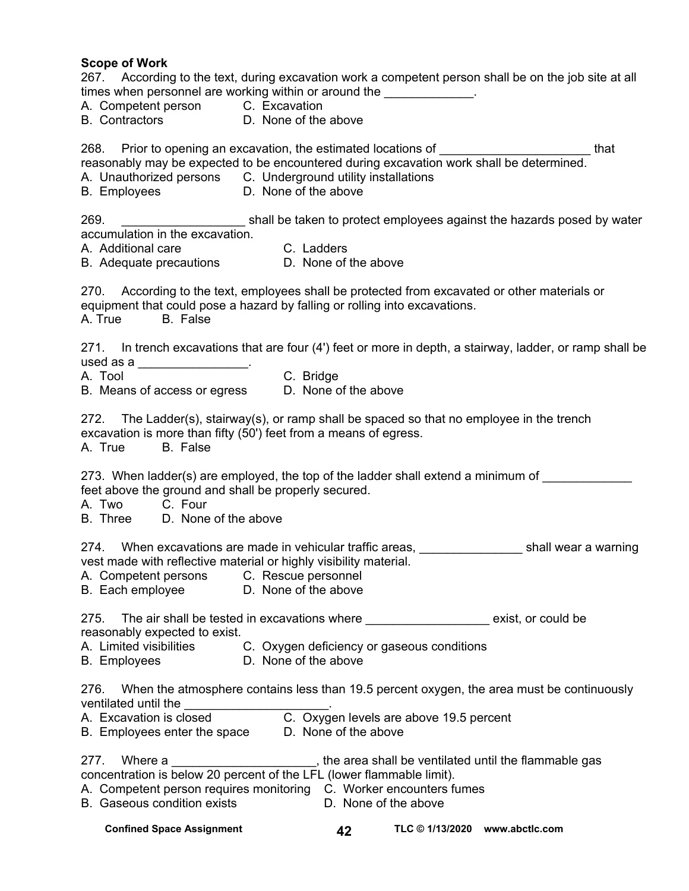**Scope of Work**

267. According to the text, during excavation work a competent person shall be on the job site at all times when personnel are working within or around the _____________.

A. Competent person C. Excavation
B. Contractors D. None of the above

268. Prior to opening an excavation, the estimated locations of ______________________ that reasonably may be expected to be encountered during excavation work shall be determined.

A. Unauthorized persons C. Underground utility installations
B. Employees D. None of the above

269. __________________ shall be taken to protect employees against the hazards posed by water accumulation in the excavation.

A. Additional care C. Ladders
B. Adequate precautions D. None of the above

270. According to the text, employees shall be protected from excavated or other materials or equipment that could pose a hazard by falling or rolling into excavations.

A. True B. False

271. In trench excavations that are four (4') feet or more in depth, a stairway, ladder, or ramp shall be used as a ________________.

A. Tool C. Bridge
B. Means of access or egress D. None of the above

272. The Ladder(s), stairway(s), or ramp shall be spaced so that no employee in the trench excavation is more than fifty (50') feet from a means of egress.

A. True B. False

273. When ladder(s) are employed, the top of the ladder shall extend a minimum of _____________ feet above the ground and shall be properly secured.

A. Two C. Four
B. Three D. None of the above

274. When excavations are made in vehicular traffic areas, _______________ shall wear a warning vest made with reflective material or highly visibility material.

A. Competent persons C. Rescue personnel
B. Each employee D. None of the above

275. The air shall be tested in excavations where __________________ exist, or could be reasonably expected to exist.

A. Limited visibilities C. Oxygen deficiency or gaseous conditions
B. Employees D. None of the above

276. When the atmosphere contains less than 19.5 percent oxygen, the area must be continuously ventilated until the _____________________.

A. Excavation is closed C. Oxygen levels are above 19.5 percent
B. Employees enter the space D. None of the above

277. Where a _____________________, the area shall be ventilated until the flammable gas concentration is below 20 percent of the LFL (lower flammable limit).

A. Competent person requires monitoring C. Worker encounters fumes
B. Gaseous condition exists D. None of the above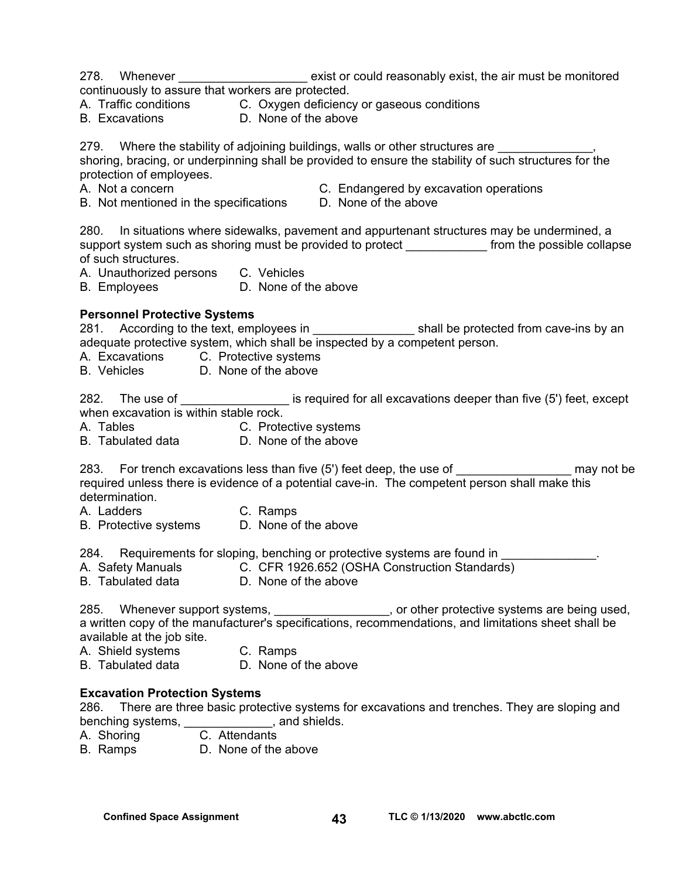278. Whenever ___________________ exist or could reasonably exist, the air must be monitored continuously to assure that workers are protected.
A. Traffic conditions
B. Excavations
C. Oxygen deficiency or gaseous conditions
D. None of the above

279. Where the stability of adjoining buildings, walls or other structures are ______________, shoring, bracing, or underpinning shall be provided to ensure the stability of such structures for the protection of employees.
A. Not a concern
B. Not mentioned in the specifications
C. Endangered by excavation operations
D. None of the above

280. In situations where sidewalks, pavement and appurtenant structures may be undermined, a support system such as shoring must be provided to protect ____________ from the possible collapse of such structures.
A. Unauthorized persons
B. Employees
C. Vehicles
D. None of the above

**Personnel Protective Systems**

281. According to the text, employees in _______________ shall be protected from cave-ins by an adequate protective system, which shall be inspected by a competent person.
A. Excavations
B. Vehicles
C. Protective systems
D. None of the above

282. The use of ________________ is required for all excavations deeper than five (5') feet, except when excavation is within stable rock.
A. Tables
B. Tabulated data
C. Protective systems
D. None of the above

283. For trench excavations less than five (5') feet deep, the use of _________________ may not be required unless there is evidence of a potential cave-in. The competent person shall make this determination.
A. Ladders
B. Protective systems
C. Ramps
D. None of the above

284. Requirements for sloping, benching or protective systems are found in ______________.
A. Safety Manuals
B. Tabulated data
C. CFR 1926.652 (OSHA Construction Standards)
D. None of the above

285. Whenever support systems, _________________, or other protective systems are being used, a written copy of the manufacturer's specifications, recommendations, and limitations sheet shall be available at the job site.
A. Shield systems
B. Tabulated data
C. Ramps
D. None of the above

**Excavation Protection Systems**

286. There are three basic protective systems for excavations and trenches. They are sloping and benching systems, _____________, and shields.
A. Shoring
B. Ramps
C. Attendants
D. None of the above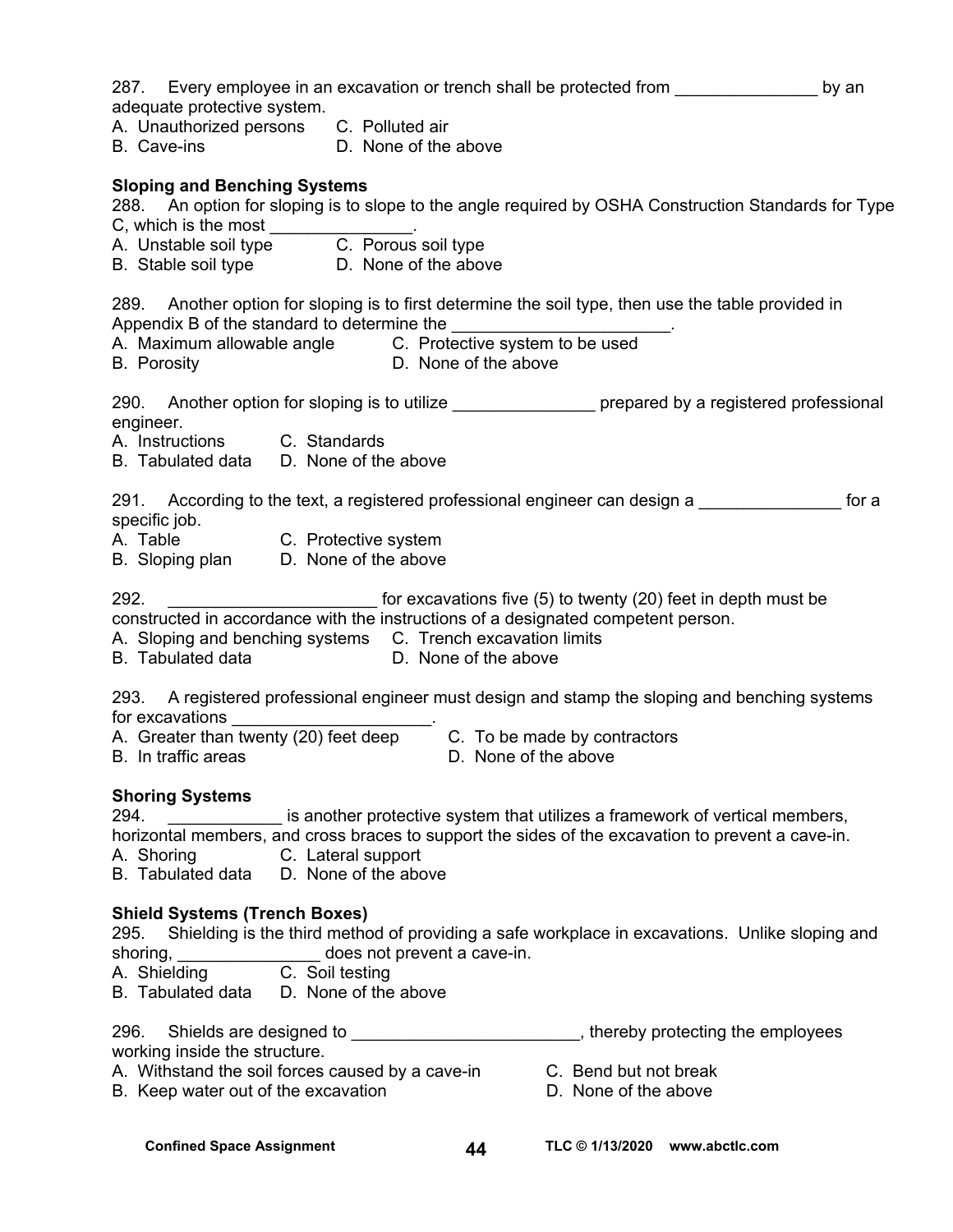287. Every employee in an excavation or trench shall be protected from _______________ by an adequate protective system.
A. Unauthorized persons C. Polluted air
B. Cave-ins D. None of the above

**Sloping and Benching Systems**
288. An option for sloping is to slope to the angle required by OSHA Construction Standards for Type C, which is the most _______________.
A. Unstable soil type C. Porous soil type
B. Stable soil type D. None of the above

289. Another option for sloping is to first determine the soil type, then use the table provided in Appendix B of the standard to determine the _______________________.
A. Maximum allowable angle C. Protective system to be used
B. Porosity D. None of the above

290. Another option for sloping is to utilize _______________ prepared by a registered professional engineer.
A. Instructions C. Standards
B. Tabulated data D. None of the above

291. According to the text, a registered professional engineer can design a _______________ for a specific job.
A. Table C. Protective system
B. Sloping plan D. None of the above

292. ______________________ for excavations five (5) to twenty (20) feet in depth must be constructed in accordance with the instructions of a designated competent person.
A. Sloping and benching systems C. Trench excavation limits
B. Tabulated data D. None of the above

293. A registered professional engineer must design and stamp the sloping and benching systems for excavations _____________________.
A. Greater than twenty (20) feet deep C. To be made by contractors
B. In traffic areas D. None of the above

**Shoring Systems**
294. ____________ is another protective system that utilizes a framework of vertical members, horizontal members, and cross braces to support the sides of the excavation to prevent a cave-in.
A. Shoring C. Lateral support
B. Tabulated data D. None of the above

**Shield Systems (Trench Boxes)**
295. Shielding is the third method of providing a safe workplace in excavations. Unlike sloping and shoring, _______________ does not prevent a cave-in.
A. Shielding C. Soil testing
B. Tabulated data D. None of the above

296. Shields are designed to ________________________, thereby protecting the employees working inside the structure.
A. Withstand the soil forces caused by a cave-in C. Bend but not break
B. Keep water out of the excavation D. None of the above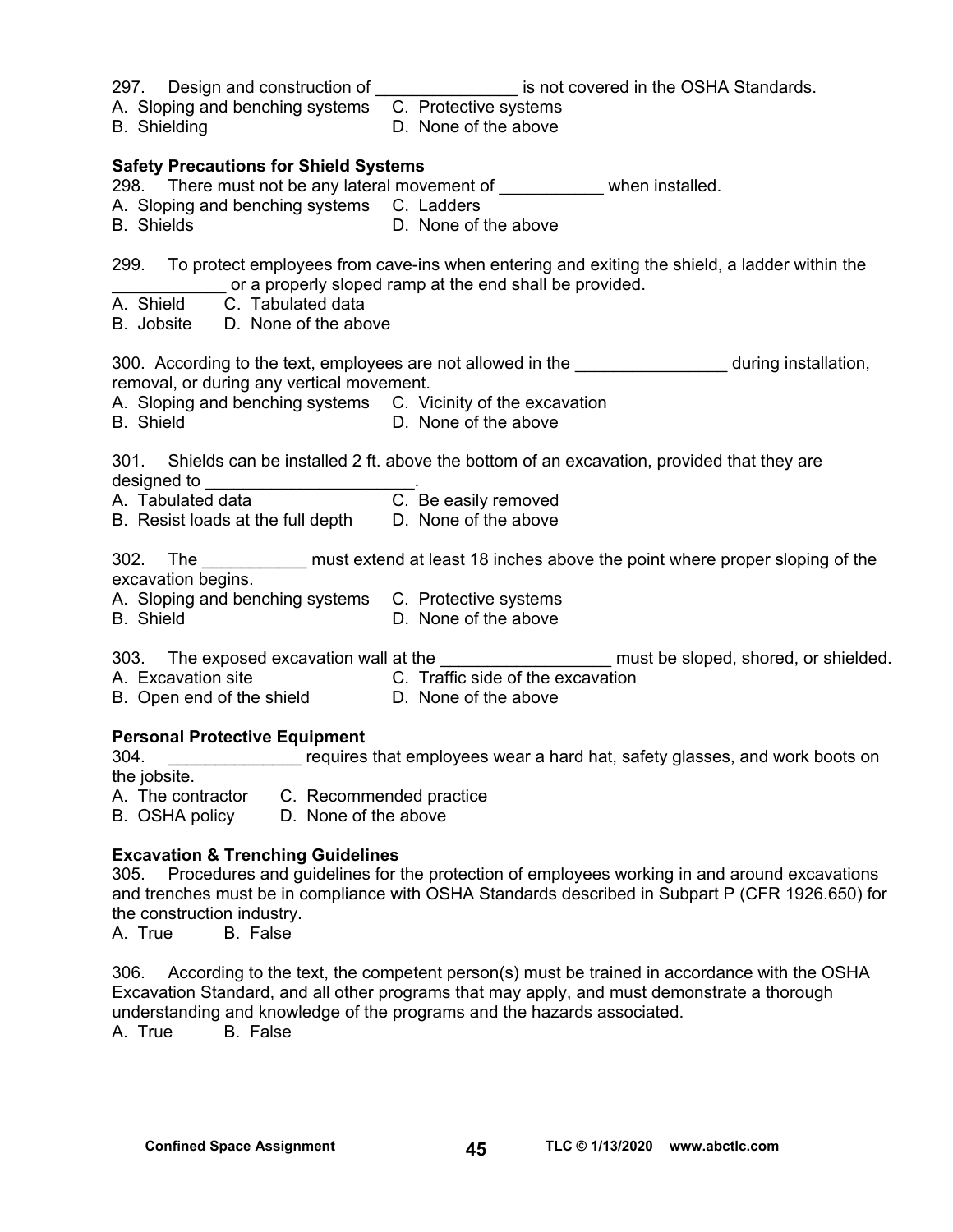297. Design and construction of _______________ is not covered in the OSHA Standards.
A. Sloping and benching systems
B. Shielding
C. Protective systems
D. None of the above

**Safety Precautions for Shield Systems**

298. There must not be any lateral movement of ___________ when installed.
A. Sloping and benching systems
B. Shields
C. Ladders
D. None of the above

299. To protect employees from cave-ins when entering and exiting the shield, a ladder within the ____________ or a properly sloped ramp at the end shall be provided.
A. Shield
B. Jobsite
C. Tabulated data
D. None of the above

300. According to the text, employees are not allowed in the ________________ during installation, removal, or during any vertical movement.
A. Sloping and benching systems
B. Shield
C. Vicinity of the excavation
D. None of the above

301. Shields can be installed 2 ft. above the bottom of an excavation, provided that they are designed to ______________________.
A. Tabulated data
B. Resist loads at the full depth
C. Be easily removed
D. None of the above

302. The ___________ must extend at least 18 inches above the point where proper sloping of the excavation begins.
A. Sloping and benching systems
B. Shield
C. Protective systems
D. None of the above

303. The exposed excavation wall at the __________________ must be sloped, shored, or shielded.
A. Excavation site
B. Open end of the shield
C. Traffic side of the excavation
D. None of the above

**Personal Protective Equipment**

304. ______________ requires that employees wear a hard hat, safety glasses, and work boots on the jobsite.
A. The contractor
B. OSHA policy
C. Recommended practice
D. None of the above

**Excavation & Trenching Guidelines**

305. Procedures and guidelines for the protection of employees working in and around excavations and trenches must be in compliance with OSHA Standards described in Subpart P (CFR 1926.650) for the construction industry.
A. True
B. False

306. According to the text, the competent person(s) must be trained in accordance with the OSHA Excavation Standard, and all other programs that may apply, and must demonstrate a thorough understanding and knowledge of the programs and the hazards associated.
A. True
B. False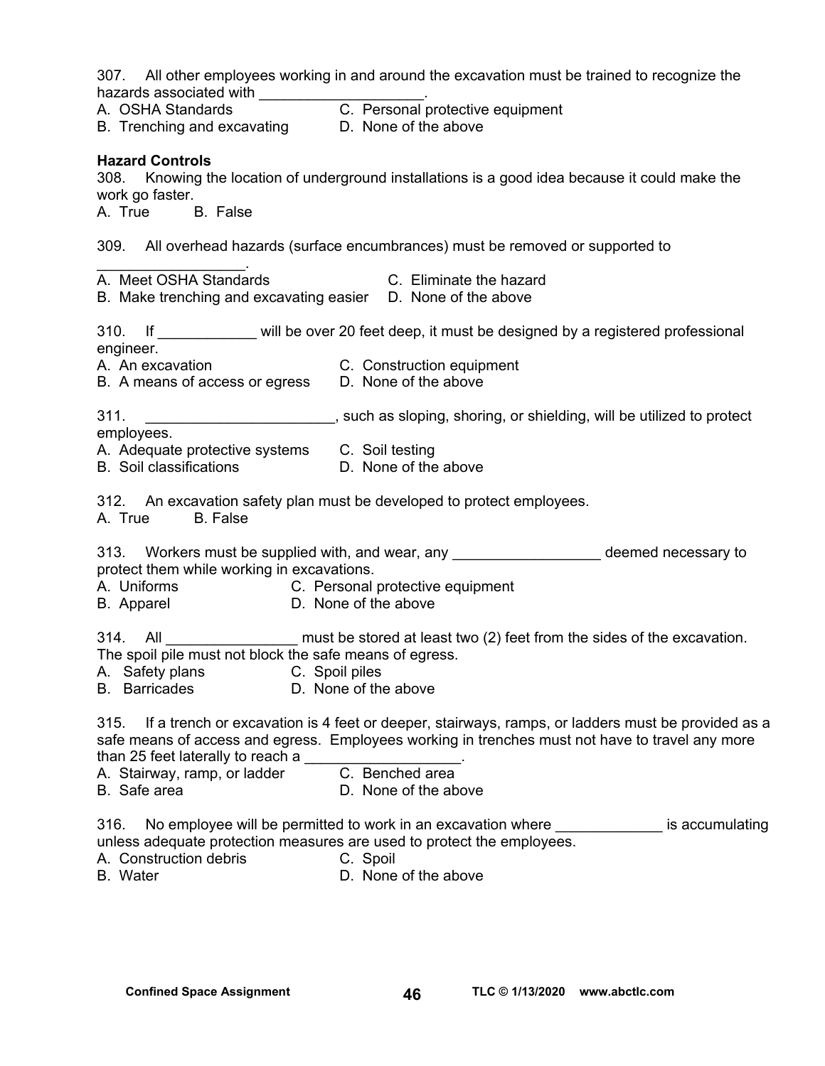307. All other employees working in and around the excavation must be trained to recognize the hazards associated with ____________________.

A. OSHA Standards  
B. Trenching and excavating  
C. Personal protective equipment  
D. None of the above

**Hazard Controls**

308. Knowing the location of underground installations is a good idea because it could make the work go faster.

A. True B. False

309. All overhead hazards (surface encumbrances) must be removed or supported to __________________.

A. Meet OSHA Standards  
B. Make trenching and excavating easier  
C. Eliminate the hazard  
D. None of the above

310. If ____________ will be over 20 feet deep, it must be designed by a registered professional engineer.

A. An excavation  
B. A means of access or egress  
C. Construction equipment  
D. None of the above

311. _______________________, such as sloping, shoring, or shielding, will be utilized to protect employees.

A. Adequate protective systems  
B. Soil classifications  
C. Soil testing  
D. None of the above

312. An excavation safety plan must be developed to protect employees.

A. True B. False

313. Workers must be supplied with, and wear, any __________________ deemed necessary to protect them while working in excavations.

A. Uniforms  
B. Apparel  
C. Personal protective equipment  
D. None of the above

314. All ________________ must be stored at least two (2) feet from the sides of the excavation. The spoil pile must not block the safe means of egress.

A. Safety plans  
B. Barricades  
C. Spoil piles  
D. None of the above

315. If a trench or excavation is 4 feet or deeper, stairways, ramps, or ladders must be provided as a safe means of access and egress. Employees working in trenches must not have to travel any more than 25 feet laterally to reach a ___________________.

A. Stairway, ramp, or ladder  
B. Safe area  
C. Benched area  
D. None of the above

316. No employee will be permitted to work in an excavation where _____________ is accumulating unless adequate protection measures are used to protect the employees.

A. Construction debris  
B. Water  
C. Spoil  
D. None of the above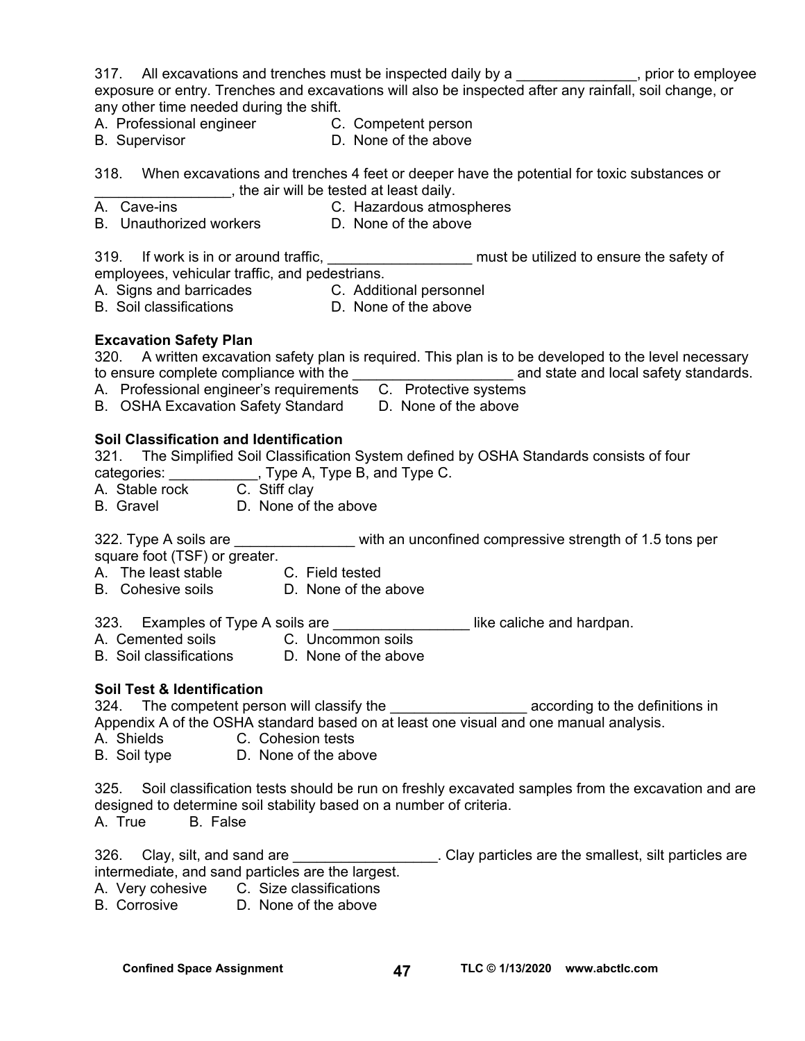317. All excavations and trenches must be inspected daily by a _______________, prior to employee exposure or entry. Trenches and excavations will also be inspected after any rainfall, soil change, or any other time needed during the shift.

A. Professional engineer
B. Supervisor
C. Competent person
D. None of the above

318. When excavations and trenches 4 feet or deeper have the potential for toxic substances or _________________, the air will be tested at least daily.

A. Cave-ins
B. Unauthorized workers
C. Hazardous atmospheres
D. None of the above

319. If work is in or around traffic, __________________ must be utilized to ensure the safety of employees, vehicular traffic, and pedestrians.

A. Signs and barricades
B. Soil classifications
C. Additional personnel
D. None of the above

**Excavation Safety Plan**

320. A written excavation safety plan is required. This plan is to be developed to the level necessary to ensure complete compliance with the ____________________ and state and local safety standards.

A. Professional engineer's requirements
B. OSHA Excavation Safety Standard
C. Protective systems
D. None of the above

**Soil Classification and Identification**

321. The Simplified Soil Classification System defined by OSHA Standards consists of four categories: ___________, Type A, Type B, and Type C.

A. Stable rock
B. Gravel
C. Stiff clay
D. None of the above

322. Type A soils are _______________ with an unconfined compressive strength of 1.5 tons per square foot (TSF) or greater.

A. The least stable
B. Cohesive soils
C. Field tested
D. None of the above

323. Examples of Type A soils are _________________ like caliche and hardpan.

A. Cemented soils
B. Soil classifications
C. Uncommon soils
D. None of the above

**Soil Test & Identification**

324. The competent person will classify the _________________ according to the definitions in Appendix A of the OSHA standard based on at least one visual and one manual analysis.

A. Shields
B. Soil type
C. Cohesion tests
D. None of the above

325. Soil classification tests should be run on freshly excavated samples from the excavation and are designed to determine soil stability based on a number of criteria.

A. True
B. False

326. Clay, silt, and sand are __________________. Clay particles are the smallest, silt particles are intermediate, and sand particles are the largest.

A. Very cohesive
B. Corrosive
C. Size classifications
D. None of the above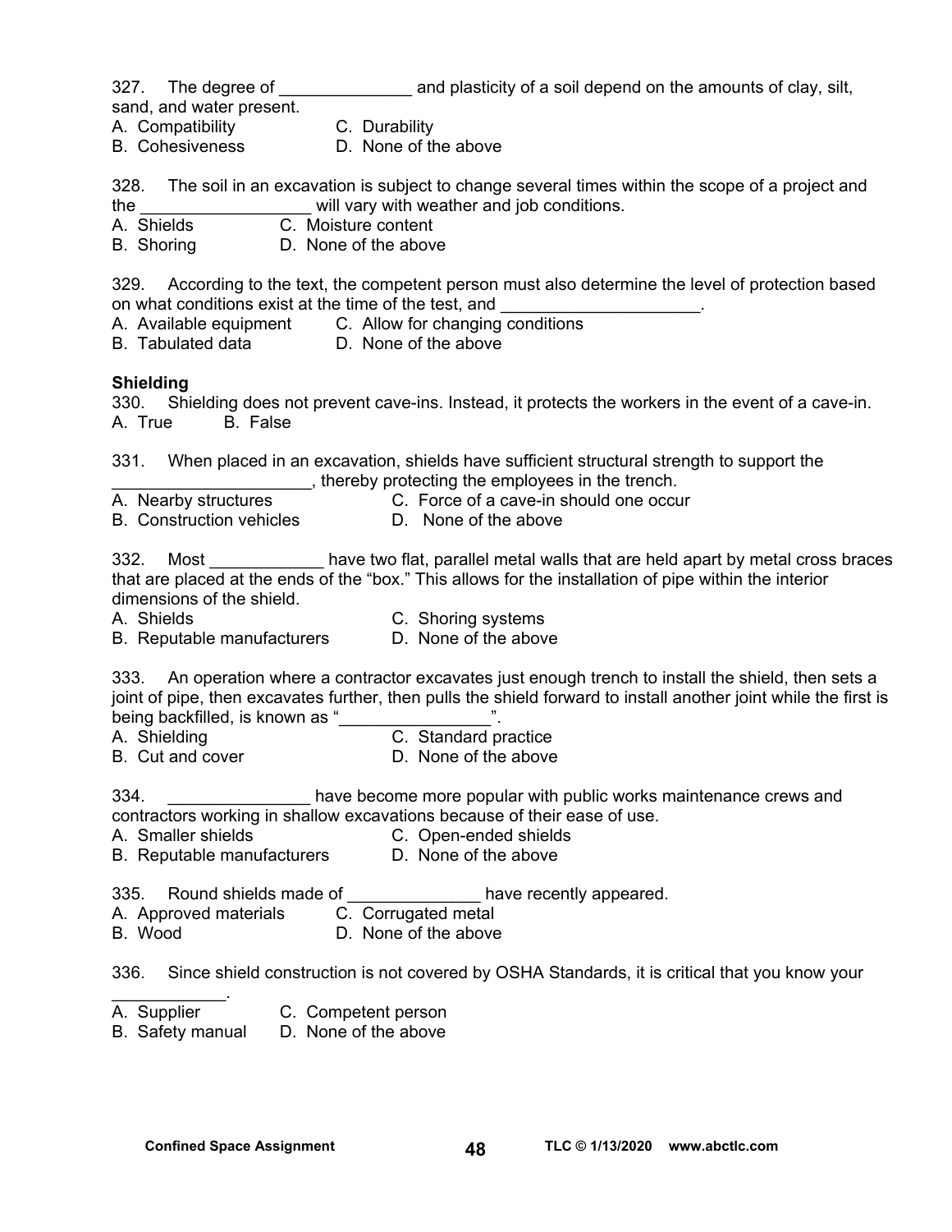327. The degree of ______________ and plasticity of a soil depend on the amounts of clay, silt, sand, and water present.
A. Compatibility  C. Durability
B. Cohesiveness  D. None of the above

328. The soil in an excavation is subject to change several times within the scope of a project and the __________________ will vary with weather and job conditions.
A. Shields  C. Moisture content
B. Shoring  D. None of the above

329. According to the text, the competent person must also determine the level of protection based on what conditions exist at the time of the test, and _____________________.
A. Available equipment  C. Allow for changing conditions
B. Tabulated data  D. None of the above

**Shielding**

330. Shielding does not prevent cave-ins. Instead, it protects the workers in the event of a cave-in.
A. True  B. False

331. When placed in an excavation, shields have sufficient structural strength to support the _____________________, thereby protecting the employees in the trench.
A. Nearby structures  C. Force of a cave-in should one occur
B. Construction vehicles  D. None of the above

332. Most ____________ have two flat, parallel metal walls that are held apart by metal cross braces that are placed at the ends of the “box.” This allows for the installation of pipe within the interior dimensions of the shield.
A. Shields  C. Shoring systems
B. Reputable manufacturers  D. None of the above

333. An operation where a contractor excavates just enough trench to install the shield, then sets a joint of pipe, then excavates further, then pulls the shield forward to install another joint while the first is being backfilled, is known as “________________”.
A. Shielding  C. Standard practice
B. Cut and cover  D. None of the above

334. _______________ have become more popular with public works maintenance crews and contractors working in shallow excavations because of their ease of use.
A. Smaller shields  C. Open-ended shields
B. Reputable manufacturers  D. None of the above

335. Round shields made of ______________ have recently appeared.
A. Approved materials  C. Corrugated metal
B. Wood  D. None of the above

336. Since shield construction is not covered by OSHA Standards, it is critical that you know your ____________.
A. Supplier  C. Competent person
B. Safety manual  D. None of the above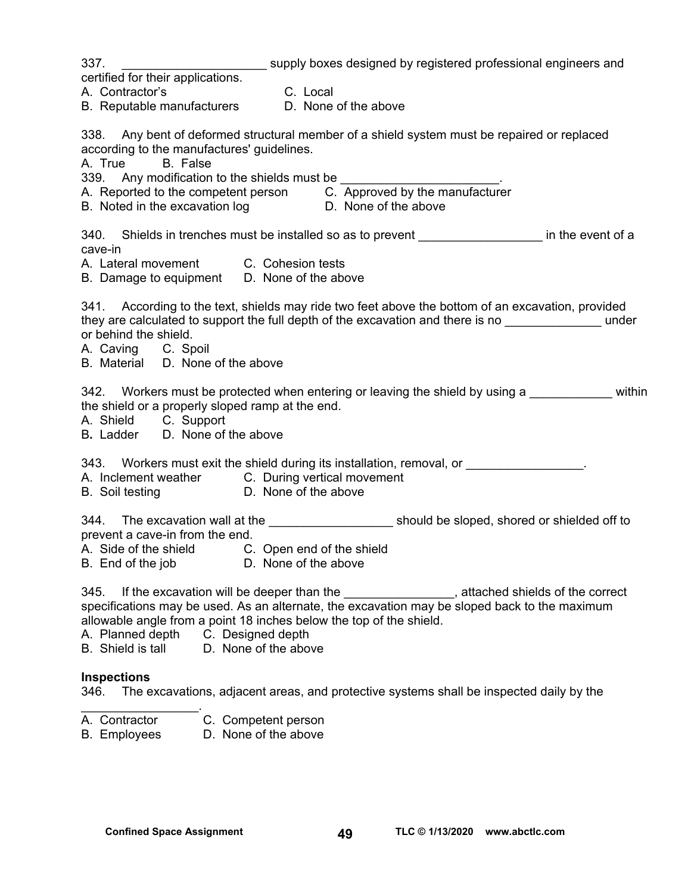337. _____________________ supply boxes designed by registered professional engineers and certified for their applications.
A. Contractor's C. Local
B. Reputable manufacturers D. None of the above

338. Any bent of deformed structural member of a shield system must be repaired or replaced according to the manufactures' guidelines.
A. True B. False

339. Any modification to the shields must be _______________________.
A. Reported to the competent person C. Approved by the manufacturer
B. Noted in the excavation log D. None of the above

340. Shields in trenches must be installed so as to prevent __________________ in the event of a cave-in
A. Lateral movement C. Cohesion tests
B. Damage to equipment D. None of the above

341. According to the text, shields may ride two feet above the bottom of an excavation, provided they are calculated to support the full depth of the excavation and there is no ______________ under or behind the shield.
A. Caving C. Spoil
B. Material D. None of the above

342. Workers must be protected when entering or leaving the shield by using a ____________ within the shield or a properly sloped ramp at the end.
A. Shield C. Support
B. Ladder D. None of the above

343. Workers must exit the shield during its installation, removal, or _________________.
A. Inclement weather C. During vertical movement
B. Soil testing D. None of the above

344. The excavation wall at the __________________ should be sloped, shored or shielded off to prevent a cave-in from the end.
A. Side of the shield C. Open end of the shield
B. End of the job D. None of the above

345. If the excavation will be deeper than the ________________, attached shields of the correct specifications may be used. As an alternate, the excavation may be sloped back to the maximum allowable angle from a point 18 inches below the top of the shield.
A. Planned depth C. Designed depth
B. Shield is tall D. None of the above

**Inspections**

346. The excavations, adjacent areas, and protective systems shall be inspected daily by the _________________.
A. Contractor C. Competent person
B. Employees D. None of the above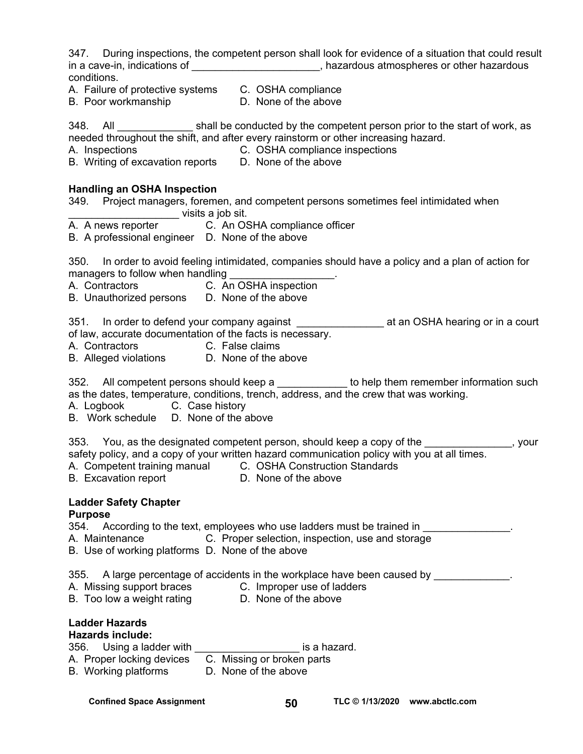347. During inspections, the competent person shall look for evidence of a situation that could result in a cave-in, indications of ______________________, hazardous atmospheres or other hazardous conditions.
A. Failure of protective systems C. OSHA compliance
B. Poor workmanship D. None of the above

348. All _____________ shall be conducted by the competent person prior to the start of work, as needed throughout the shift, and after every rainstorm or other increasing hazard.
A. Inspections C. OSHA compliance inspections
B. Writing of excavation reports D. None of the above

**Handling an OSHA Inspection**

349. Project managers, foremen, and competent persons sometimes feel intimidated when ___________________ visits a job sit.
A. A news reporter C. An OSHA compliance officer
B. A professional engineer D. None of the above

350. In order to avoid feeling intimidated, companies should have a policy and a plan of action for managers to follow when handling __________________.
A. Contractors C. An OSHA inspection
B. Unauthorized persons D. None of the above

351. In order to defend your company against _______________ at an OSHA hearing or in a court of law, accurate documentation of the facts is necessary.
A. Contractors C. False claims
B. Alleged violations D. None of the above

352. All competent persons should keep a ____________ to help them remember information such as the dates, temperature, conditions, trench, address, and the crew that was working.
A. Logbook C. Case history
B. Work schedule D. None of the above

353. You, as the designated competent person, should keep a copy of the _______________, your safety policy, and a copy of your written hazard communication policy with you at all times.
A. Competent training manual C. OSHA Construction Standards
B. Excavation report D. None of the above

**Ladder Safety Chapter**

**Purpose**

354. According to the text, employees who use ladders must be trained in _______________.
A. Maintenance C. Proper selection, inspection, use and storage
B. Use of working platforms D. None of the above

355. A large percentage of accidents in the workplace have been caused by _____________.
A. Missing support braces C. Improper use of ladders
B. Too low a weight rating D. None of the above

**Ladder Hazards**

**Hazards include:**

356. Using a ladder with __________________ is a hazard.
A. Proper locking devices C. Missing or broken parts
B. Working platforms D. None of the above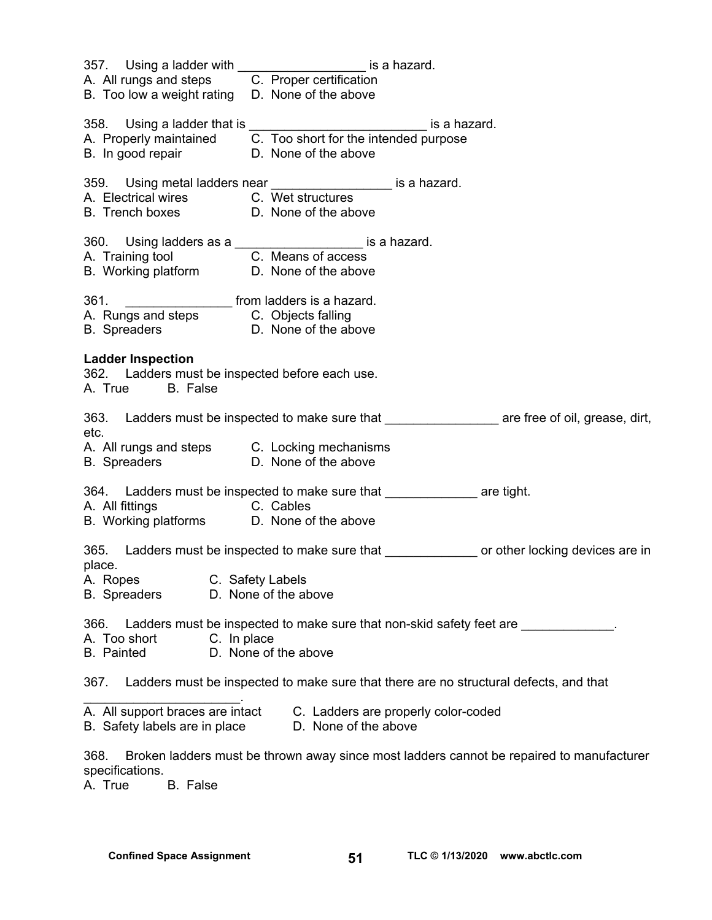357. Using a ladder with _________________ is a hazard.
A. All rungs and steps
B. Too low a weight rating
C. Proper certification
D. None of the above

358. Using a ladder that is ________________________ is a hazard.
A. Properly maintained
B. In good repair
C. Too short for the intended purpose
D. None of the above

359. Using metal ladders near ________________ is a hazard.
A. Electrical wires
B. Trench boxes
C. Wet structures
D. None of the above

360. Using ladders as a _________________ is a hazard.
A. Training tool
B. Working platform
C. Means of access
D. None of the above

361. ______________ from ladders is a hazard.
A. Rungs and steps
B. Spreaders
C. Objects falling
D. None of the above

**Ladder Inspection**

362. Ladders must be inspected before each use.
A. True B. False

363. Ladders must be inspected to make sure that _______________ are free of oil, grease, dirt, etc.
A. All rungs and steps
B. Spreaders
C. Locking mechanisms
D. None of the above

364. Ladders must be inspected to make sure that ____________ are tight.
A. All fittings
B. Working platforms
C. Cables
D. None of the above

365. Ladders must be inspected to make sure that ____________ or other locking devices are in place.
A. Ropes
B. Spreaders
C. Safety Labels
D. None of the above

366. Ladders must be inspected to make sure that non-skid safety feet are ____________.
A. Too short
B. Painted
C. In place
D. None of the above

367. Ladders must be inspected to make sure that there are no structural defects, and that _____________________.
A. All support braces are intact
B. Safety labels are in place
C. Ladders are properly color-coded
D. None of the above

368. Broken ladders must be thrown away since most ladders cannot be repaired to manufacturer specifications.
A. True B. False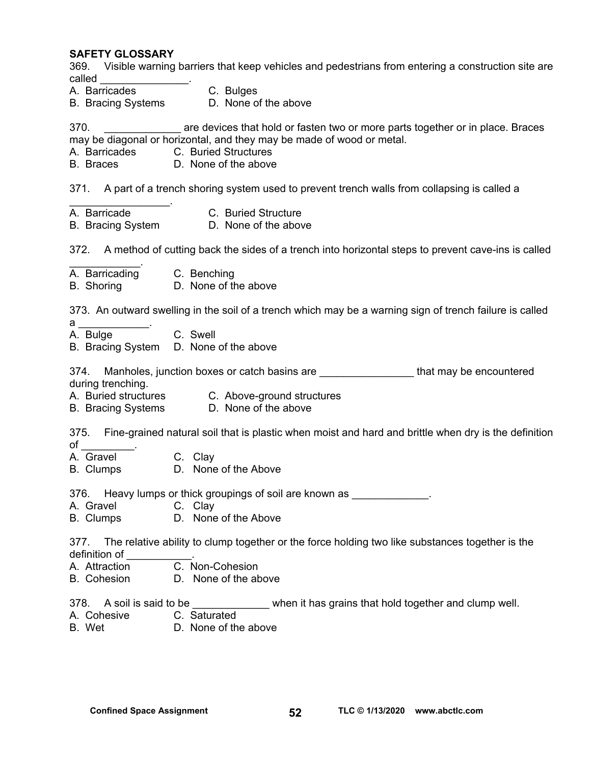**SAFETY GLOSSARY**

369. Visible warning barriers that keep vehicles and pedestrians from entering a construction site are called _______________.

A. Barricades
B. Bracing Systems
C. Bulges
D. None of the above

370. _____________ are devices that hold or fasten two or more parts together or in place. Braces may be diagonal or horizontal, and they may be made of wood or metal.

A. Barricades
B. Braces
C. Buried Structures
D. None of the above

371. A part of a trench shoring system used to prevent trench walls from collapsing is called a _________________.

A. Barricade
B. Bracing System
C. Buried Structure
D. None of the above

372. A method of cutting back the sides of a trench into horizontal steps to prevent cave-ins is called ____________.

A. Barricading
B. Shoring
C. Benching
D. None of the above

373. An outward swelling in the soil of a trench which may be a warning sign of trench failure is called a ____________.

A. Bulge
B. Bracing System
C. Swell
D. None of the above

374. Manholes, junction boxes or catch basins are ________________ that may be encountered during trenching.

A. Buried structures
B. Bracing Systems
C. Above-ground structures
D. None of the above

375. Fine-grained natural soil that is plastic when moist and hard and brittle when dry is the definition of _________.

A. Gravel
B. Clumps
C. Clay
D. None of the Above

376. Heavy lumps or thick groupings of soil are known as _____________.

A. Gravel
B. Clumps
C. Clay
D. None of the Above

377. The relative ability to clump together or the force holding two like substances together is the definition of ___________.

A. Attraction
B. Cohesion
C. Non-Cohesion
D. None of the above

378. A soil is said to be _____________ when it has grains that hold together and clump well.

A. Cohesive
B. Wet
C. Saturated
D. None of the above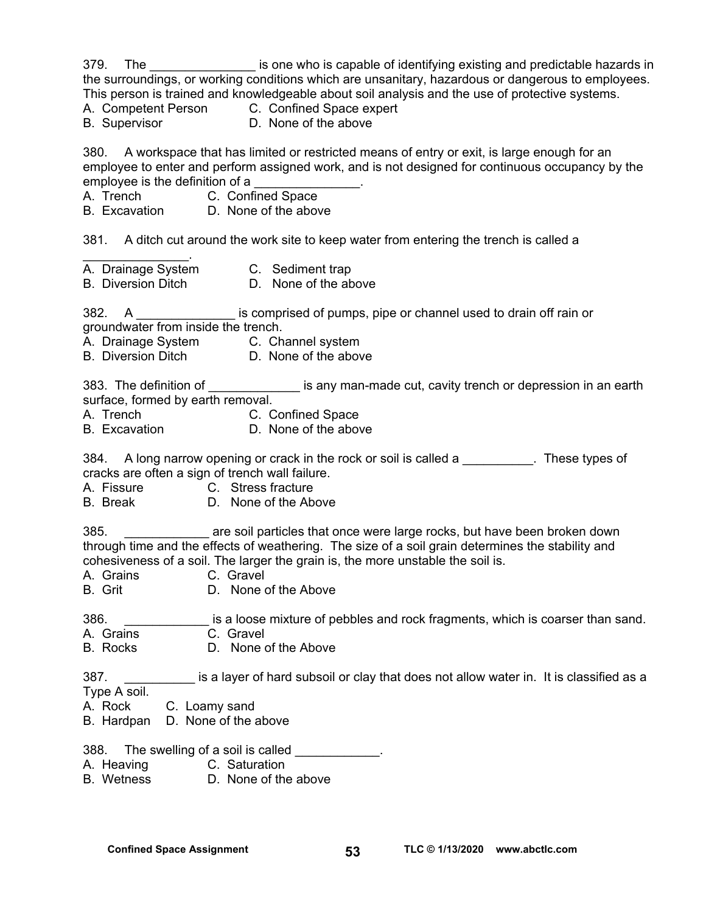379. The _______________ is one who is capable of identifying existing and predictable hazards in the surroundings, or working conditions which are unsanitary, hazardous or dangerous to employees. This person is trained and knowledgeable about soil analysis and the use of protective systems.
A. Competent Person C. Confined Space expert
B. Supervisor D. None of the above

380. A workspace that has limited or restricted means of entry or exit, is large enough for an employee to enter and perform assigned work, and is not designed for continuous occupancy by the employee is the definition of a _______________.
A. Trench C. Confined Space
B. Excavation D. None of the above

381. A ditch cut around the work site to keep water from entering the trench is called a _______________.
A. Drainage System C. Sediment trap
B. Diversion Ditch D. None of the above

382. A ______________ is comprised of pumps, pipe or channel used to drain off rain or groundwater from inside the trench.
A. Drainage System C. Channel system
B. Diversion Ditch D. None of the above

383. The definition of _____________ is any man-made cut, cavity trench or depression in an earth surface, formed by earth removal.
A. Trench C. Confined Space
B. Excavation D. None of the above

384. A long narrow opening or crack in the rock or soil is called a __________. These types of cracks are often a sign of trench wall failure.
A. Fissure C. Stress fracture
B. Break D. None of the Above

385. ____________ are soil particles that once were large rocks, but have been broken down through time and the effects of weathering. The size of a soil grain determines the stability and cohesiveness of a soil. The larger the grain is, the more unstable the soil is.
A. Grains C. Gravel
B. Grit D. None of the Above

386. ____________ is a loose mixture of pebbles and rock fragments, which is coarser than sand.
A. Grains C. Gravel
B. Rocks D. None of the Above

387. __________ is a layer of hard subsoil or clay that does not allow water in. It is classified as a Type A soil.
A. Rock C. Loamy sand
B. Hardpan D. None of the above

388. The swelling of a soil is called ____________.
A. Heaving C. Saturation
B. Wetness D. None of the above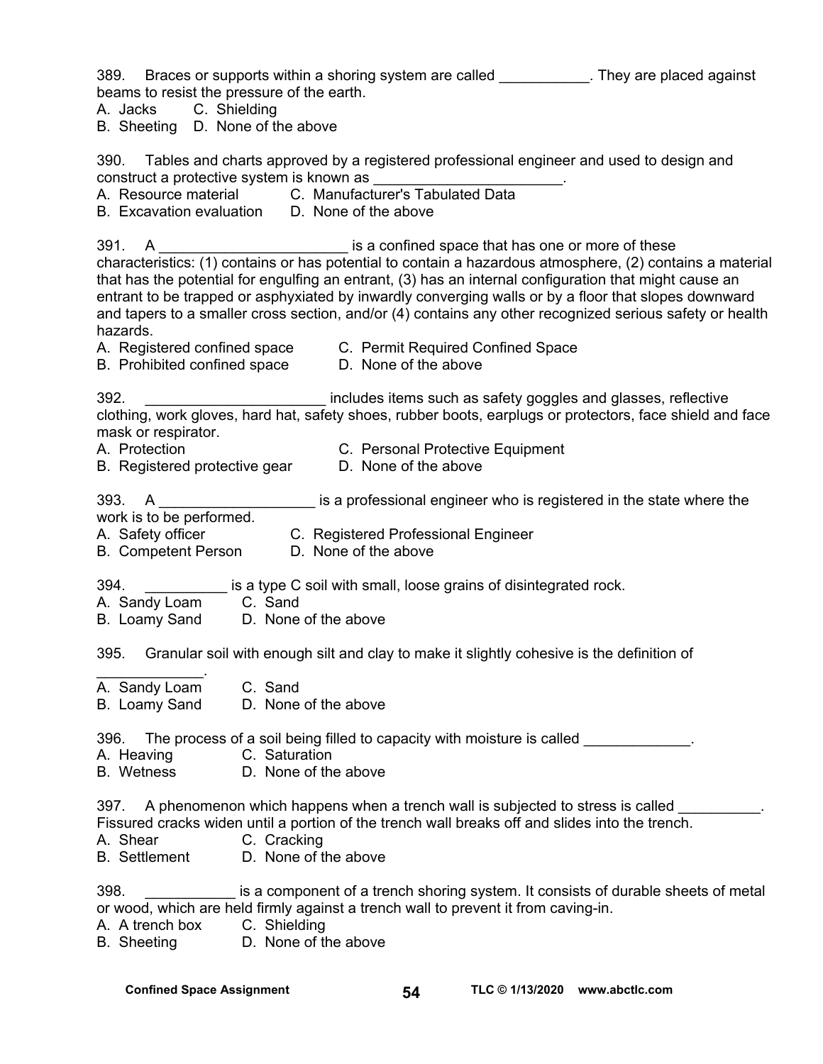389. Braces or supports within a shoring system are called ___________. They are placed against beams to resist the pressure of the earth.
A. Jacks C. Shielding
B. Sheeting D. None of the above

390. Tables and charts approved by a registered professional engineer and used to design and construct a protective system is known as _______________________.
A. Resource material C. Manufacturer's Tabulated Data
B. Excavation evaluation D. None of the above

391. A _______________________ is a confined space that has one or more of these characteristics: (1) contains or has potential to contain a hazardous atmosphere, (2) contains a material that has the potential for engulfing an entrant, (3) has an internal configuration that might cause an entrant to be trapped or asphyxiated by inwardly converging walls or by a floor that slopes downward and tapers to a smaller cross section, and/or (4) contains any other recognized serious safety or health hazards.
A. Registered confined space C. Permit Required Confined Space
B. Prohibited confined space D. None of the above

392. ______________________ includes items such as safety goggles and glasses, reflective clothing, work gloves, hard hat, safety shoes, rubber boots, earplugs or protectors, face shield and face mask or respirator.
A. Protection C. Personal Protective Equipment
B. Registered protective gear D. None of the above

393. A ___________________ is a professional engineer who is registered in the state where the work is to be performed.
A. Safety officer C. Registered Professional Engineer
B. Competent Person D. None of the above

394. __________ is a type C soil with small, loose grains of disintegrated rock.
A. Sandy Loam C. Sand
B. Loamy Sand D. None of the above

395. Granular soil with enough silt and clay to make it slightly cohesive is the definition of _____________.
A. Sandy Loam C. Sand
B. Loamy Sand D. None of the above

396. The process of a soil being filled to capacity with moisture is called _____________.
A. Heaving C. Saturation
B. Wetness D. None of the above

397. A phenomenon which happens when a trench wall is subjected to stress is called __________. Fissured cracks widen until a portion of the trench wall breaks off and slides into the trench.
A. Shear C. Cracking
B. Settlement D. None of the above

398. ___________ is a component of a trench shoring system. It consists of durable sheets of metal or wood, which are held firmly against a trench wall to prevent it from caving-in.
A. A trench box C. Shielding
B. Sheeting D. None of the above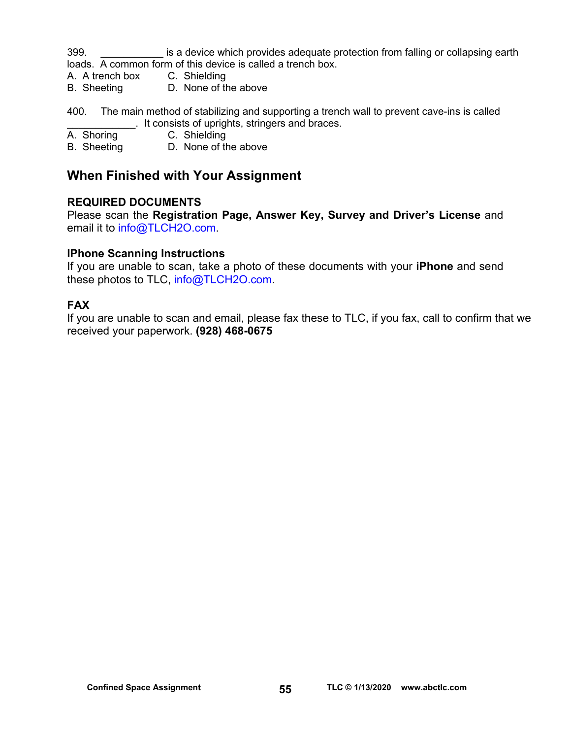399. ___________ is a device which provides adequate protection from falling or collapsing earth loads. A common form of this device is called a trench box.

A. A trench box  
B. Sheeting  
C. Shielding  
D. None of the above

400. The main method of stabilizing and supporting a trench wall to prevent cave-ins is called ____________. It consists of uprights, stringers and braces.

A. Shoring  
B. Sheeting  
C. Shielding  
D. None of the above

## When Finished with Your Assignment

**REQUIRED DOCUMENTS**

Please scan the **Registration Page, Answer Key, Survey and Driver's License** and email it to info@TLCH2O.com.

**IPhone Scanning Instructions**

If you are unable to scan, take a photo of these documents with your **iPhone** and send these photos to TLC, info@TLCH2O.com.

**FAX**

If you are unable to scan and email, please fax these to TLC, if you fax, call to confirm that we received your paperwork. **(928) 468-0675**